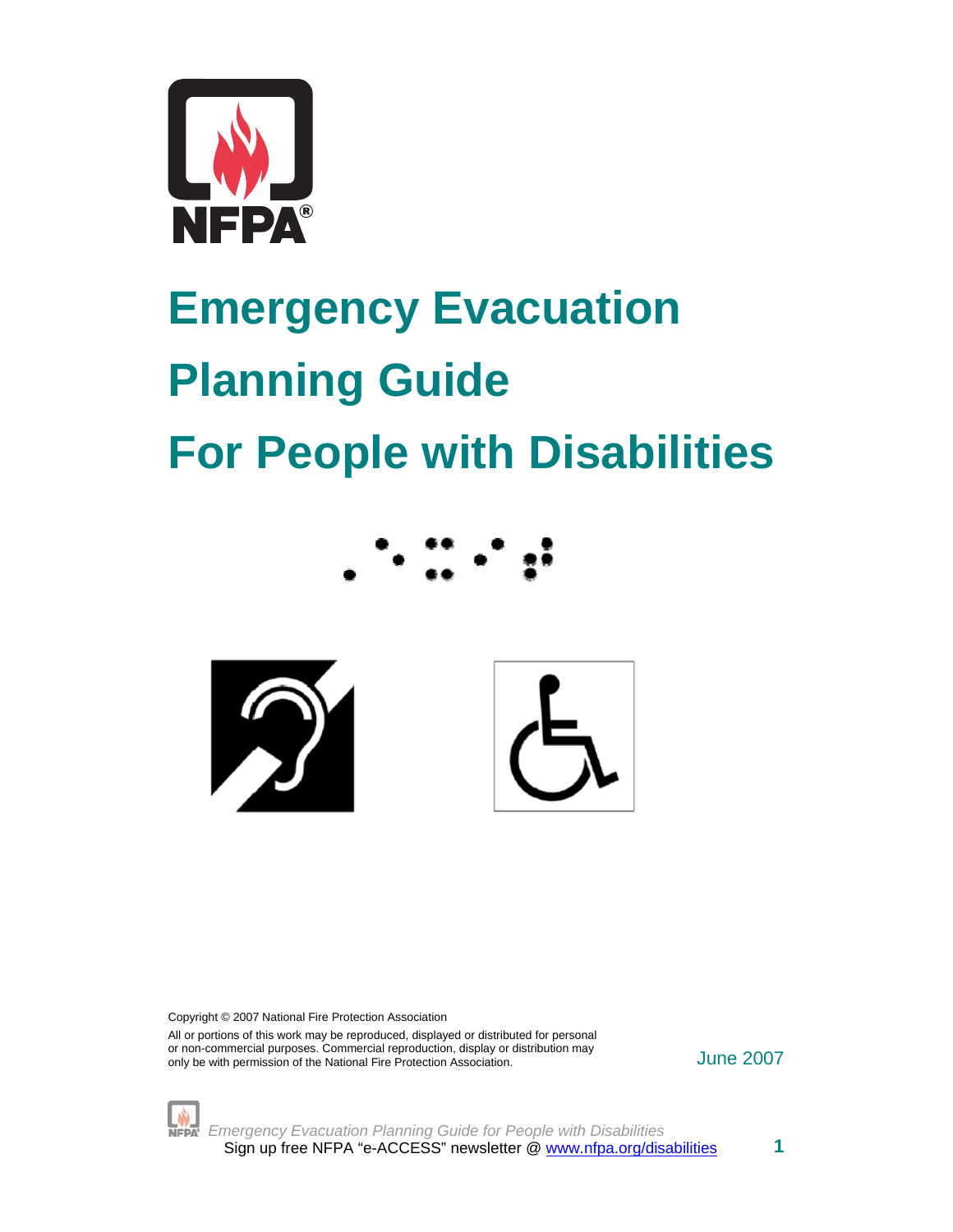# Emergency Evacuation Planning Guide For People with Disabilities

Copyright © 2007 National Fire Protection Association

All or portions of this work may be reproduced, displayed or distributed for personal or non-commercial purposes. Commercial reproduction, display or distribution may only be with permission of the National Fire Protection Association.

June 2007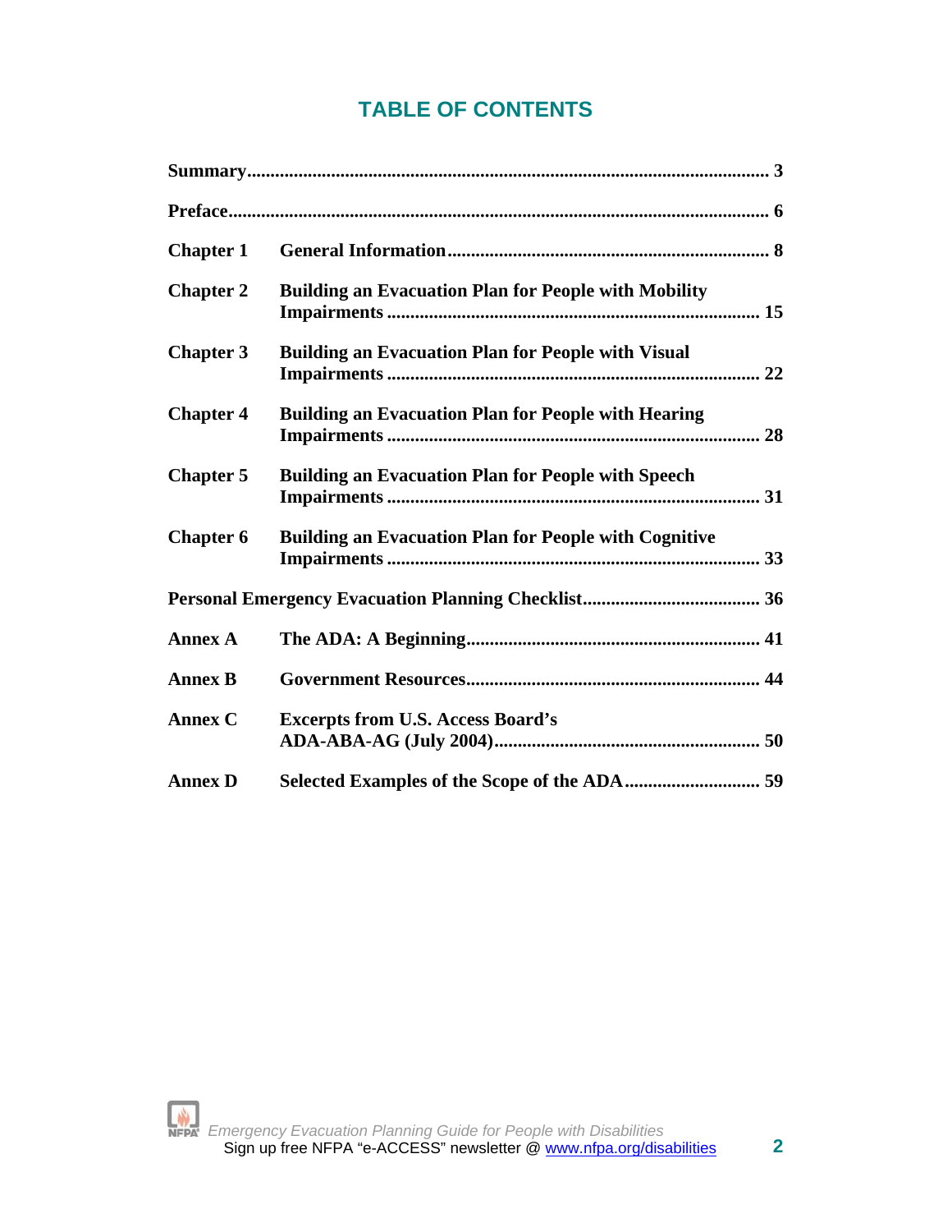# TABLE OF CONTENTS

| | | |
|---|---|---|
| **Summary** | | **3** |
| **Preface** | | **6** |
| **Chapter 1** | **General Information** | **8** |
| **Chapter 2** | **Building an Evacuation Plan for People with Mobility Impairments** | **15** |
| **Chapter 3** | **Building an Evacuation Plan for People with Visual Impairments** | **22** |
| **Chapter 4** | **Building an Evacuation Plan for People with Hearing Impairments** | **28** |
| **Chapter 5** | **Building an Evacuation Plan for People with Speech Impairments** | **31** |
| **Chapter 6** | **Building an Evacuation Plan for People with Cognitive Impairments** | **33** |
| **Personal Emergency Evacuation Planning Checklist** | | **36** |
| **Annex A** | **The ADA: A Beginning** | **41** |
| **Annex B** | **Government Resources** | **44** |
| **Annex C** | **Excerpts from U.S. Access Board's ADA-ABA-AG (July 2004)** | **50** |
| **Annex D** | **Selected Examples of the Scope of the ADA** | **59** |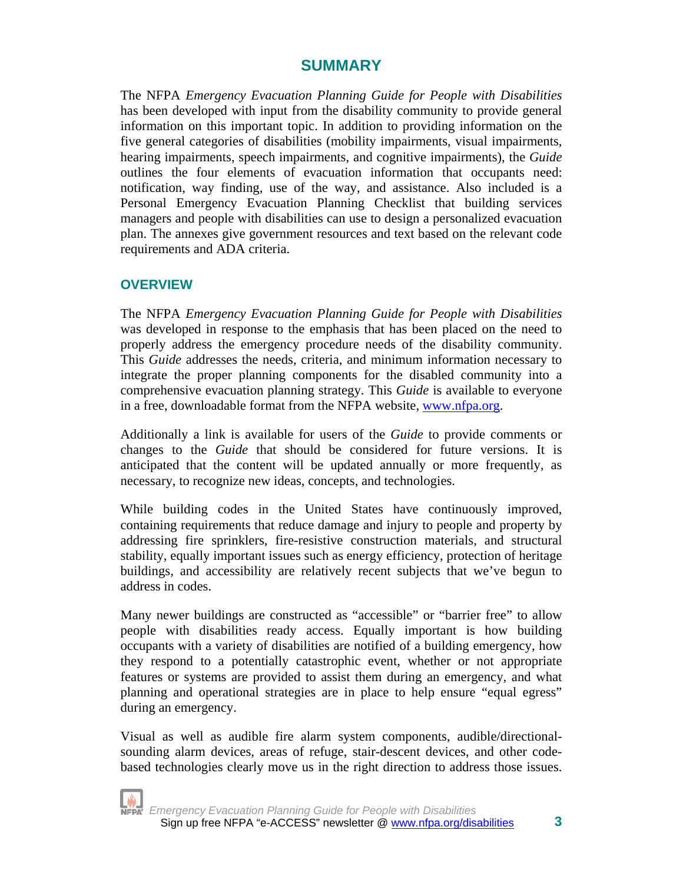# SUMMARY

The NFPA *Emergency Evacuation Planning Guide for People with Disabilities* has been developed with input from the disability community to provide general information on this important topic. In addition to providing information on the five general categories of disabilities (mobility impairments, visual impairments, hearing impairments, speech impairments, and cognitive impairments), the *Guide* outlines the four elements of evacuation information that occupants need: notification, way finding, use of the way, and assistance. Also included is a Personal Emergency Evacuation Planning Checklist that building services managers and people with disabilities can use to design a personalized evacuation plan. The annexes give government resources and text based on the relevant code requirements and ADA criteria.

## OVERVIEW

The NFPA *Emergency Evacuation Planning Guide for People with Disabilities* was developed in response to the emphasis that has been placed on the need to properly address the emergency procedure needs of the disability community. This *Guide* addresses the needs, criteria, and minimum information necessary to integrate the proper planning components for the disabled community into a comprehensive evacuation planning strategy. This *Guide* is available to everyone in a free, downloadable format from the NFPA website, www.nfpa.org.

Additionally a link is available for users of the *Guide* to provide comments or changes to the *Guide* that should be considered for future versions. It is anticipated that the content will be updated annually or more frequently, as necessary, to recognize new ideas, concepts, and technologies.

While building codes in the United States have continuously improved, containing requirements that reduce damage and injury to people and property by addressing fire sprinklers, fire-resistive construction materials, and structural stability, equally important issues such as energy efficiency, protection of heritage buildings, and accessibility are relatively recent subjects that we've begun to address in codes.

Many newer buildings are constructed as "accessible" or "barrier free" to allow people with disabilities ready access. Equally important is how building occupants with a variety of disabilities are notified of a building emergency, how they respond to a potentially catastrophic event, whether or not appropriate features or systems are provided to assist them during an emergency, and what planning and operational strategies are in place to help ensure "equal egress" during an emergency.

Visual as well as audible fire alarm system components, audible/directional-sounding alarm devices, areas of refuge, stair-descent devices, and other code-based technologies clearly move us in the right direction to address those issues.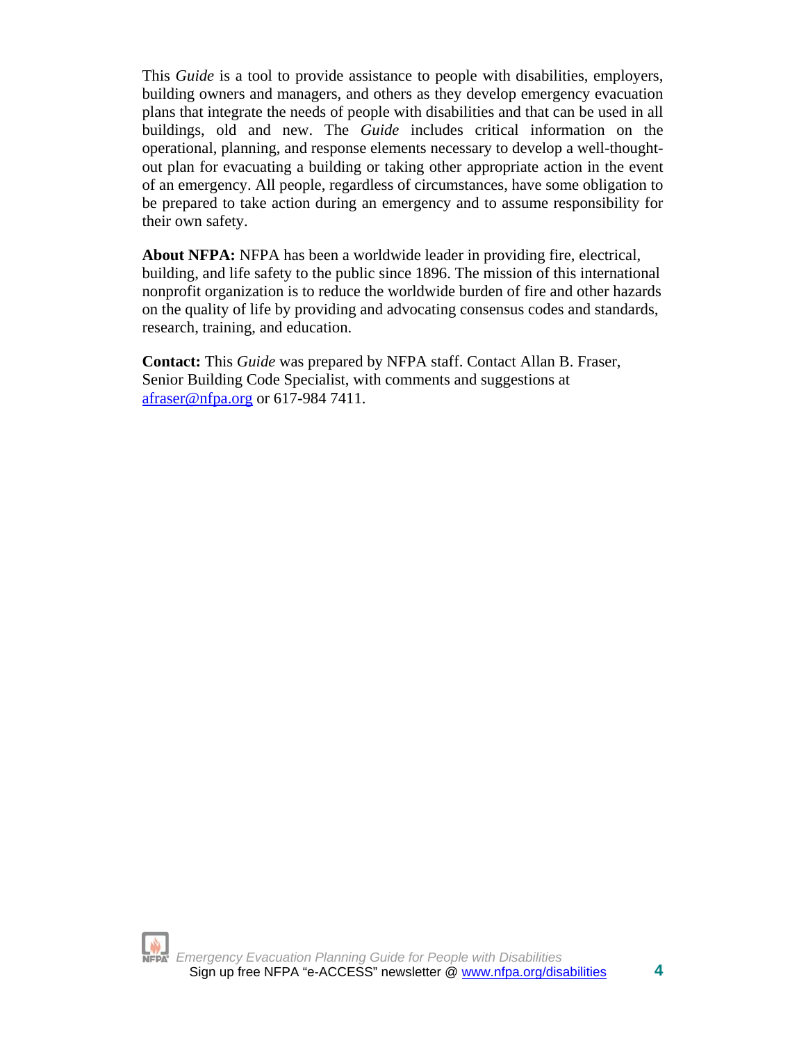This *Guide* is a tool to provide assistance to people with disabilities, employers, building owners and managers, and others as they develop emergency evacuation plans that integrate the needs of people with disabilities and that can be used in all buildings, old and new. The *Guide* includes critical information on the operational, planning, and response elements necessary to develop a well-thought-out plan for evacuating a building or taking other appropriate action in the event of an emergency. All people, regardless of circumstances, have some obligation to be prepared to take action during an emergency and to assume responsibility for their own safety.

**About NFPA:** NFPA has been a worldwide leader in providing fire, electrical, building, and life safety to the public since 1896. The mission of this international nonprofit organization is to reduce the worldwide burden of fire and other hazards on the quality of life by providing and advocating consensus codes and standards, research, training, and education.

**Contact:** This *Guide* was prepared by NFPA staff. Contact Allan B. Fraser, Senior Building Code Specialist, with comments and suggestions at afraser@nfpa.org or 617-984 7411.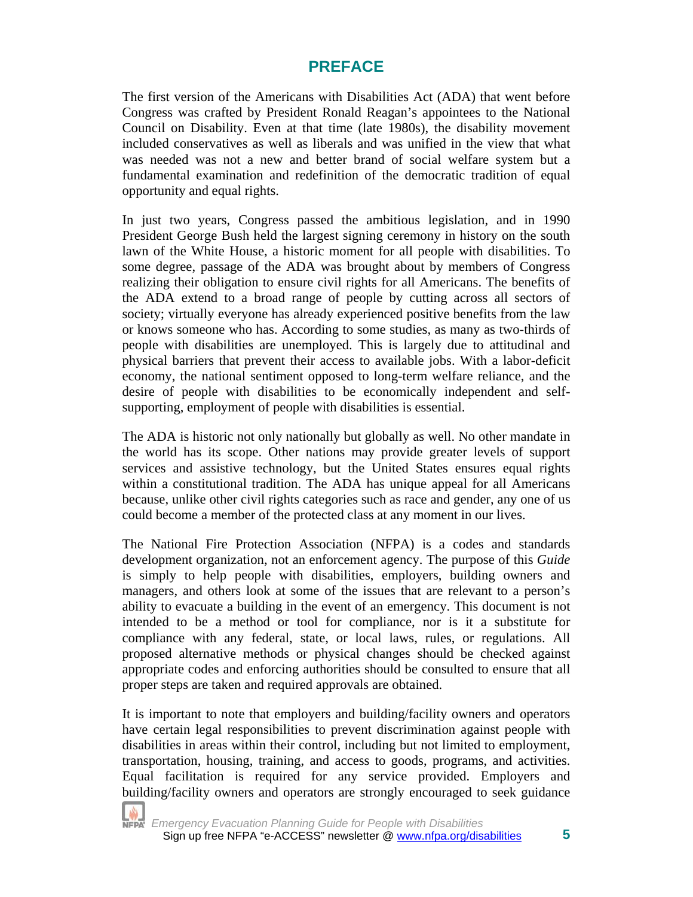# PREFACE

The first version of the Americans with Disabilities Act (ADA) that went before Congress was crafted by President Ronald Reagan's appointees to the National Council on Disability. Even at that time (late 1980s), the disability movement included conservatives as well as liberals and was unified in the view that what was needed was not a new and better brand of social welfare system but a fundamental examination and redefinition of the democratic tradition of equal opportunity and equal rights.

In just two years, Congress passed the ambitious legislation, and in 1990 President George Bush held the largest signing ceremony in history on the south lawn of the White House, a historic moment for all people with disabilities. To some degree, passage of the ADA was brought about by members of Congress realizing their obligation to ensure civil rights for all Americans. The benefits of the ADA extend to a broad range of people by cutting across all sectors of society; virtually everyone has already experienced positive benefits from the law or knows someone who has. According to some studies, as many as two-thirds of people with disabilities are unemployed. This is largely due to attitudinal and physical barriers that prevent their access to available jobs. With a labor-deficit economy, the national sentiment opposed to long-term welfare reliance, and the desire of people with disabilities to be economically independent and self-supporting, employment of people with disabilities is essential.

The ADA is historic not only nationally but globally as well. No other mandate in the world has its scope. Other nations may provide greater levels of support services and assistive technology, but the United States ensures equal rights within a constitutional tradition. The ADA has unique appeal for all Americans because, unlike other civil rights categories such as race and gender, any one of us could become a member of the protected class at any moment in our lives.

The National Fire Protection Association (NFPA) is a codes and standards development organization, not an enforcement agency. The purpose of this *Guide* is simply to help people with disabilities, employers, building owners and managers, and others look at some of the issues that are relevant to a person's ability to evacuate a building in the event of an emergency. This document is not intended to be a method or tool for compliance, nor is it a substitute for compliance with any federal, state, or local laws, rules, or regulations. All proposed alternative methods or physical changes should be checked against appropriate codes and enforcing authorities should be consulted to ensure that all proper steps are taken and required approvals are obtained.

It is important to note that employers and building/facility owners and operators have certain legal responsibilities to prevent discrimination against people with disabilities in areas within their control, including but not limited to employment, transportation, housing, training, and access to goods, programs, and activities. Equal facilitation is required for any service provided. Employers and building/facility owners and operators are strongly encouraged to seek guidance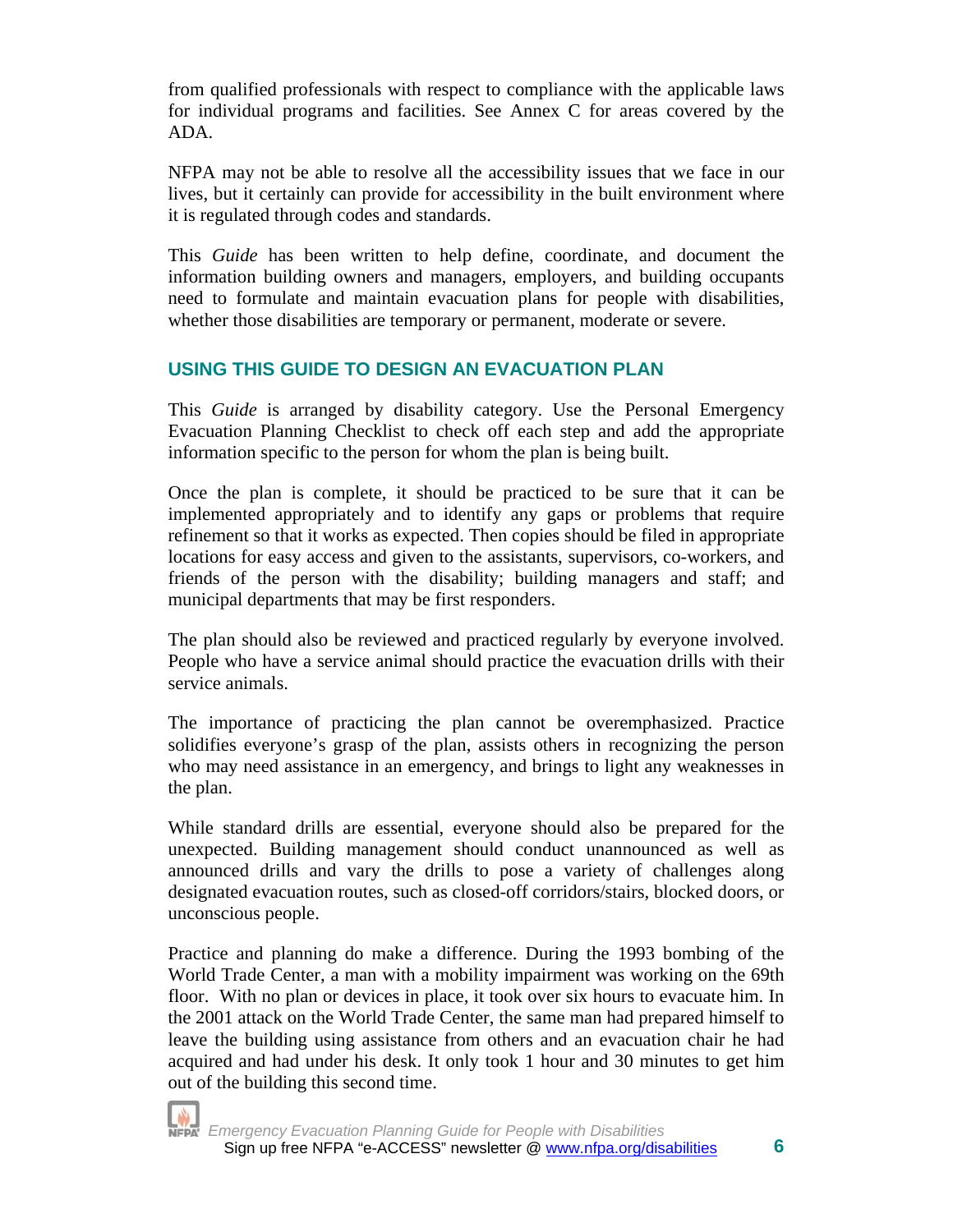from qualified professionals with respect to compliance with the applicable laws for individual programs and facilities. See Annex C for areas covered by the ADA.

NFPA may not be able to resolve all the accessibility issues that we face in our lives, but it certainly can provide for accessibility in the built environment where it is regulated through codes and standards.

This *Guide* has been written to help define, coordinate, and document the information building owners and managers, employers, and building occupants need to formulate and maintain evacuation plans for people with disabilities, whether those disabilities are temporary or permanent, moderate or severe.

## USING THIS GUIDE TO DESIGN AN EVACUATION PLAN

This *Guide* is arranged by disability category. Use the Personal Emergency Evacuation Planning Checklist to check off each step and add the appropriate information specific to the person for whom the plan is being built.

Once the plan is complete, it should be practiced to be sure that it can be implemented appropriately and to identify any gaps or problems that require refinement so that it works as expected. Then copies should be filed in appropriate locations for easy access and given to the assistants, supervisors, co-workers, and friends of the person with the disability; building managers and staff; and municipal departments that may be first responders.

The plan should also be reviewed and practiced regularly by everyone involved. People who have a service animal should practice the evacuation drills with their service animals.

The importance of practicing the plan cannot be overemphasized. Practice solidifies everyone's grasp of the plan, assists others in recognizing the person who may need assistance in an emergency, and brings to light any weaknesses in the plan.

While standard drills are essential, everyone should also be prepared for the unexpected. Building management should conduct unannounced as well as announced drills and vary the drills to pose a variety of challenges along designated evacuation routes, such as closed-off corridors/stairs, blocked doors, or unconscious people.

Practice and planning do make a difference. During the 1993 bombing of the World Trade Center, a man with a mobility impairment was working on the 69th floor. With no plan or devices in place, it took over six hours to evacuate him. In the 2001 attack on the World Trade Center, the same man had prepared himself to leave the building using assistance from others and an evacuation chair he had acquired and had under his desk. It only took 1 hour and 30 minutes to get him out of the building this second time.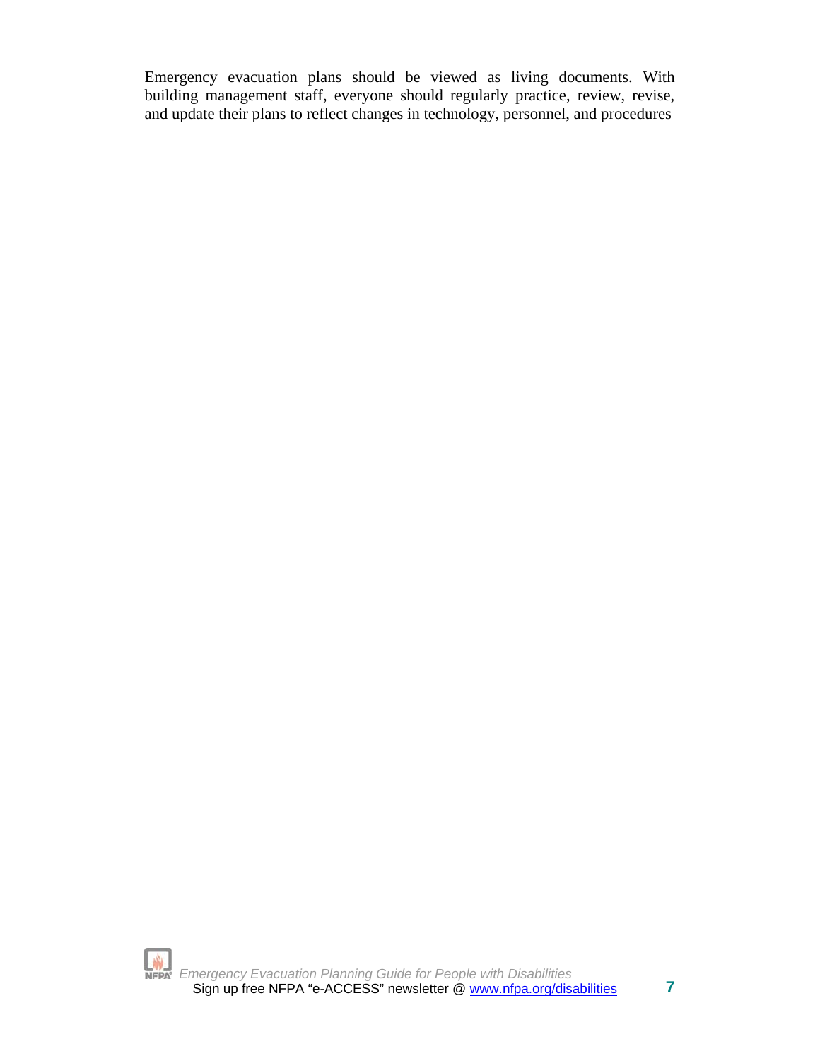Emergency evacuation plans should be viewed as living documents. With building management staff, everyone should regularly practice, review, revise, and update their plans to reflect changes in technology, personnel, and procedures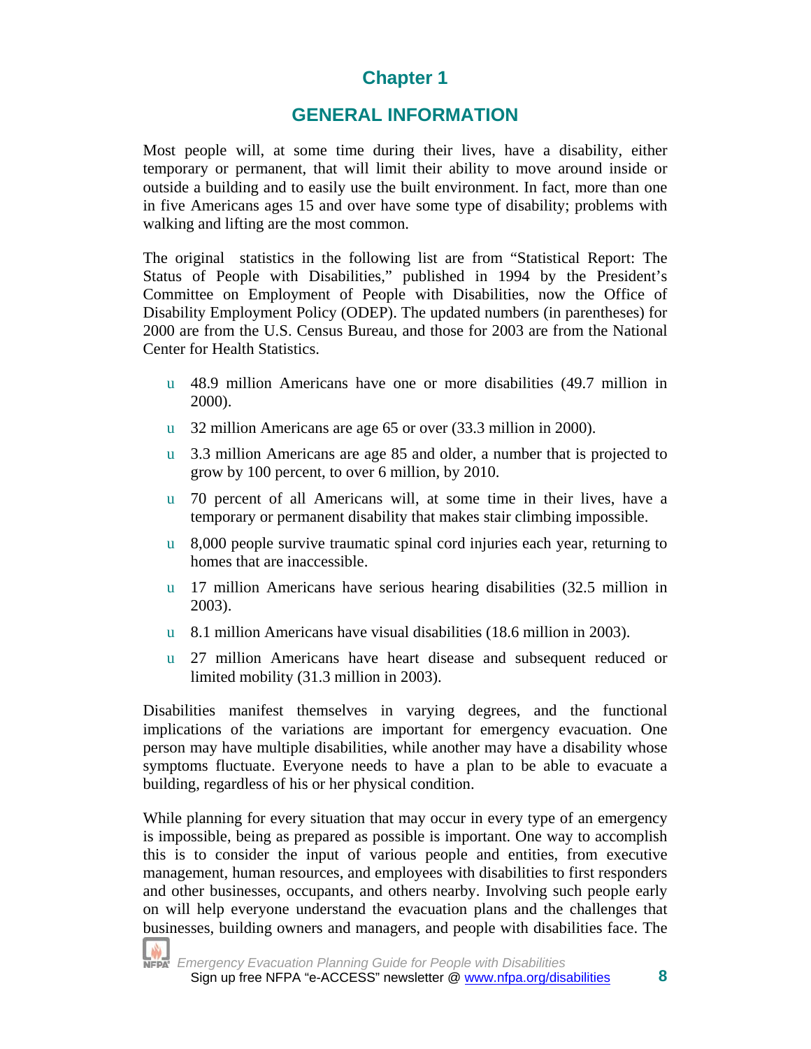# Chapter 1

## GENERAL INFORMATION

Most people will, at some time during their lives, have a disability, either temporary or permanent, that will limit their ability to move around inside or outside a building and to easily use the built environment. In fact, more than one in five Americans ages 15 and over have some type of disability; problems with walking and lifting are the most common.

The original statistics in the following list are from "Statistical Report: The Status of People with Disabilities," published in 1994 by the President's Committee on Employment of People with Disabilities, now the Office of Disability Employment Policy (ODEP). The updated numbers (in parentheses) for 2000 are from the U.S. Census Bureau, and those for 2003 are from the National Center for Health Statistics.

- 48.9 million Americans have one or more disabilities (49.7 million in 2000).
- 32 million Americans are age 65 or over (33.3 million in 2000).
- 3.3 million Americans are age 85 and older, a number that is projected to grow by 100 percent, to over 6 million, by 2010.
- 70 percent of all Americans will, at some time in their lives, have a temporary or permanent disability that makes stair climbing impossible.
- 8,000 people survive traumatic spinal cord injuries each year, returning to homes that are inaccessible.
- 17 million Americans have serious hearing disabilities (32.5 million in 2003).
- 8.1 million Americans have visual disabilities (18.6 million in 2003).
- 27 million Americans have heart disease and subsequent reduced or limited mobility (31.3 million in 2003).

Disabilities manifest themselves in varying degrees, and the functional implications of the variations are important for emergency evacuation. One person may have multiple disabilities, while another may have a disability whose symptoms fluctuate. Everyone needs to have a plan to be able to evacuate a building, regardless of his or her physical condition.

While planning for every situation that may occur in every type of an emergency is impossible, being as prepared as possible is important. One way to accomplish this is to consider the input of various people and entities, from executive management, human resources, and employees with disabilities to first responders and other businesses, occupants, and others nearby. Involving such people early on will help everyone understand the evacuation plans and the challenges that businesses, building owners and managers, and people with disabilities face. The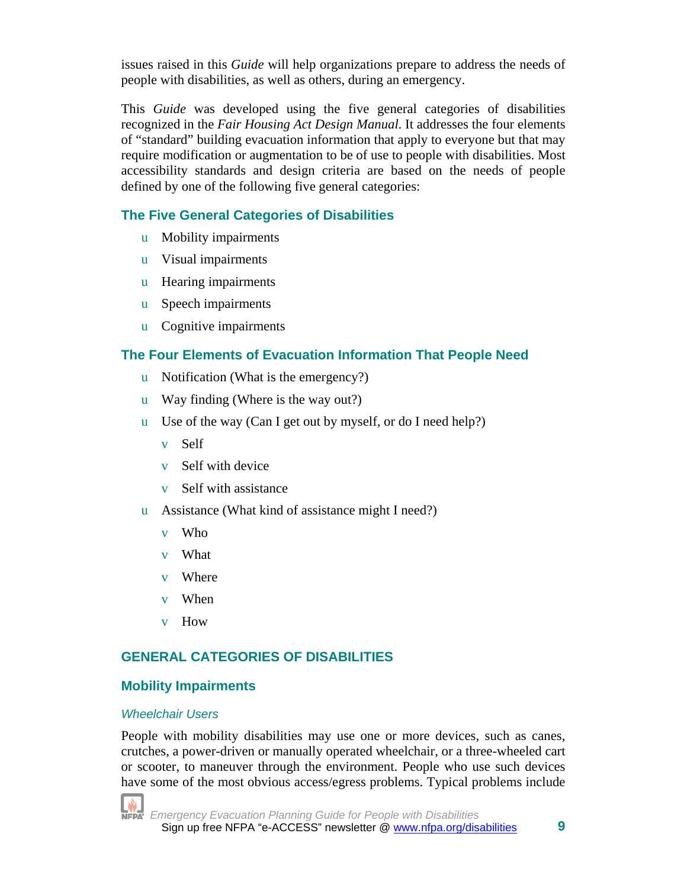issues raised in this *Guide* will help organizations prepare to address the needs of people with disabilities, as well as others, during an emergency.

This *Guide* was developed using the five general categories of disabilities recognized in the *Fair Housing Act Design Manual*. It addresses the four elements of "standard" building evacuation information that apply to everyone but that may require modification or augmentation to be of use to people with disabilities. Most accessibility standards and design criteria are based on the needs of people defined by one of the following five general categories:

### The Five General Categories of Disabilities

- Mobility impairments
- Visual impairments
- Hearing impairments
- Speech impairments
- Cognitive impairments

### The Four Elements of Evacuation Information That People Need

- Notification (What is the emergency?)
- Way finding (Where is the way out?)
- Use of the way (Can I get out by myself, or do I need help?)
  - Self
  - Self with device
  - Self with assistance
- Assistance (What kind of assistance might I need?)
  - Who
  - What
  - Where
  - When
  - How

## GENERAL CATEGORIES OF DISABILITIES

### Mobility Impairments

#### *Wheelchair Users*

People with mobility disabilities may use one or more devices, such as canes, crutches, a power-driven or manually operated wheelchair, or a three-wheeled cart or scooter, to maneuver through the environment. People who use such devices have some of the most obvious access/egress problems. Typical problems include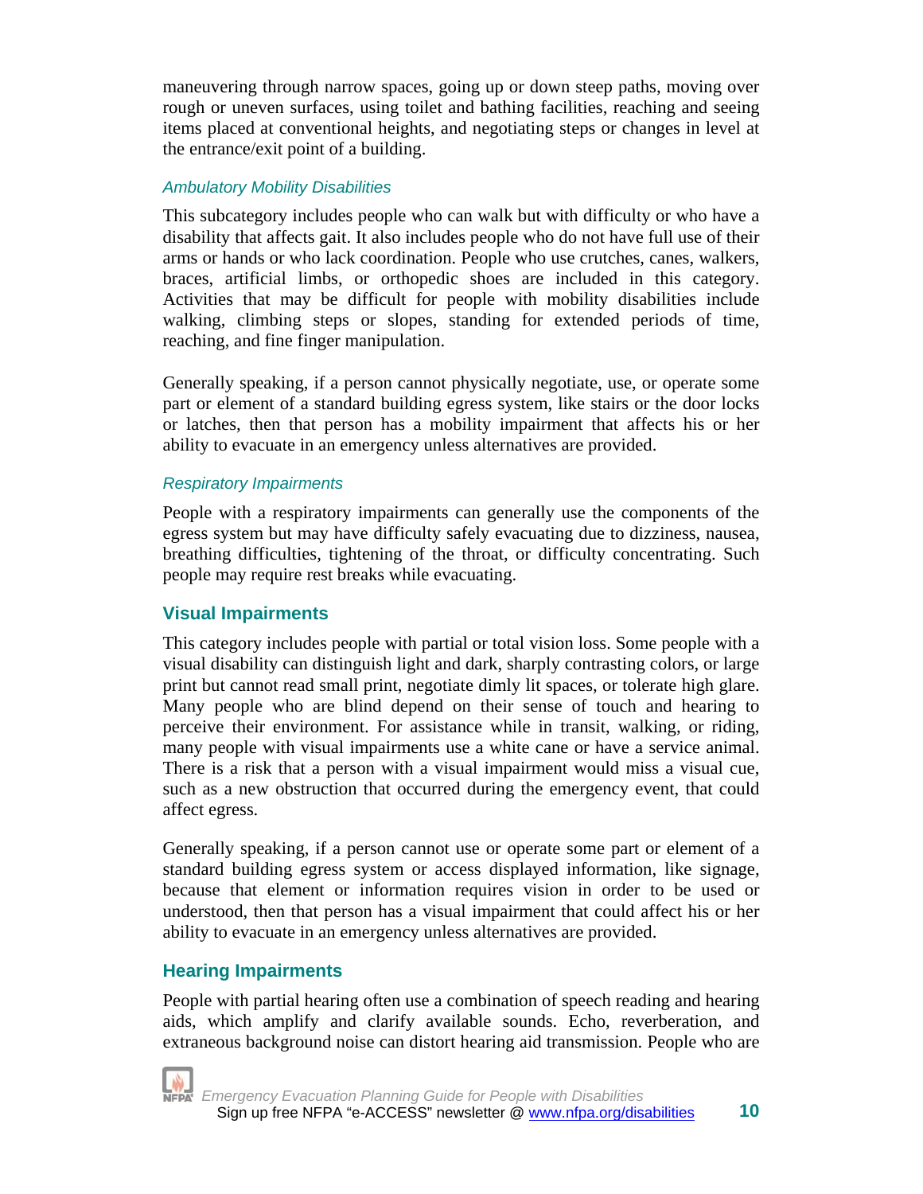maneuvering through narrow spaces, going up or down steep paths, moving over rough or uneven surfaces, using toilet and bathing facilities, reaching and seeing items placed at conventional heights, and negotiating steps or changes in level at the entrance/exit point of a building.

### *Ambulatory Mobility Disabilities*

This subcategory includes people who can walk but with difficulty or who have a disability that affects gait. It also includes people who do not have full use of their arms or hands or who lack coordination. People who use crutches, canes, walkers, braces, artificial limbs, or orthopedic shoes are included in this category. Activities that may be difficult for people with mobility disabilities include walking, climbing steps or slopes, standing for extended periods of time, reaching, and fine finger manipulation.

Generally speaking, if a person cannot physically negotiate, use, or operate some part or element of a standard building egress system, like stairs or the door locks or latches, then that person has a mobility impairment that affects his or her ability to evacuate in an emergency unless alternatives are provided.

### *Respiratory Impairments*

People with a respiratory impairments can generally use the components of the egress system but may have difficulty safely evacuating due to dizziness, nausea, breathing difficulties, tightening of the throat, or difficulty concentrating. Such people may require rest breaks while evacuating.

## Visual Impairments

This category includes people with partial or total vision loss. Some people with a visual disability can distinguish light and dark, sharply contrasting colors, or large print but cannot read small print, negotiate dimly lit spaces, or tolerate high glare. Many people who are blind depend on their sense of touch and hearing to perceive their environment. For assistance while in transit, walking, or riding, many people with visual impairments use a white cane or have a service animal. There is a risk that a person with a visual impairment would miss a visual cue, such as a new obstruction that occurred during the emergency event, that could affect egress.

Generally speaking, if a person cannot use or operate some part or element of a standard building egress system or access displayed information, like signage, because that element or information requires vision in order to be used or understood, then that person has a visual impairment that could affect his or her ability to evacuate in an emergency unless alternatives are provided.

## Hearing Impairments

People with partial hearing often use a combination of speech reading and hearing aids, which amplify and clarify available sounds. Echo, reverberation, and extraneous background noise can distort hearing aid transmission. People who are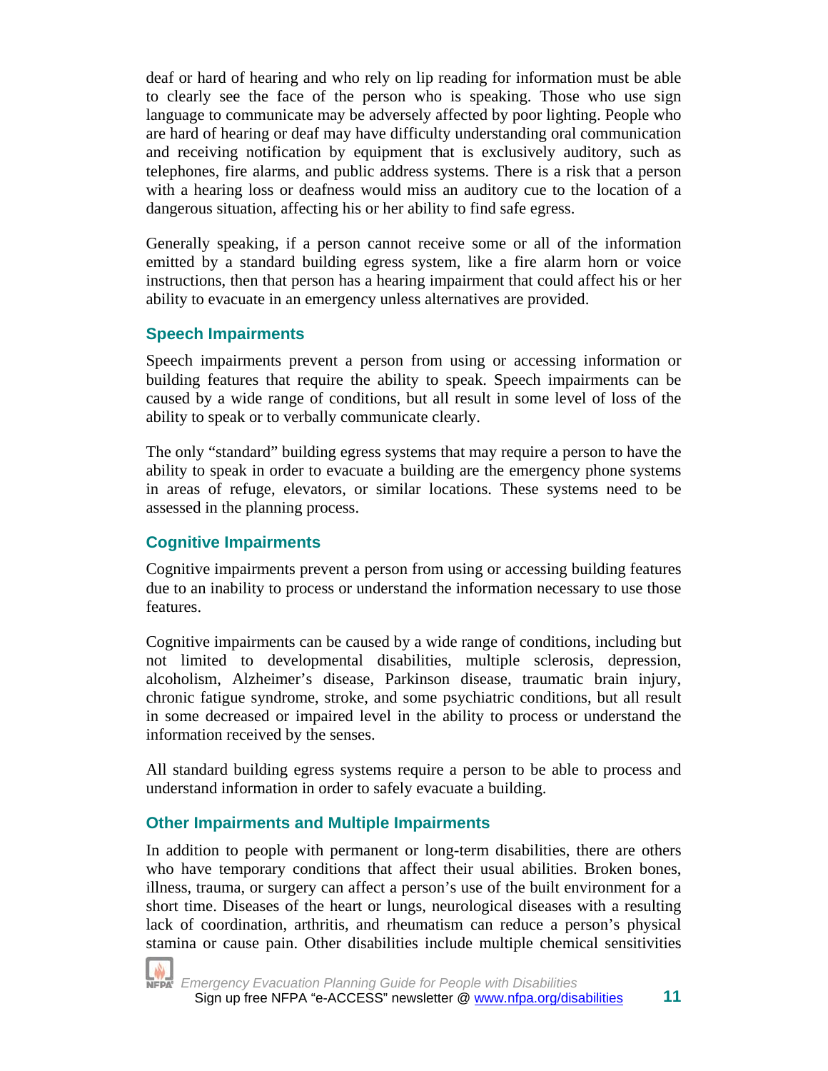deaf or hard of hearing and who rely on lip reading for information must be able to clearly see the face of the person who is speaking. Those who use sign language to communicate may be adversely affected by poor lighting. People who are hard of hearing or deaf may have difficulty understanding oral communication and receiving notification by equipment that is exclusively auditory, such as telephones, fire alarms, and public address systems. There is a risk that a person with a hearing loss or deafness would miss an auditory cue to the location of a dangerous situation, affecting his or her ability to find safe egress.

Generally speaking, if a person cannot receive some or all of the information emitted by a standard building egress system, like a fire alarm horn or voice instructions, then that person has a hearing impairment that could affect his or her ability to evacuate in an emergency unless alternatives are provided.

### Speech Impairments

Speech impairments prevent a person from using or accessing information or building features that require the ability to speak. Speech impairments can be caused by a wide range of conditions, but all result in some level of loss of the ability to speak or to verbally communicate clearly.

The only "standard" building egress systems that may require a person to have the ability to speak in order to evacuate a building are the emergency phone systems in areas of refuge, elevators, or similar locations. These systems need to be assessed in the planning process.

### Cognitive Impairments

Cognitive impairments prevent a person from using or accessing building features due to an inability to process or understand the information necessary to use those features.

Cognitive impairments can be caused by a wide range of conditions, including but not limited to developmental disabilities, multiple sclerosis, depression, alcoholism, Alzheimer's disease, Parkinson disease, traumatic brain injury, chronic fatigue syndrome, stroke, and some psychiatric conditions, but all result in some decreased or impaired level in the ability to process or understand the information received by the senses.

All standard building egress systems require a person to be able to process and understand information in order to safely evacuate a building.

### Other Impairments and Multiple Impairments

In addition to people with permanent or long-term disabilities, there are others who have temporary conditions that affect their usual abilities. Broken bones, illness, trauma, or surgery can affect a person's use of the built environment for a short time. Diseases of the heart or lungs, neurological diseases with a resulting lack of coordination, arthritis, and rheumatism can reduce a person's physical stamina or cause pain. Other disabilities include multiple chemical sensitivities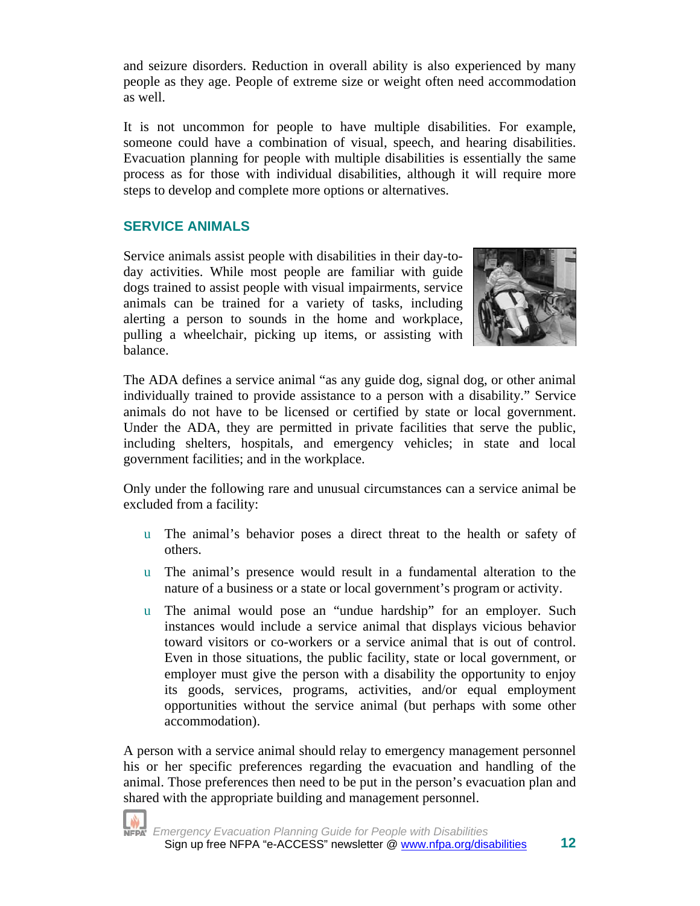and seizure disorders. Reduction in overall ability is also experienced by many people as they age. People of extreme size or weight often need accommodation as well.

It is not uncommon for people to have multiple disabilities. For example, someone could have a combination of visual, speech, and hearing disabilities. Evacuation planning for people with multiple disabilities is essentially the same process as for those with individual disabilities, although it will require more steps to develop and complete more options or alternatives.

## SERVICE ANIMALS

Service animals assist people with disabilities in their day-to-day activities. While most people are familiar with guide dogs trained to assist people with visual impairments, service animals can be trained for a variety of tasks, including alerting a person to sounds in the home and workplace, pulling a wheelchair, picking up items, or assisting with balance.

The ADA defines a service animal "as any guide dog, signal dog, or other animal individually trained to provide assistance to a person with a disability." Service animals do not have to be licensed or certified by state or local government. Under the ADA, they are permitted in private facilities that serve the public, including shelters, hospitals, and emergency vehicles; in state and local government facilities; and in the workplace.

Only under the following rare and unusual circumstances can a service animal be excluded from a facility:

- The animal's behavior poses a direct threat to the health or safety of others.
- The animal's presence would result in a fundamental alteration to the nature of a business or a state or local government's program or activity.
- The animal would pose an "undue hardship" for an employer. Such instances would include a service animal that displays vicious behavior toward visitors or co-workers or a service animal that is out of control. Even in those situations, the public facility, state or local government, or employer must give the person with a disability the opportunity to enjoy its goods, services, programs, activities, and/or equal employment opportunities without the service animal (but perhaps with some other accommodation).

A person with a service animal should relay to emergency management personnel his or her specific preferences regarding the evacuation and handling of the animal. Those preferences then need to be put in the person's evacuation plan and shared with the appropriate building and management personnel.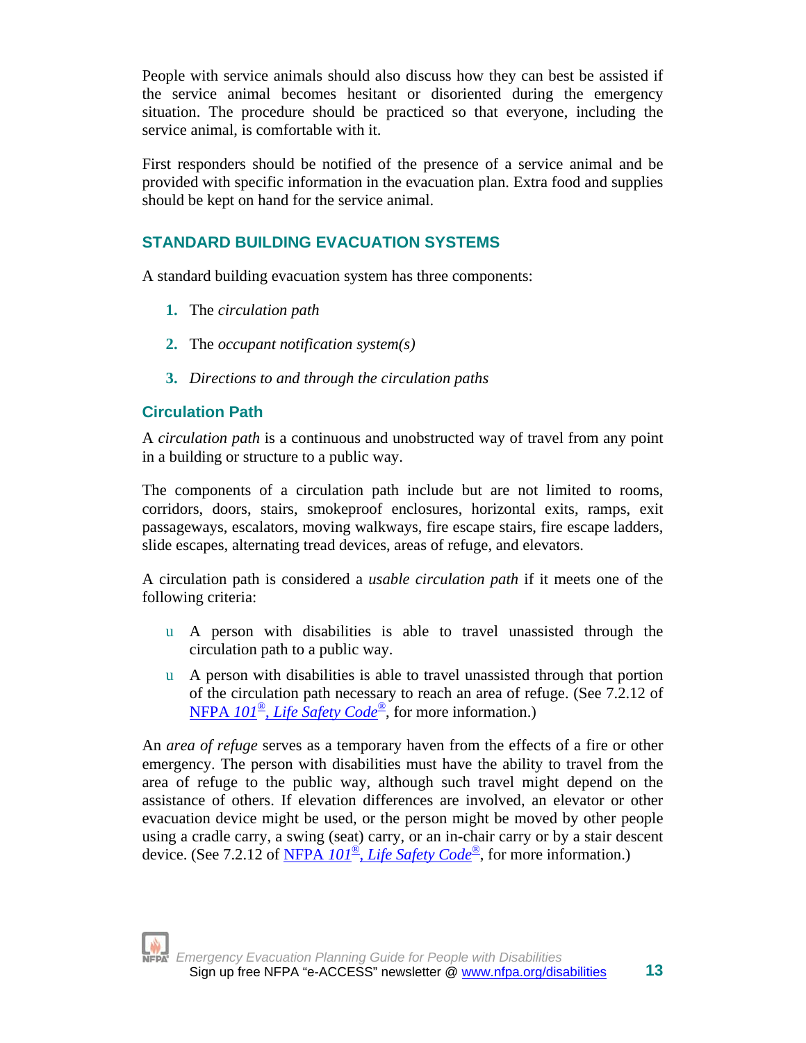People with service animals should also discuss how they can best be assisted if the service animal becomes hesitant or disoriented during the emergency situation. The procedure should be practiced so that everyone, including the service animal, is comfortable with it.

First responders should be notified of the presence of a service animal and be provided with specific information in the evacuation plan. Extra food and supplies should be kept on hand for the service animal.

## STANDARD BUILDING EVACUATION SYSTEMS

A standard building evacuation system has three components:

1. The *circulation path*
2. The *occupant notification system(s)*
3. *Directions to and through the circulation paths*

### Circulation Path

A *circulation path* is a continuous and unobstructed way of travel from any point in a building or structure to a public way.

The components of a circulation path include but are not limited to rooms, corridors, doors, stairs, smokeproof enclosures, horizontal exits, ramps, exit passageways, escalators, moving walkways, fire escape stairs, fire escape ladders, slide escapes, alternating tread devices, areas of refuge, and elevators.

A circulation path is considered a *usable circulation path* if it meets one of the following criteria:

- A person with disabilities is able to travel unassisted through the circulation path to a public way.
- A person with disabilities is able to travel unassisted through that portion of the circulation path necessary to reach an area of refuge. (See 7.2.12 of NFPA *101*®, *Life Safety Code*®, for more information.)

An *area of refuge* serves as a temporary haven from the effects of a fire or other emergency. The person with disabilities must have the ability to travel from the area of refuge to the public way, although such travel might depend on the assistance of others. If elevation differences are involved, an elevator or other evacuation device might be used, or the person might be moved by other people using a cradle carry, a swing (seat) carry, or an in-chair carry or by a stair descent device. (See 7.2.12 of NFPA *101*®, *Life Safety Code*®, for more information.)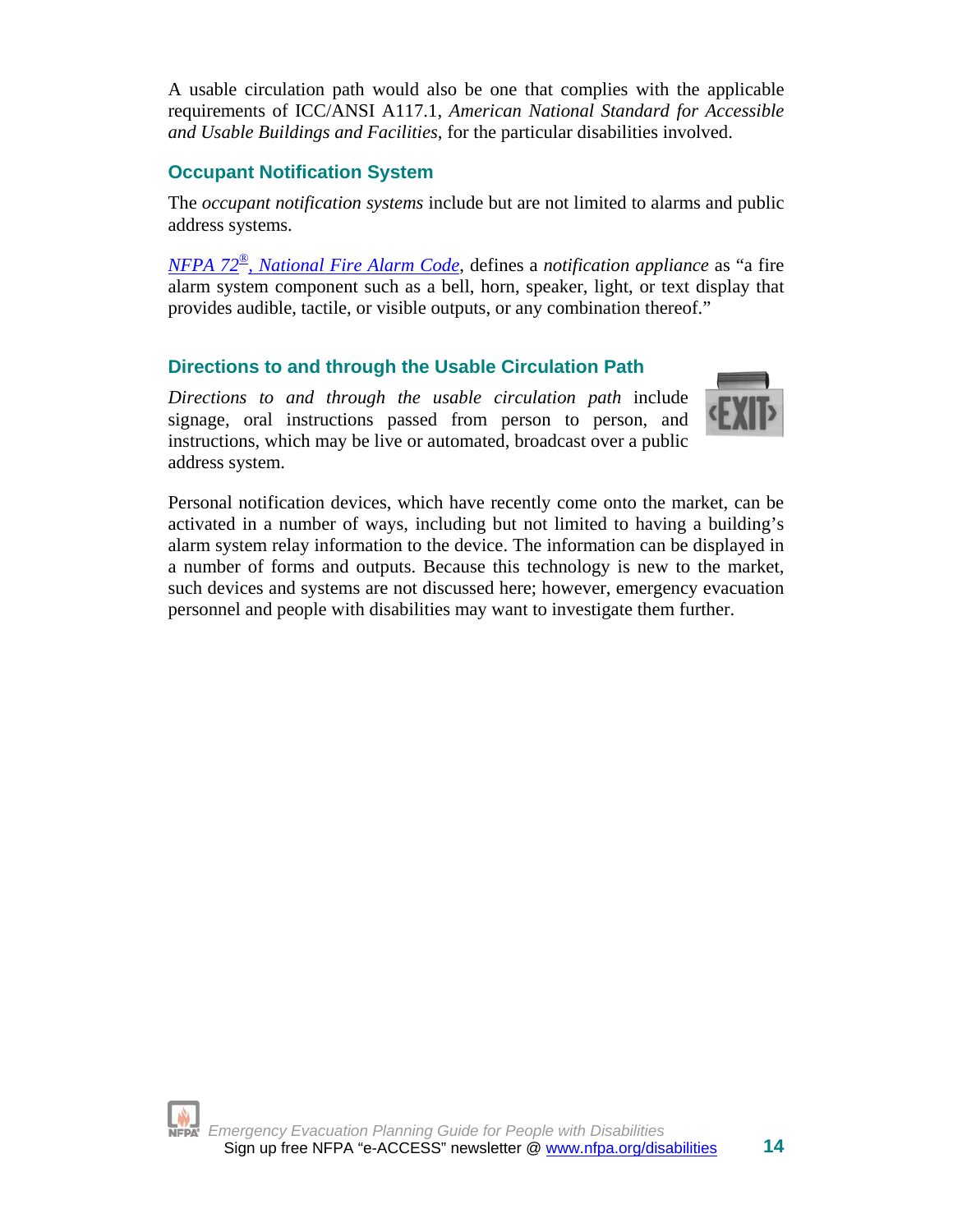A usable circulation path would also be one that complies with the applicable requirements of ICC/ANSI A117.1, *American National Standard for Accessible and Usable Buildings and Facilities*, for the particular disabilities involved.

### Occupant Notification System

The *occupant notification systems* include but are not limited to alarms and public address systems.

*NFPA 72®, National Fire Alarm Code*, defines a *notification appliance* as "a fire alarm system component such as a bell, horn, speaker, light, or text display that provides audible, tactile, or visible outputs, or any combination thereof."

### Directions to and through the Usable Circulation Path

*Directions to and through the usable circulation path* include signage, oral instructions passed from person to person, and instructions, which may be live or automated, broadcast over a public address system.

Personal notification devices, which have recently come onto the market, can be activated in a number of ways, including but not limited to having a building's alarm system relay information to the device. The information can be displayed in a number of forms and outputs. Because this technology is new to the market, such devices and systems are not discussed here; however, emergency evacuation personnel and people with disabilities may want to investigate them further.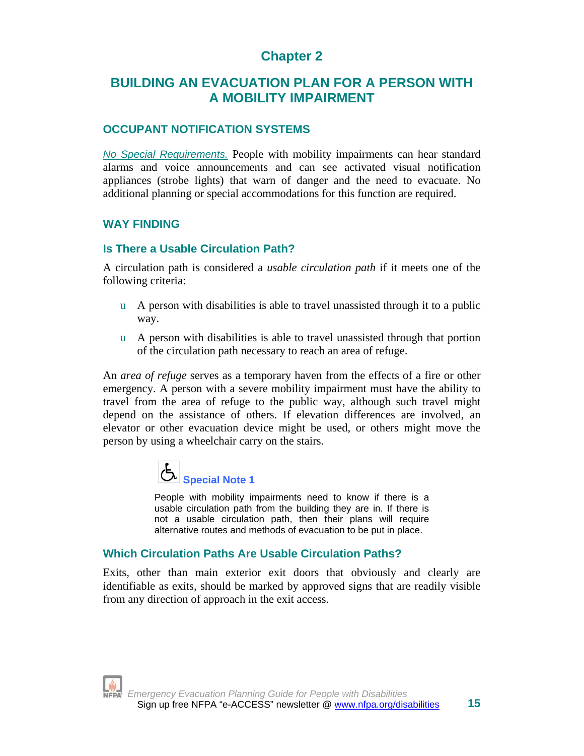# Chapter 2

# BUILDING AN EVACUATION PLAN FOR A PERSON WITH A MOBILITY IMPAIRMENT

## OCCUPANT NOTIFICATION SYSTEMS

*No Special Requirements.* People with mobility impairments can hear standard alarms and voice announcements and can see activated visual notification appliances (strobe lights) that warn of danger and the need to evacuate. No additional planning or special accommodations for this function are required.

## WAY FINDING

### Is There a Usable Circulation Path?

A circulation path is considered a *usable circulation path* if it meets one of the following criteria:

- A person with disabilities is able to travel unassisted through it to a public way.
- A person with disabilities is able to travel unassisted through that portion of the circulation path necessary to reach an area of refuge.

An *area of refuge* serves as a temporary haven from the effects of a fire or other emergency. A person with a severe mobility impairment must have the ability to travel from the area of refuge to the public way, although such travel might depend on the assistance of others. If elevation differences are involved, an elevator or other evacuation device might be used, or others might move the person by using a wheelchair carry on the stairs.

**Special Note 1**

People with mobility impairments need to know if there is a usable circulation path from the building they are in. If there is not a usable circulation path, then their plans will require alternative routes and methods of evacuation to be put in place.

### Which Circulation Paths Are Usable Circulation Paths?

Exits, other than main exterior exit doors that obviously and clearly are identifiable as exits, should be marked by approved signs that are readily visible from any direction of approach in the exit access.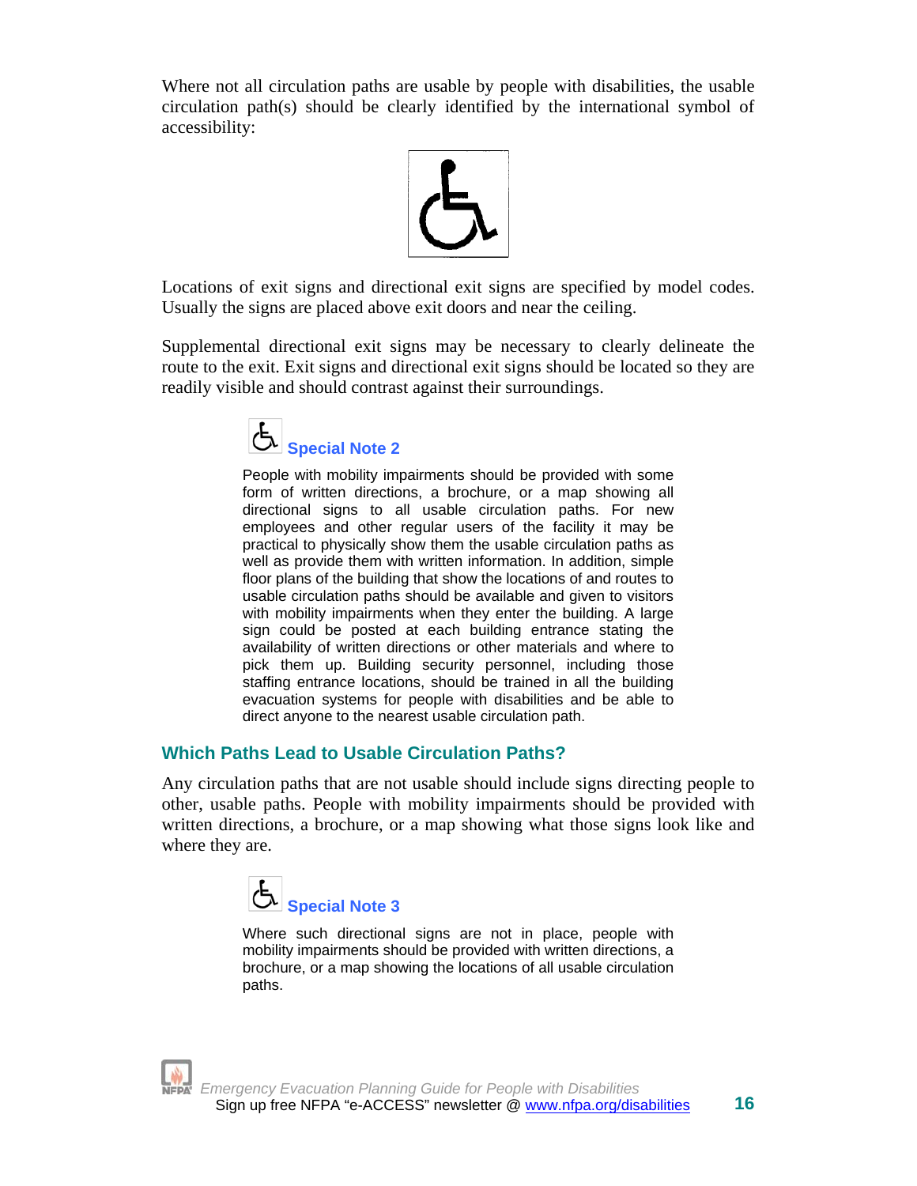Where not all circulation paths are usable by people with disabilities, the usable circulation path(s) should be clearly identified by the international symbol of accessibility:

Locations of exit signs and directional exit signs are specified by model codes. Usually the signs are placed above exit doors and near the ceiling.

Supplemental directional exit signs may be necessary to clearly delineate the route to the exit. Exit signs and directional exit signs should be located so they are readily visible and should contrast against their surroundings.

### Special Note 2

People with mobility impairments should be provided with some form of written directions, a brochure, or a map showing all directional signs to all usable circulation paths. For new employees and other regular users of the facility it may be practical to physically show them the usable circulation paths as well as provide them with written information. In addition, simple floor plans of the building that show the locations of and routes to usable circulation paths should be available and given to visitors with mobility impairments when they enter the building. A large sign could be posted at each building entrance stating the availability of written directions or other materials and where to pick them up. Building security personnel, including those staffing entrance locations, should be trained in all the building evacuation systems for people with disabilities and be able to direct anyone to the nearest usable circulation path.

## Which Paths Lead to Usable Circulation Paths?

Any circulation paths that are not usable should include signs directing people to other, usable paths. People with mobility impairments should be provided with written directions, a brochure, or a map showing what those signs look like and where they are.

### Special Note 3

Where such directional signs are not in place, people with mobility impairments should be provided with written directions, a brochure, or a map showing the locations of all usable circulation paths.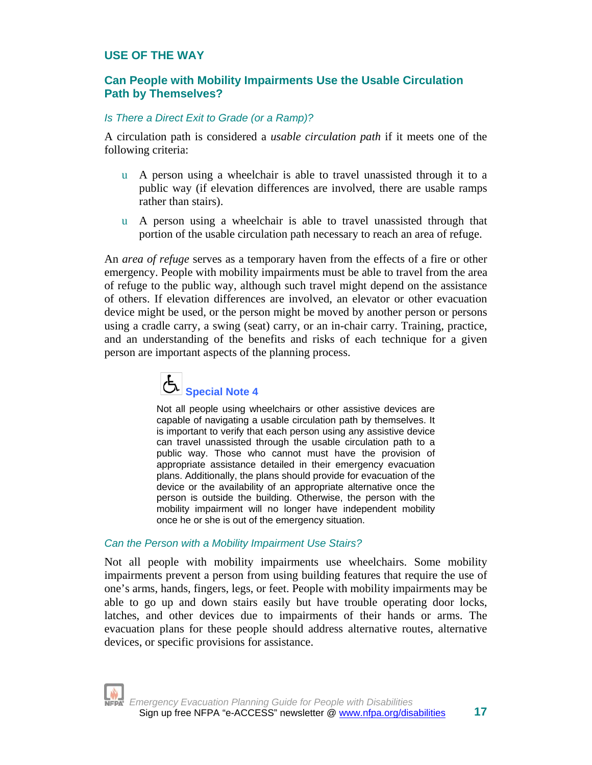## USE OF THE WAY

### Can People with Mobility Impairments Use the Usable Circulation Path by Themselves?

*Is There a Direct Exit to Grade (or a Ramp)?*

A circulation path is considered a *usable circulation path* if it meets one of the following criteria:

- A person using a wheelchair is able to travel unassisted through it to a public way (if elevation differences are involved, there are usable ramps rather than stairs).
- A person using a wheelchair is able to travel unassisted through that portion of the usable circulation path necessary to reach an area of refuge.

An *area of refuge* serves as a temporary haven from the effects of a fire or other emergency. People with mobility impairments must be able to travel from the area of refuge to the public way, although such travel might depend on the assistance of others. If elevation differences are involved, an elevator or other evacuation device might be used, or the person might be moved by another person or persons using a cradle carry, a swing (seat) carry, or an in-chair carry. Training, practice, and an understanding of the benefits and risks of each technique for a given person are important aspects of the planning process.

**Special Note 4**

Not all people using wheelchairs or other assistive devices are capable of navigating a usable circulation path by themselves. It is important to verify that each person using any assistive device can travel unassisted through the usable circulation path to a public way. Those who cannot must have the provision of appropriate assistance detailed in their emergency evacuation plans. Additionally, the plans should provide for evacuation of the device or the availability of an appropriate alternative once the person is outside the building. Otherwise, the person with the mobility impairment will no longer have independent mobility once he or she is out of the emergency situation.

*Can the Person with a Mobility Impairment Use Stairs?*

Not all people with mobility impairments use wheelchairs. Some mobility impairments prevent a person from using building features that require the use of one's arms, hands, fingers, legs, or feet. People with mobility impairments may be able to go up and down stairs easily but have trouble operating door locks, latches, and other devices due to impairments of their hands or arms. The evacuation plans for these people should address alternative routes, alternative devices, or specific provisions for assistance.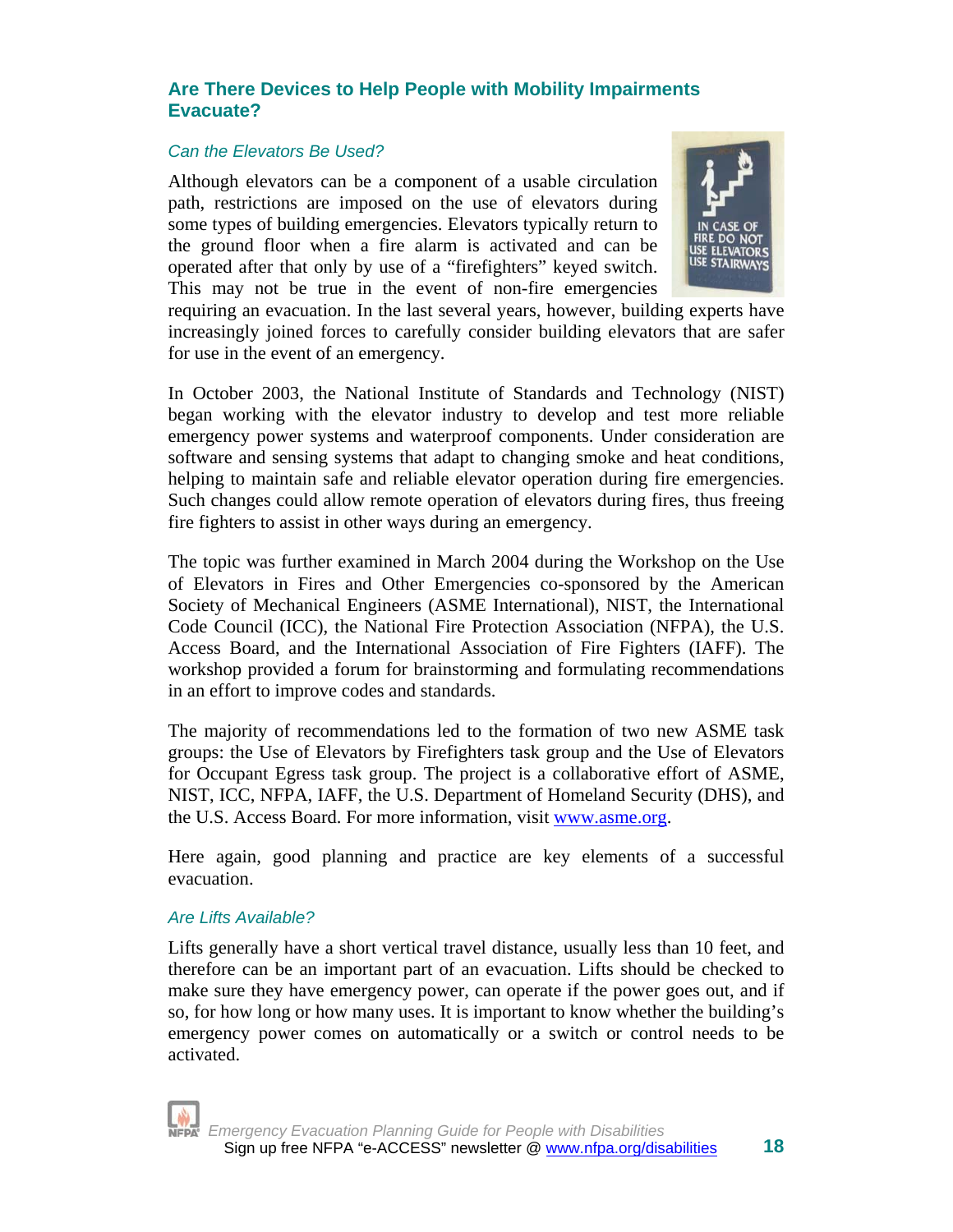## Are There Devices to Help People with Mobility Impairments Evacuate?

### *Can the Elevators Be Used?*

Although elevators can be a component of a usable circulation path, restrictions are imposed on the use of elevators during some types of building emergencies. Elevators typically return to the ground floor when a fire alarm is activated and can be operated after that only by use of a "firefighters" keyed switch. This may not be true in the event of non-fire emergencies requiring an evacuation. In the last several years, however, building experts have increasingly joined forces to carefully consider building elevators that are safer for use in the event of an emergency.

In October 2003, the National Institute of Standards and Technology (NIST) began working with the elevator industry to develop and test more reliable emergency power systems and waterproof components. Under consideration are software and sensing systems that adapt to changing smoke and heat conditions, helping to maintain safe and reliable elevator operation during fire emergencies. Such changes could allow remote operation of elevators during fires, thus freeing fire fighters to assist in other ways during an emergency.

The topic was further examined in March 2004 during the Workshop on the Use of Elevators in Fires and Other Emergencies co-sponsored by the American Society of Mechanical Engineers (ASME International), NIST, the International Code Council (ICC), the National Fire Protection Association (NFPA), the U.S. Access Board, and the International Association of Fire Fighters (IAFF). The workshop provided a forum for brainstorming and formulating recommendations in an effort to improve codes and standards.

The majority of recommendations led to the formation of two new ASME task groups: the Use of Elevators by Firefighters task group and the Use of Elevators for Occupant Egress task group. The project is a collaborative effort of ASME, NIST, ICC, NFPA, IAFF, the U.S. Department of Homeland Security (DHS), and the U.S. Access Board. For more information, visit www.asme.org.

Here again, good planning and practice are key elements of a successful evacuation.

### *Are Lifts Available?*

Lifts generally have a short vertical travel distance, usually less than 10 feet, and therefore can be an important part of an evacuation. Lifts should be checked to make sure they have emergency power, can operate if the power goes out, and if so, for how long or how many uses. It is important to know whether the building's emergency power comes on automatically or a switch or control needs to be activated.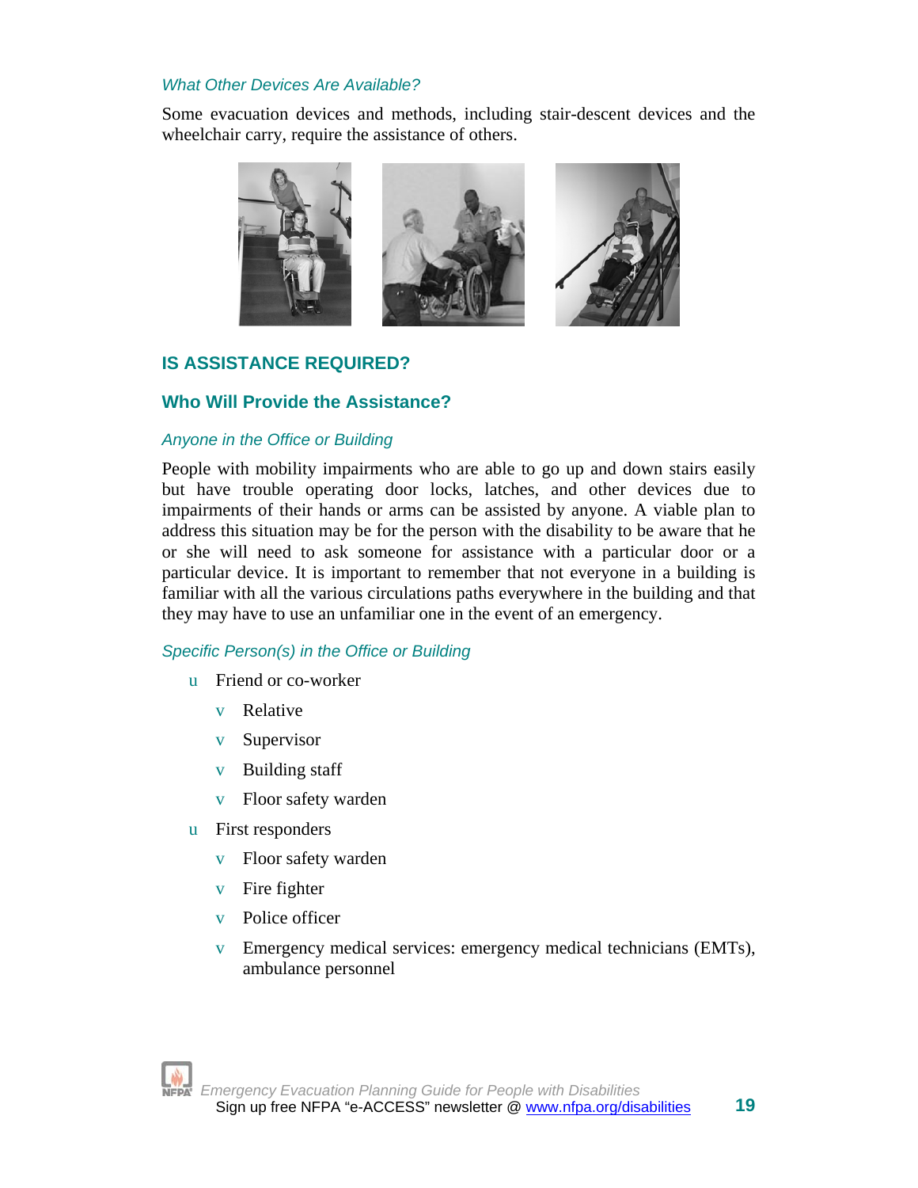*What Other Devices Are Available?*

Some evacuation devices and methods, including stair-descent devices and the wheelchair carry, require the assistance of others.

## IS ASSISTANCE REQUIRED?

### Who Will Provide the Assistance?

*Anyone in the Office or Building*

People with mobility impairments who are able to go up and down stairs easily but have trouble operating door locks, latches, and other devices due to impairments of their hands or arms can be assisted by anyone. A viable plan to address this situation may be for the person with the disability to be aware that he or she will need to ask someone for assistance with a particular door or a particular device. It is important to remember that not everyone in a building is familiar with all the various circulations paths everywhere in the building and that they may have to use an unfamiliar one in the event of an emergency.

*Specific Person(s) in the Office or Building*

- Friend or co-worker
  - Relative
  - Supervisor
  - Building staff
  - Floor safety warden
- First responders
  - Floor safety warden
  - Fire fighter
  - Police officer
  - Emergency medical services: emergency medical technicians (EMTs), ambulance personnel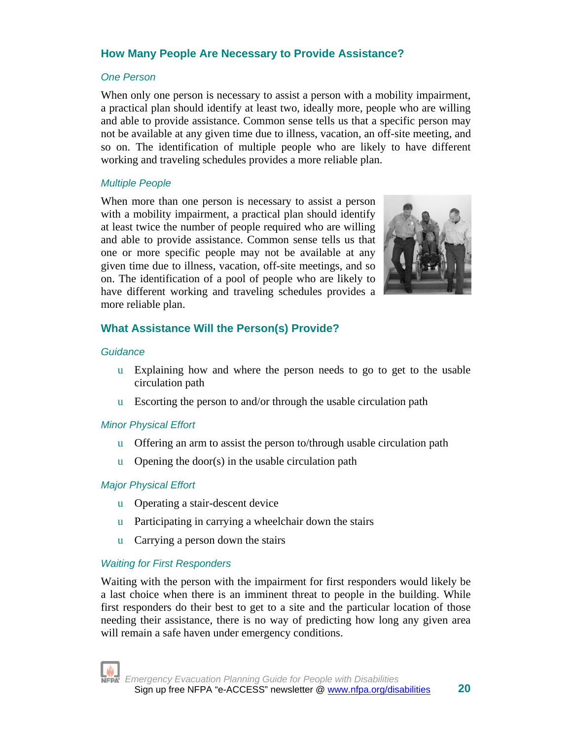## How Many People Are Necessary to Provide Assistance?

### *One Person*

When only one person is necessary to assist a person with a mobility impairment, a practical plan should identify at least two, ideally more, people who are willing and able to provide assistance. Common sense tells us that a specific person may not be available at any given time due to illness, vacation, an off-site meeting, and so on. The identification of multiple people who are likely to have different working and traveling schedules provides a more reliable plan.

### *Multiple People*

When more than one person is necessary to assist a person with a mobility impairment, a practical plan should identify at least twice the number of people required who are willing and able to provide assistance. Common sense tells us that one or more specific people may not be available at any given time due to illness, vacation, off-site meetings, and so on. The identification of a pool of people who are likely to have different working and traveling schedules provides a more reliable plan.

## What Assistance Will the Person(s) Provide?

### *Guidance*

- Explaining how and where the person needs to go to get to the usable circulation path
- Escorting the person to and/or through the usable circulation path

### *Minor Physical Effort*

- Offering an arm to assist the person to/through usable circulation path
- Opening the door(s) in the usable circulation path

### *Major Physical Effort*

- Operating a stair-descent device
- Participating in carrying a wheelchair down the stairs
- Carrying a person down the stairs

### *Waiting for First Responders*

Waiting with the person with the impairment for first responders would likely be a last choice when there is an imminent threat to people in the building. While first responders do their best to get to a site and the particular location of those needing their assistance, there is no way of predicting how long any given area will remain a safe haven under emergency conditions.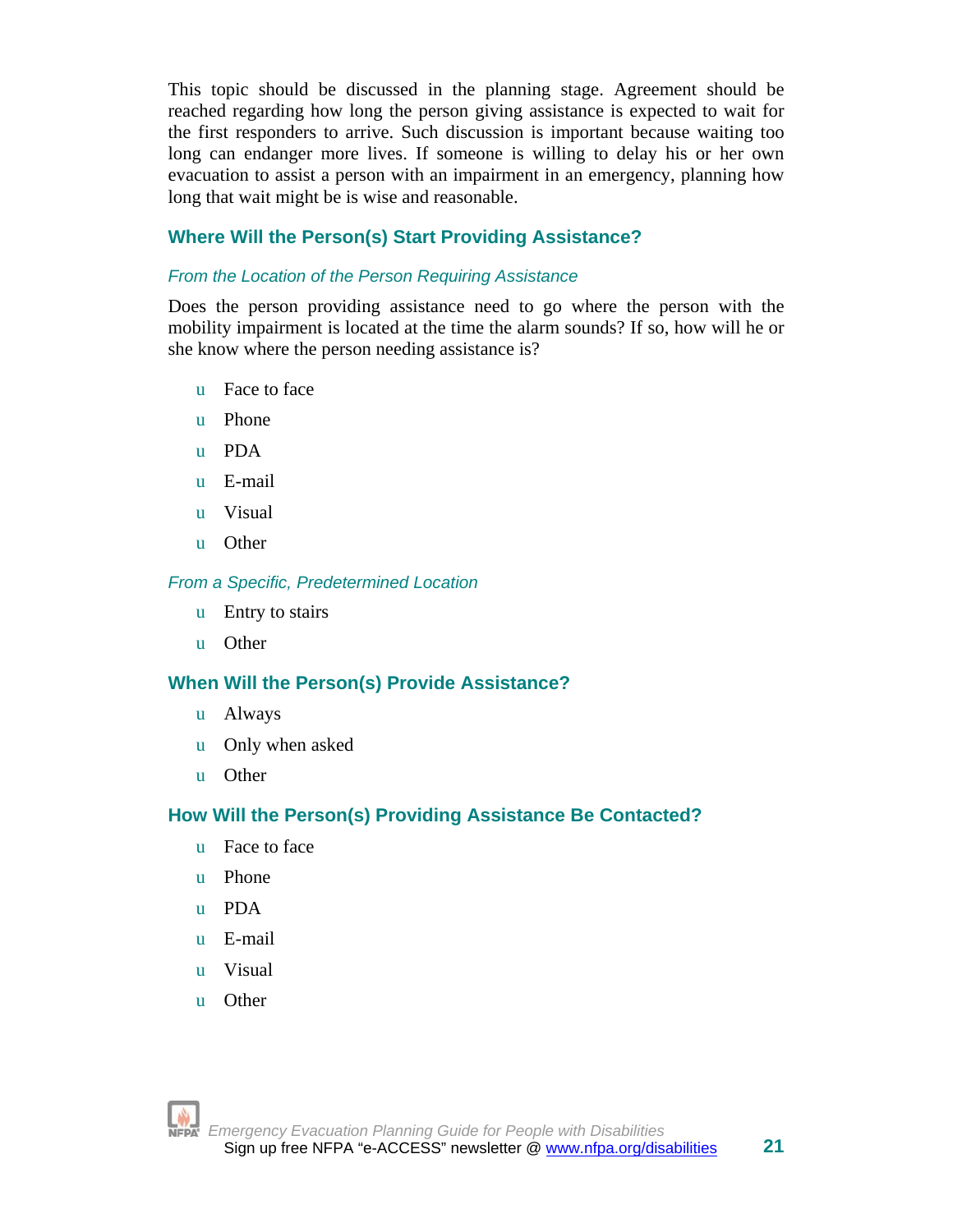This topic should be discussed in the planning stage. Agreement should be reached regarding how long the person giving assistance is expected to wait for the first responders to arrive. Such discussion is important because waiting too long can endanger more lives. If someone is willing to delay his or her own evacuation to assist a person with an impairment in an emergency, planning how long that wait might be is wise and reasonable.

## Where Will the Person(s) Start Providing Assistance?

*From the Location of the Person Requiring Assistance*

Does the person providing assistance need to go where the person with the mobility impairment is located at the time the alarm sounds? If so, how will he or she know where the person needing assistance is?

- Face to face
- Phone
- PDA
- E-mail
- Visual
- Other

*From a Specific, Predetermined Location*

- Entry to stairs
- Other

## When Will the Person(s) Provide Assistance?

- Always
- Only when asked
- Other

## How Will the Person(s) Providing Assistance Be Contacted?

- Face to face
- Phone
- PDA
- E-mail
- Visual
- Other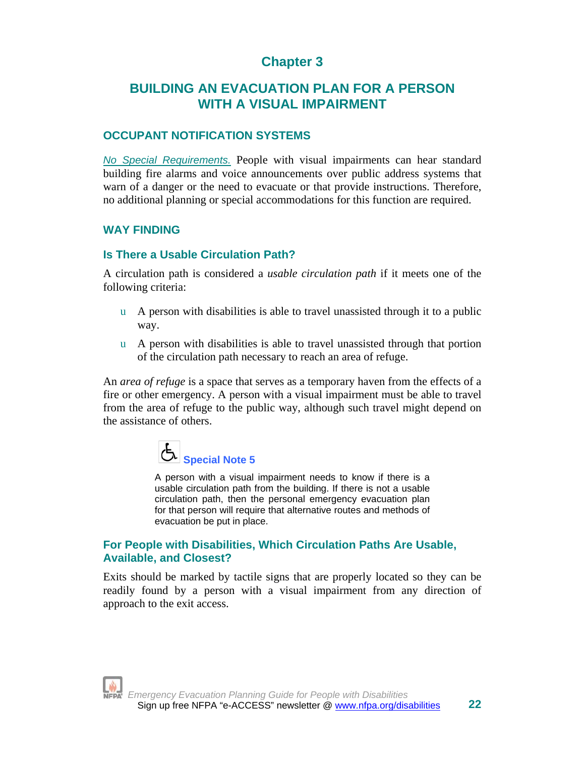# Chapter 3

# BUILDING AN EVACUATION PLAN FOR A PERSON WITH A VISUAL IMPAIRMENT

## OCCUPANT NOTIFICATION SYSTEMS

*No Special Requirements.* People with visual impairments can hear standard building fire alarms and voice announcements over public address systems that warn of a danger or the need to evacuate or that provide instructions. Therefore, no additional planning or special accommodations for this function are required.

## WAY FINDING

### Is There a Usable Circulation Path?

A circulation path is considered a *usable circulation path* if it meets one of the following criteria:

- A person with disabilities is able to travel unassisted through it to a public way.
- A person with disabilities is able to travel unassisted through that portion of the circulation path necessary to reach an area of refuge.

An *area of refuge* is a space that serves as a temporary haven from the effects of a fire or other emergency. A person with a visual impairment must be able to travel from the area of refuge to the public way, although such travel might depend on the assistance of others.

**Special Note 5**

A person with a visual impairment needs to know if there is a usable circulation path from the building. If there is not a usable circulation path, then the personal emergency evacuation plan for that person will require that alternative routes and methods of evacuation be put in place.

### For People with Disabilities, Which Circulation Paths Are Usable, Available, and Closest?

Exits should be marked by tactile signs that are properly located so they can be readily found by a person with a visual impairment from any direction of approach to the exit access.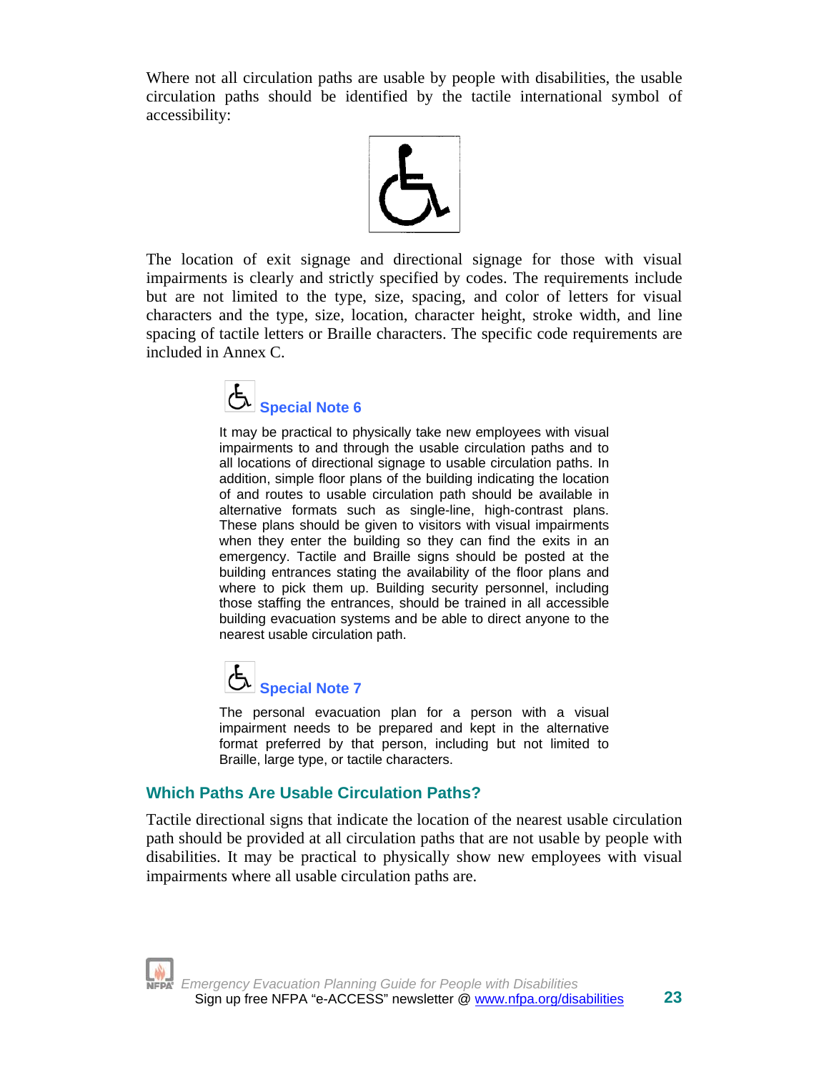Where not all circulation paths are usable by people with disabilities, the usable circulation paths should be identified by the tactile international symbol of accessibility:

The location of exit signage and directional signage for those with visual impairments is clearly and strictly specified by codes. The requirements include but are not limited to the type, size, spacing, and color of letters for visual characters and the type, size, location, character height, stroke width, and line spacing of tactile letters or Braille characters. The specific code requirements are included in Annex C.

### Special Note 6

It may be practical to physically take new employees with visual impairments to and through the usable circulation paths and to all locations of directional signage to usable circulation paths. In addition, simple floor plans of the building indicating the location of and routes to usable circulation path should be available in alternative formats such as single-line, high-contrast plans. These plans should be given to visitors with visual impairments when they enter the building so they can find the exits in an emergency. Tactile and Braille signs should be posted at the building entrances stating the availability of the floor plans and where to pick them up. Building security personnel, including those staffing the entrances, should be trained in all accessible building evacuation systems and be able to direct anyone to the nearest usable circulation path.

### Special Note 7

The personal evacuation plan for a person with a visual impairment needs to be prepared and kept in the alternative format preferred by that person, including but not limited to Braille, large type, or tactile characters.

## Which Paths Are Usable Circulation Paths?

Tactile directional signs that indicate the location of the nearest usable circulation path should be provided at all circulation paths that are not usable by people with disabilities. It may be practical to physically show new employees with visual impairments where all usable circulation paths are.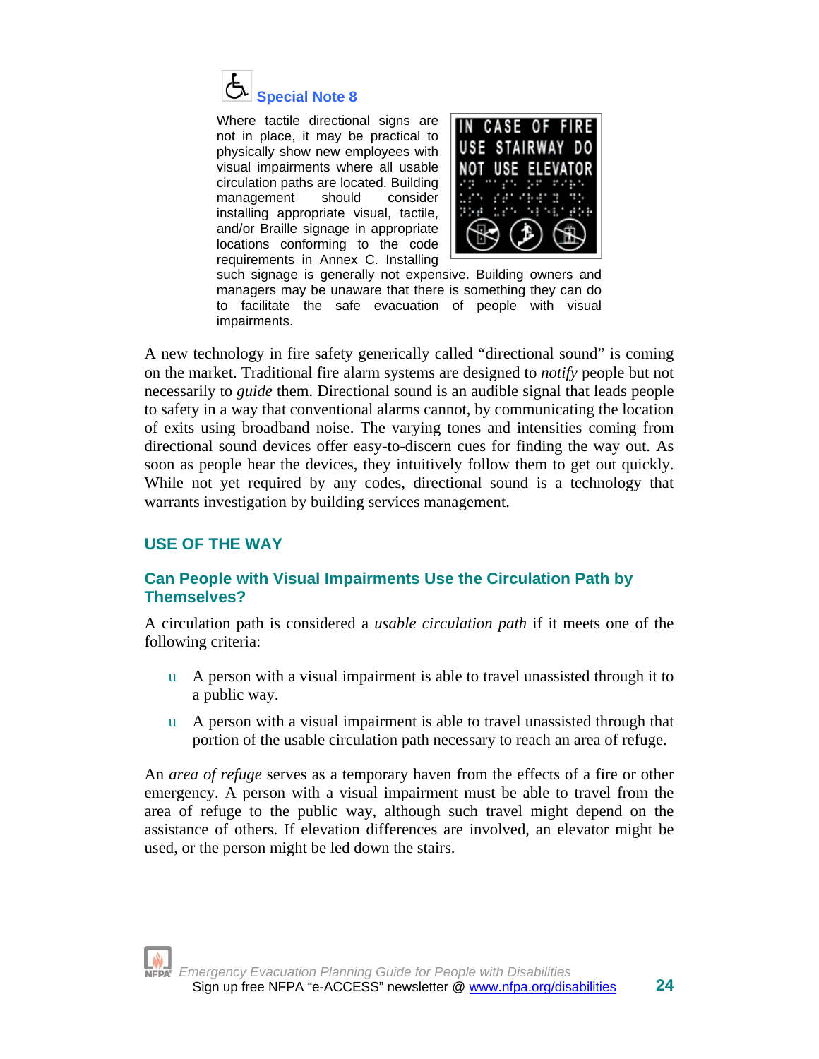### Special Note 8

Where tactile directional signs are not in place, it may be practical to physically show new employees with visual impairments where all usable circulation paths are located. Building management should consider installing appropriate visual, tactile, and/or Braille signage in appropriate locations conforming to the code requirements in Annex C. Installing such signage is generally not expensive. Building owners and managers may be unaware that there is something they can do to facilitate the safe evacuation of people with visual impairments.

A new technology in fire safety generically called "directional sound" is coming on the market. Traditional fire alarm systems are designed to *notify* people but not necessarily to *guide* them. Directional sound is an audible signal that leads people to safety in a way that conventional alarms cannot, by communicating the location of exits using broadband noise. The varying tones and intensities coming from directional sound devices offer easy-to-discern cues for finding the way out. As soon as people hear the devices, they intuitively follow them to get out quickly. While not yet required by any codes, directional sound is a technology that warrants investigation by building services management.

## USE OF THE WAY

### Can People with Visual Impairments Use the Circulation Path by Themselves?

A circulation path is considered a *usable circulation path* if it meets one of the following criteria:

- A person with a visual impairment is able to travel unassisted through it to a public way.
- A person with a visual impairment is able to travel unassisted through that portion of the usable circulation path necessary to reach an area of refuge.

An *area of refuge* serves as a temporary haven from the effects of a fire or other emergency. A person with a visual impairment must be able to travel from the area of refuge to the public way, although such travel might depend on the assistance of others. If elevation differences are involved, an elevator might be used, or the person might be led down the stairs.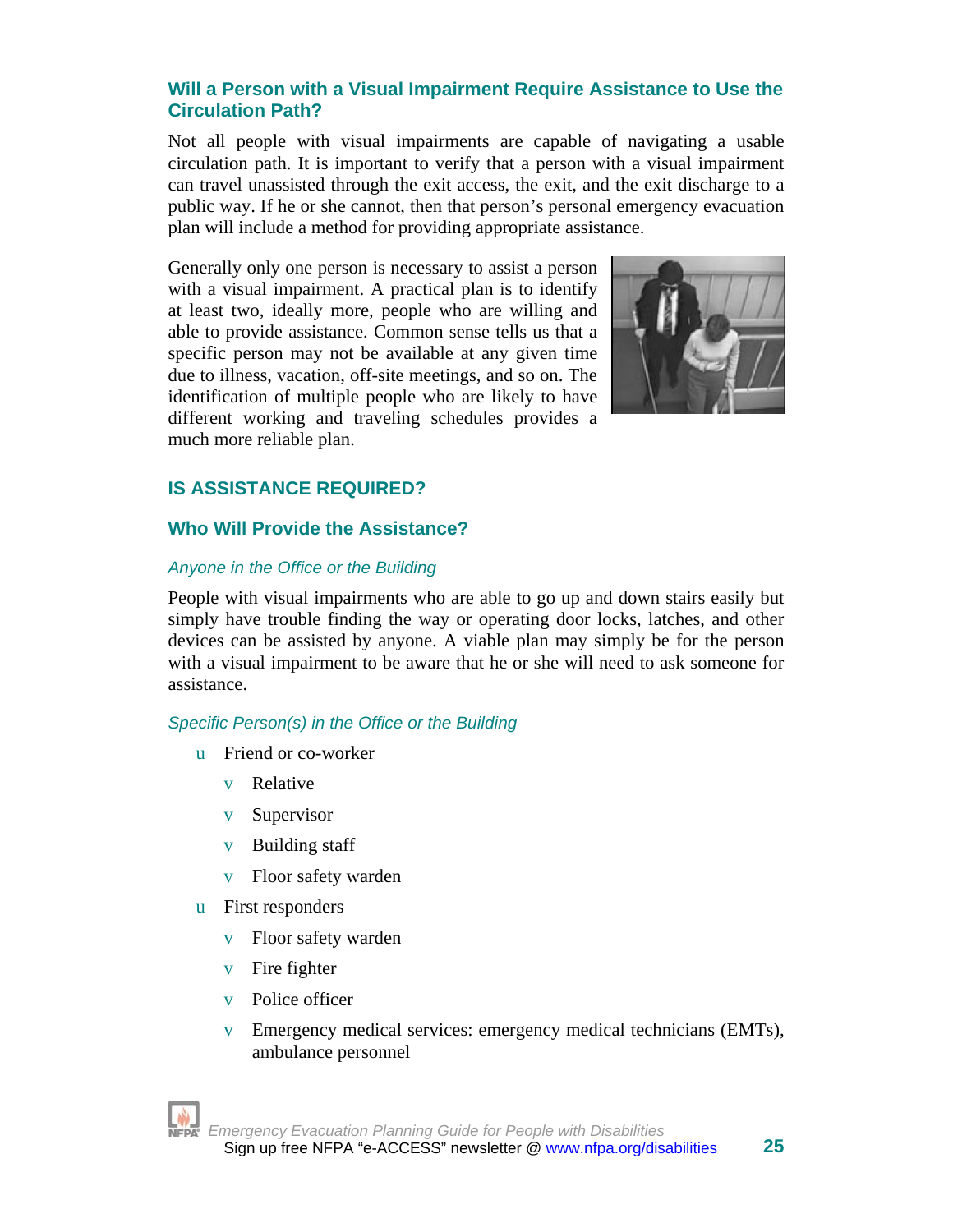### Will a Person with a Visual Impairment Require Assistance to Use the Circulation Path?

Not all people with visual impairments are capable of navigating a usable circulation path. It is important to verify that a person with a visual impairment can travel unassisted through the exit access, the exit, and the exit discharge to a public way. If he or she cannot, then that person's personal emergency evacuation plan will include a method for providing appropriate assistance.

Generally only one person is necessary to assist a person with a visual impairment. A practical plan is to identify at least two, ideally more, people who are willing and able to provide assistance. Common sense tells us that a specific person may not be available at any given time due to illness, vacation, off-site meetings, and so on. The identification of multiple people who are likely to have different working and traveling schedules provides a much more reliable plan.

## IS ASSISTANCE REQUIRED?

### Who Will Provide the Assistance?

*Anyone in the Office or the Building*

People with visual impairments who are able to go up and down stairs easily but simply have trouble finding the way or operating door locks, latches, and other devices can be assisted by anyone. A viable plan may simply be for the person with a visual impairment to be aware that he or she will need to ask someone for assistance.

*Specific Person(s) in the Office or the Building*

- Friend or co-worker
  - Relative
  - Supervisor
  - Building staff
  - Floor safety warden
- First responders
  - Floor safety warden
  - Fire fighter
  - Police officer
  - Emergency medical services: emergency medical technicians (EMTs), ambulance personnel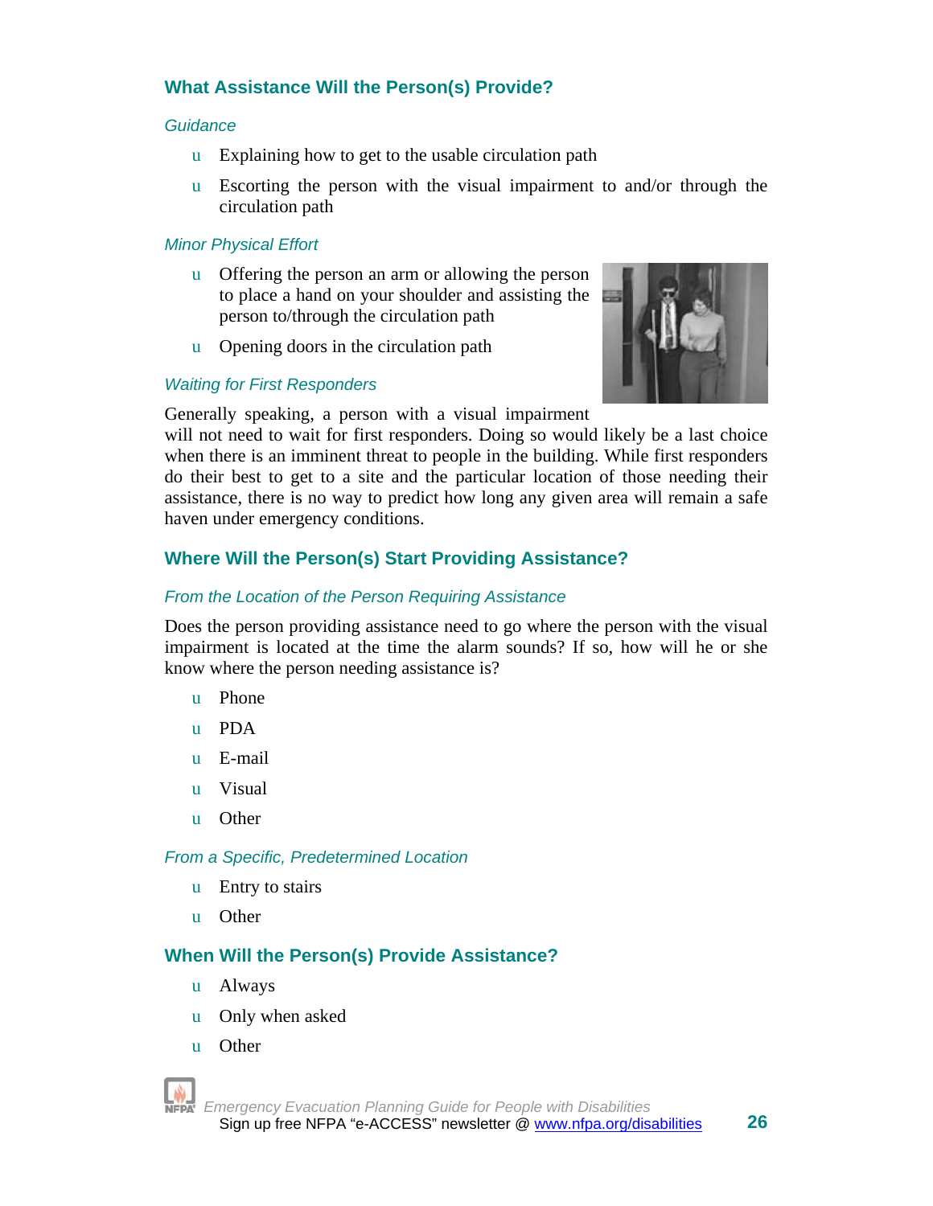## What Assistance Will the Person(s) Provide?

*Guidance*

- Explaining how to get to the usable circulation path
- Escorting the person with the visual impairment to and/or through the circulation path

*Minor Physical Effort*

- Offering the person an arm or allowing the person to place a hand on your shoulder and assisting the person to/through the circulation path
- Opening doors in the circulation path

*Waiting for First Responders*

Generally speaking, a person with a visual impairment will not need to wait for first responders. Doing so would likely be a last choice when there is an imminent threat to people in the building. While first responders do their best to get to a site and the particular location of those needing their assistance, there is no way to predict how long any given area will remain a safe haven under emergency conditions.

## Where Will the Person(s) Start Providing Assistance?

*From the Location of the Person Requiring Assistance*

Does the person providing assistance need to go where the person with the visual impairment is located at the time the alarm sounds? If so, how will he or she know where the person needing assistance is?

- Phone
- PDA
- E-mail
- Visual
- Other

*From a Specific, Predetermined Location*

- Entry to stairs
- Other

## When Will the Person(s) Provide Assistance?

- Always
- Only when asked
- Other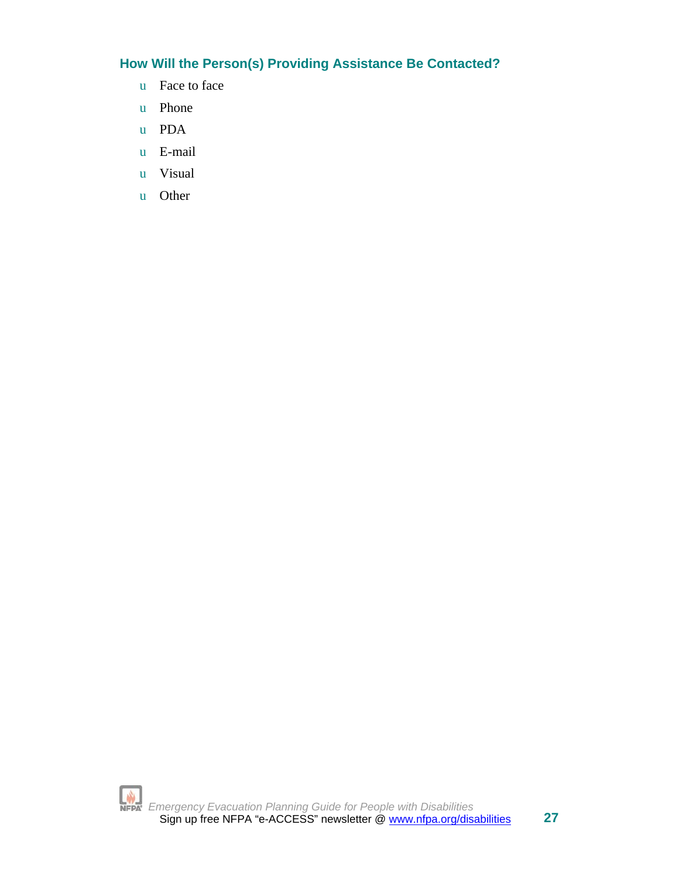### How Will the Person(s) Providing Assistance Be Contacted?

- Face to face
- Phone
- PDA
- E-mail
- Visual
- Other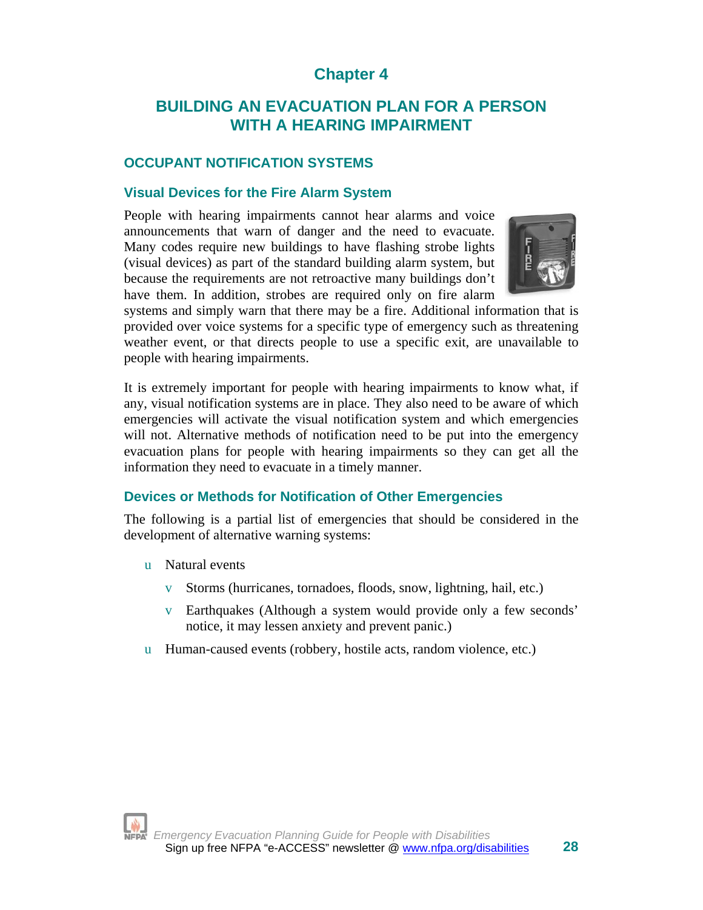# Chapter 4

# BUILDING AN EVACUATION PLAN FOR A PERSON WITH A HEARING IMPAIRMENT

## OCCUPANT NOTIFICATION SYSTEMS

### Visual Devices for the Fire Alarm System

People with hearing impairments cannot hear alarms and voice announcements that warn of danger and the need to evacuate. Many codes require new buildings to have flashing strobe lights (visual devices) as part of the standard building alarm system, but because the requirements are not retroactive many buildings don't have them. In addition, strobes are required only on fire alarm systems and simply warn that there may be a fire. Additional information that is provided over voice systems for a specific type of emergency such as threatening weather event, or that directs people to use a specific exit, are unavailable to people with hearing impairments.

It is extremely important for people with hearing impairments to know what, if any, visual notification systems are in place. They also need to be aware of which emergencies will activate the visual notification system and which emergencies will not. Alternative methods of notification need to be put into the emergency evacuation plans for people with hearing impairments so they can get all the information they need to evacuate in a timely manner.

### Devices or Methods for Notification of Other Emergencies

The following is a partial list of emergencies that should be considered in the development of alternative warning systems:

- Natural events
  - Storms (hurricanes, tornadoes, floods, snow, lightning, hail, etc.)
  - Earthquakes (Although a system would provide only a few seconds' notice, it may lessen anxiety and prevent panic.)
- Human-caused events (robbery, hostile acts, random violence, etc.)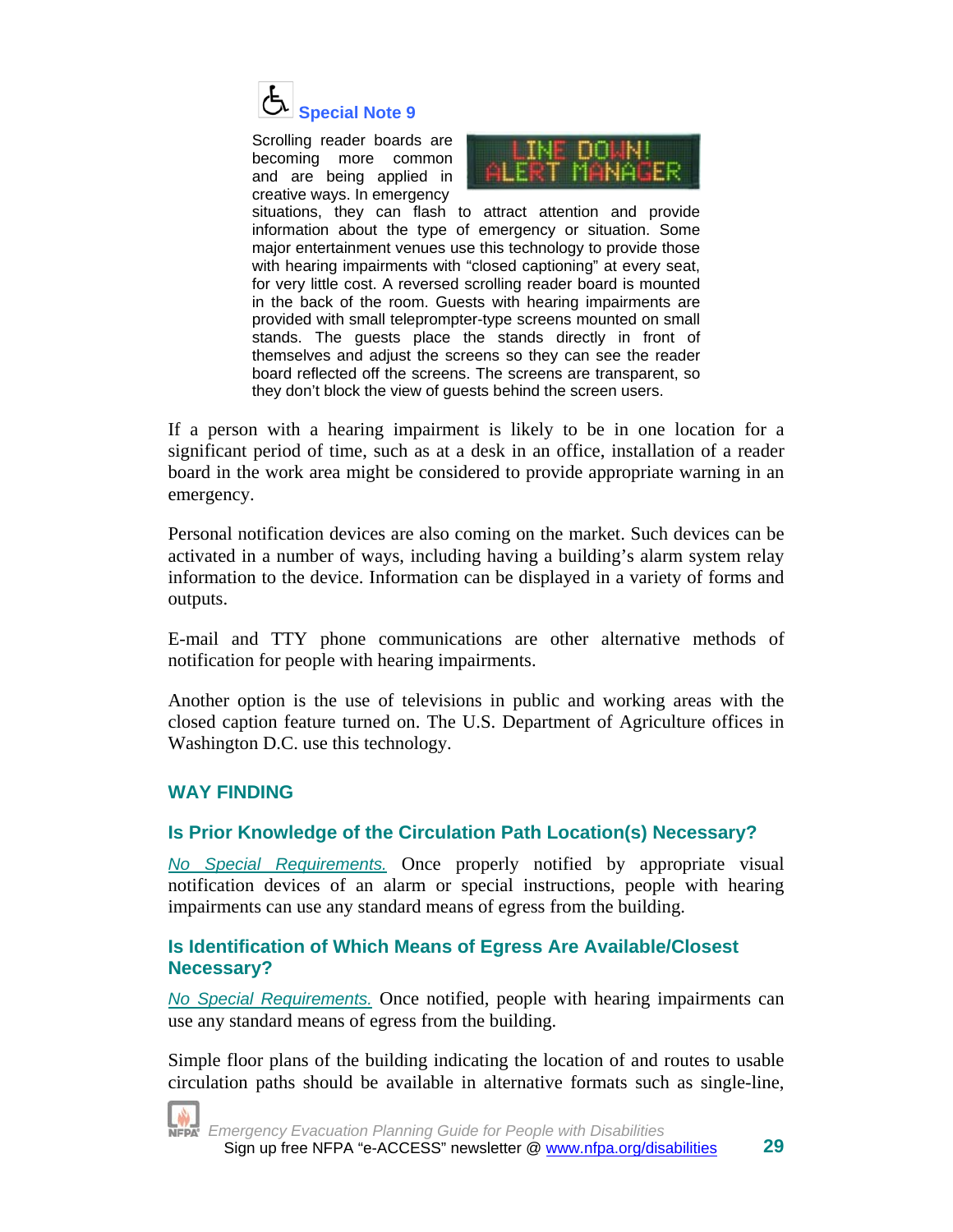### Special Note 9

Scrolling reader boards are becoming more common and are being applied in creative ways. In emergency situations, they can flash to attract attention and provide information about the type of emergency or situation. Some major entertainment venues use this technology to provide those with hearing impairments with "closed captioning" at every seat, for very little cost. A reversed scrolling reader board is mounted in the back of the room. Guests with hearing impairments are provided with small teleprompter-type screens mounted on small stands. The guests place the stands directly in front of themselves and adjust the screens so they can see the reader board reflected off the screens. The screens are transparent, so they don't block the view of guests behind the screen users.

If a person with a hearing impairment is likely to be in one location for a significant period of time, such as at a desk in an office, installation of a reader board in the work area might be considered to provide appropriate warning in an emergency.

Personal notification devices are also coming on the market. Such devices can be activated in a number of ways, including having a building's alarm system relay information to the device. Information can be displayed in a variety of forms and outputs.

E-mail and TTY phone communications are other alternative methods of notification for people with hearing impairments.

Another option is the use of televisions in public and working areas with the closed caption feature turned on. The U.S. Department of Agriculture offices in Washington D.C. use this technology.

## WAY FINDING

### Is Prior Knowledge of the Circulation Path Location(s) Necessary?

*No Special Requirements.* Once properly notified by appropriate visual notification devices of an alarm or special instructions, people with hearing impairments can use any standard means of egress from the building.

### Is Identification of Which Means of Egress Are Available/Closest Necessary?

*No Special Requirements.* Once notified, people with hearing impairments can use any standard means of egress from the building.

Simple floor plans of the building indicating the location of and routes to usable circulation paths should be available in alternative formats such as single-line,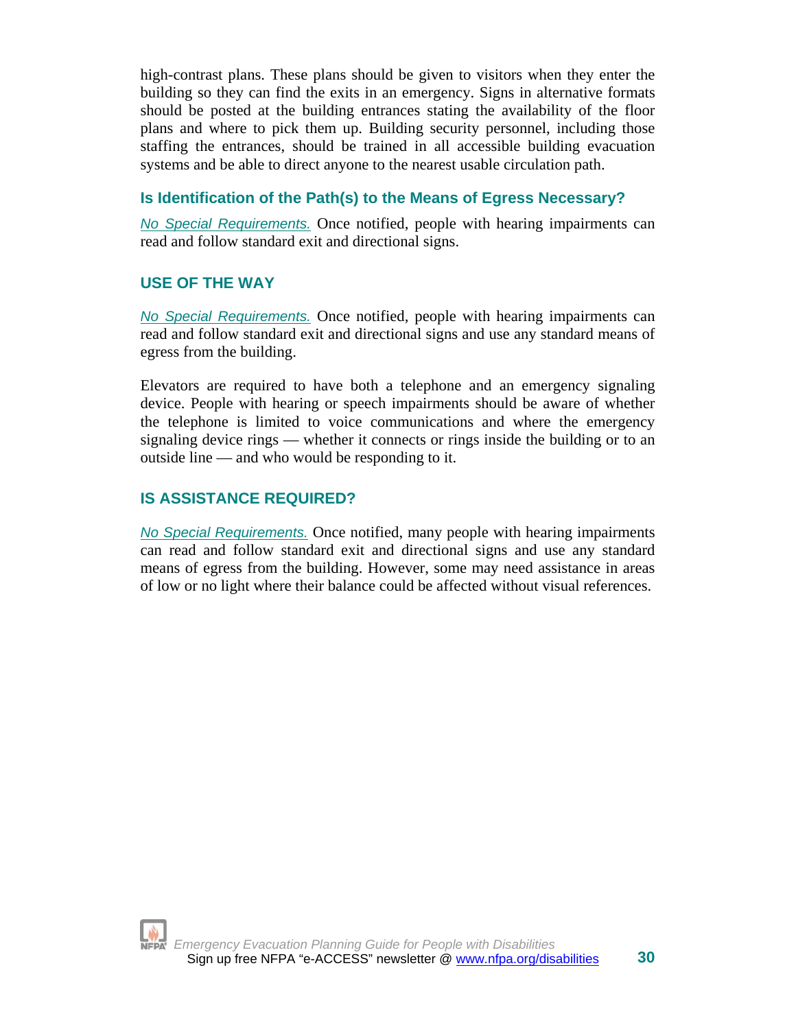high-contrast plans. These plans should be given to visitors when they enter the building so they can find the exits in an emergency. Signs in alternative formats should be posted at the building entrances stating the availability of the floor plans and where to pick them up. Building security personnel, including those staffing the entrances, should be trained in all accessible building evacuation systems and be able to direct anyone to the nearest usable circulation path.

### Is Identification of the Path(s) to the Means of Egress Necessary?

*No Special Requirements.* Once notified, people with hearing impairments can read and follow standard exit and directional signs.

## USE OF THE WAY

*No Special Requirements.* Once notified, people with hearing impairments can read and follow standard exit and directional signs and use any standard means of egress from the building.

Elevators are required to have both a telephone and an emergency signaling device. People with hearing or speech impairments should be aware of whether the telephone is limited to voice communications and where the emergency signaling device rings — whether it connects or rings inside the building or to an outside line — and who would be responding to it.

## IS ASSISTANCE REQUIRED?

*No Special Requirements.* Once notified, many people with hearing impairments can read and follow standard exit and directional signs and use any standard means of egress from the building. However, some may need assistance in areas of low or no light where their balance could be affected without visual references.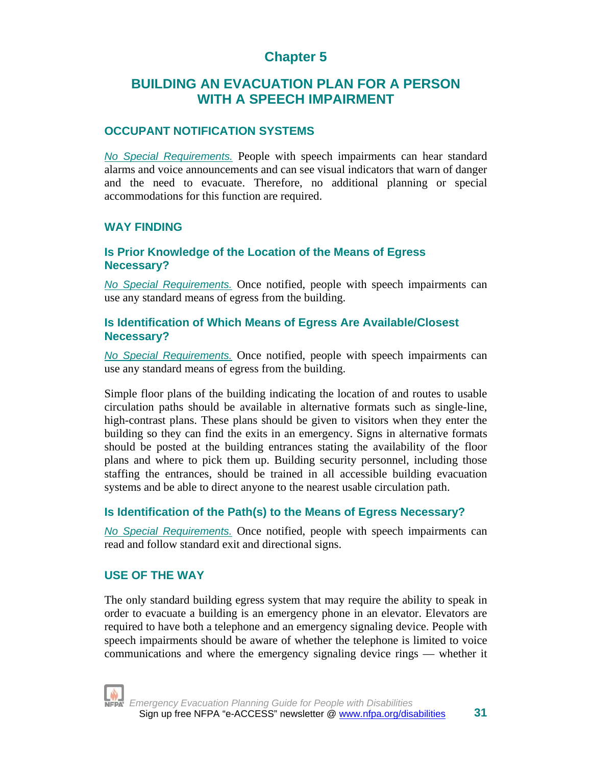# Chapter 5

# BUILDING AN EVACUATION PLAN FOR A PERSON WITH A SPEECH IMPAIRMENT

## OCCUPANT NOTIFICATION SYSTEMS

*No Special Requirements.* People with speech impairments can hear standard alarms and voice announcements and can see visual indicators that warn of danger and the need to evacuate. Therefore, no additional planning or special accommodations for this function are required.

## WAY FINDING

### Is Prior Knowledge of the Location of the Means of Egress Necessary?

*No Special Requirements.* Once notified, people with speech impairments can use any standard means of egress from the building.

### Is Identification of Which Means of Egress Are Available/Closest Necessary?

*No Special Requirements.* Once notified, people with speech impairments can use any standard means of egress from the building.

Simple floor plans of the building indicating the location of and routes to usable circulation paths should be available in alternative formats such as single-line, high-contrast plans. These plans should be given to visitors when they enter the building so they can find the exits in an emergency. Signs in alternative formats should be posted at the building entrances stating the availability of the floor plans and where to pick them up. Building security personnel, including those staffing the entrances, should be trained in all accessible building evacuation systems and be able to direct anyone to the nearest usable circulation path.

### Is Identification of the Path(s) to the Means of Egress Necessary?

*No Special Requirements.* Once notified, people with speech impairments can read and follow standard exit and directional signs.

## USE OF THE WAY

The only standard building egress system that may require the ability to speak in order to evacuate a building is an emergency phone in an elevator. Elevators are required to have both a telephone and an emergency signaling device. People with speech impairments should be aware of whether the telephone is limited to voice communications and where the emergency signaling device rings — whether it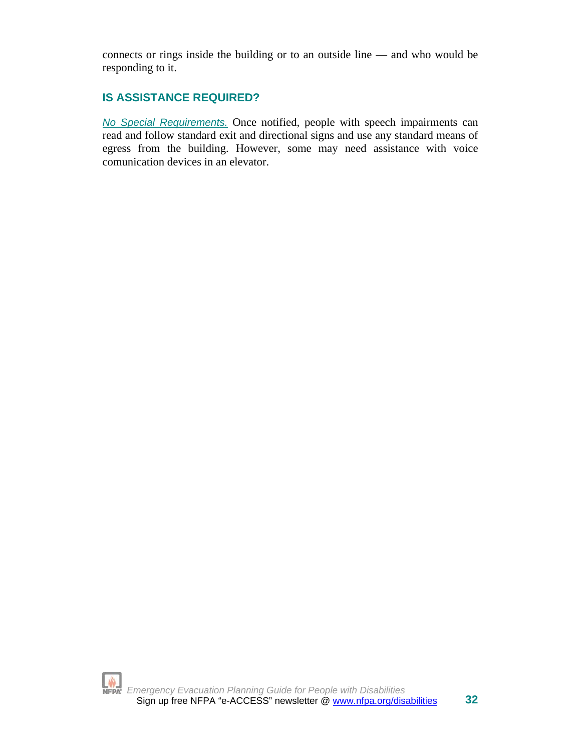connects or rings inside the building or to an outside line — and who would be responding to it.

## IS ASSISTANCE REQUIRED?

*No Special Requirements.* Once notified, people with speech impairments can read and follow standard exit and directional signs and use any standard means of egress from the building. However, some may need assistance with voice comunication devices in an elevator.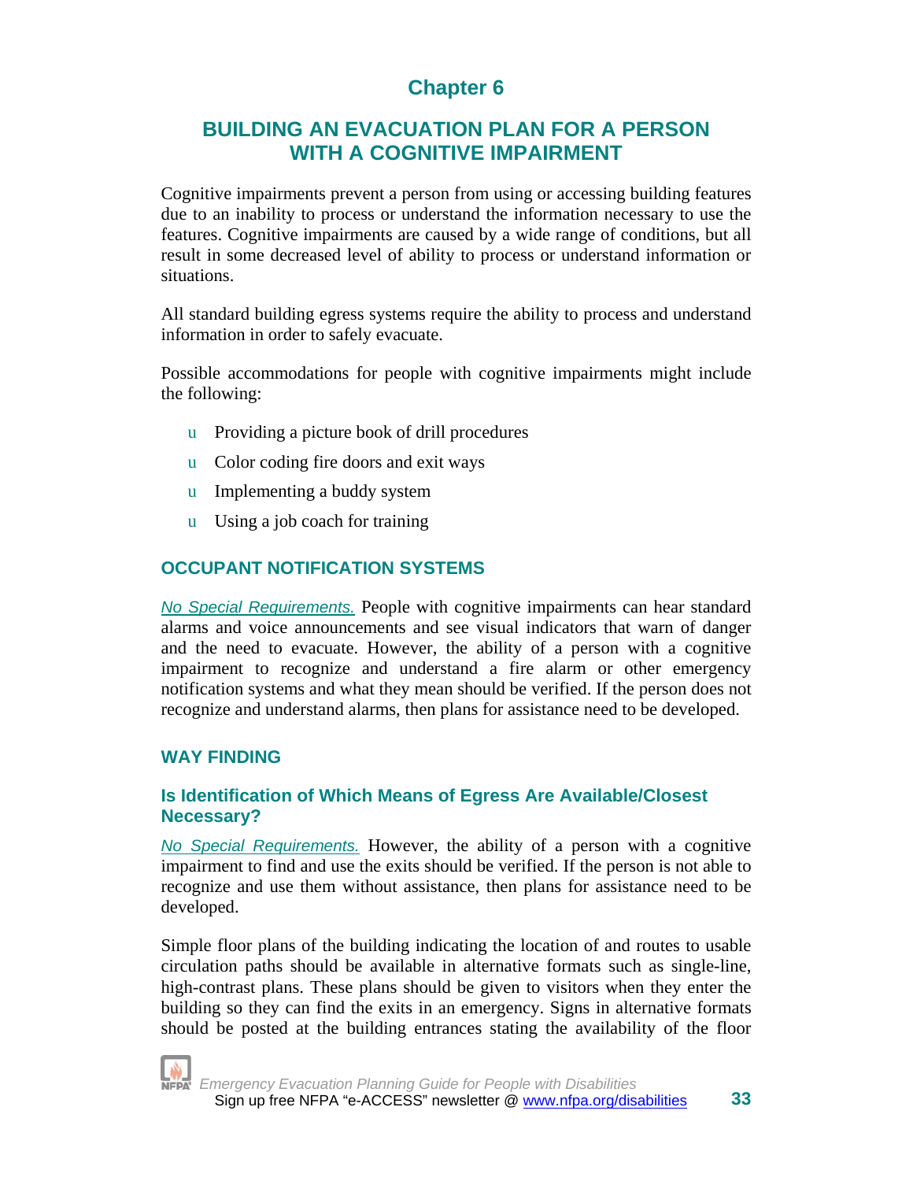# Chapter 6

## BUILDING AN EVACUATION PLAN FOR A PERSON WITH A COGNITIVE IMPAIRMENT

Cognitive impairments prevent a person from using or accessing building features due to an inability to process or understand the information necessary to use the features. Cognitive impairments are caused by a wide range of conditions, but all result in some decreased level of ability to process or understand information or situations.

All standard building egress systems require the ability to process and understand information in order to safely evacuate.

Possible accommodations for people with cognitive impairments might include the following:

- Providing a picture book of drill procedures
- Color coding fire doors and exit ways
- Implementing a buddy system
- Using a job coach for training

### OCCUPANT NOTIFICATION SYSTEMS

*No Special Requirements.* People with cognitive impairments can hear standard alarms and voice announcements and see visual indicators that warn of danger and the need to evacuate. However, the ability of a person with a cognitive impairment to recognize and understand a fire alarm or other emergency notification systems and what they mean should be verified. If the person does not recognize and understand alarms, then plans for assistance need to be developed.

### WAY FINDING

#### Is Identification of Which Means of Egress Are Available/Closest Necessary?

*No Special Requirements.* However, the ability of a person with a cognitive impairment to find and use the exits should be verified. If the person is not able to recognize and use them without assistance, then plans for assistance need to be developed.

Simple floor plans of the building indicating the location of and routes to usable circulation paths should be available in alternative formats such as single-line, high-contrast plans. These plans should be given to visitors when they enter the building so they can find the exits in an emergency. Signs in alternative formats should be posted at the building entrances stating the availability of the floor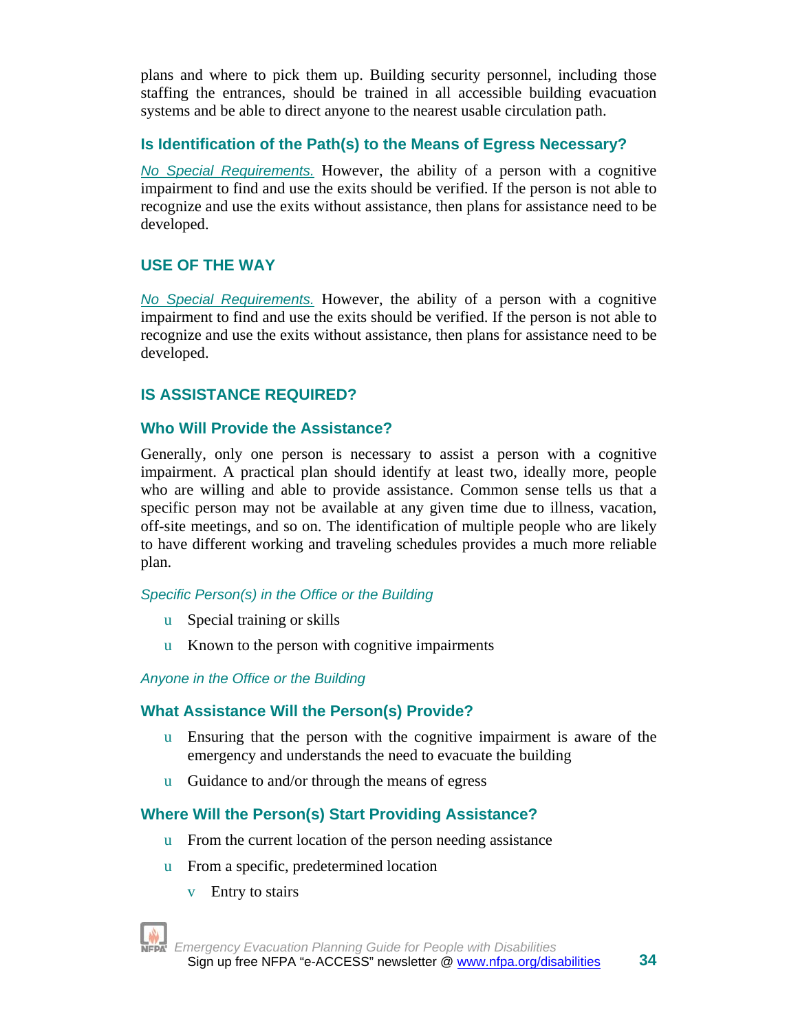plans and where to pick them up. Building security personnel, including those staffing the entrances, should be trained in all accessible building evacuation systems and be able to direct anyone to the nearest usable circulation path.

### Is Identification of the Path(s) to the Means of Egress Necessary?

*No Special Requirements.* However, the ability of a person with a cognitive impairment to find and use the exits should be verified. If the person is not able to recognize and use the exits without assistance, then plans for assistance need to be developed.

## USE OF THE WAY

*No Special Requirements.* However, the ability of a person with a cognitive impairment to find and use the exits should be verified. If the person is not able to recognize and use the exits without assistance, then plans for assistance need to be developed.

## IS ASSISTANCE REQUIRED?

### Who Will Provide the Assistance?

Generally, only one person is necessary to assist a person with a cognitive impairment. A practical plan should identify at least two, ideally more, people who are willing and able to provide assistance. Common sense tells us that a specific person may not be available at any given time due to illness, vacation, off-site meetings, and so on. The identification of multiple people who are likely to have different working and traveling schedules provides a much more reliable plan.

*Specific Person(s) in the Office or the Building*

- Special training or skills
- Known to the person with cognitive impairments

*Anyone in the Office or the Building*

### What Assistance Will the Person(s) Provide?

- Ensuring that the person with the cognitive impairment is aware of the emergency and understands the need to evacuate the building
- Guidance to and/or through the means of egress

### Where Will the Person(s) Start Providing Assistance?

- From the current location of the person needing assistance
- From a specific, predetermined location
  - Entry to stairs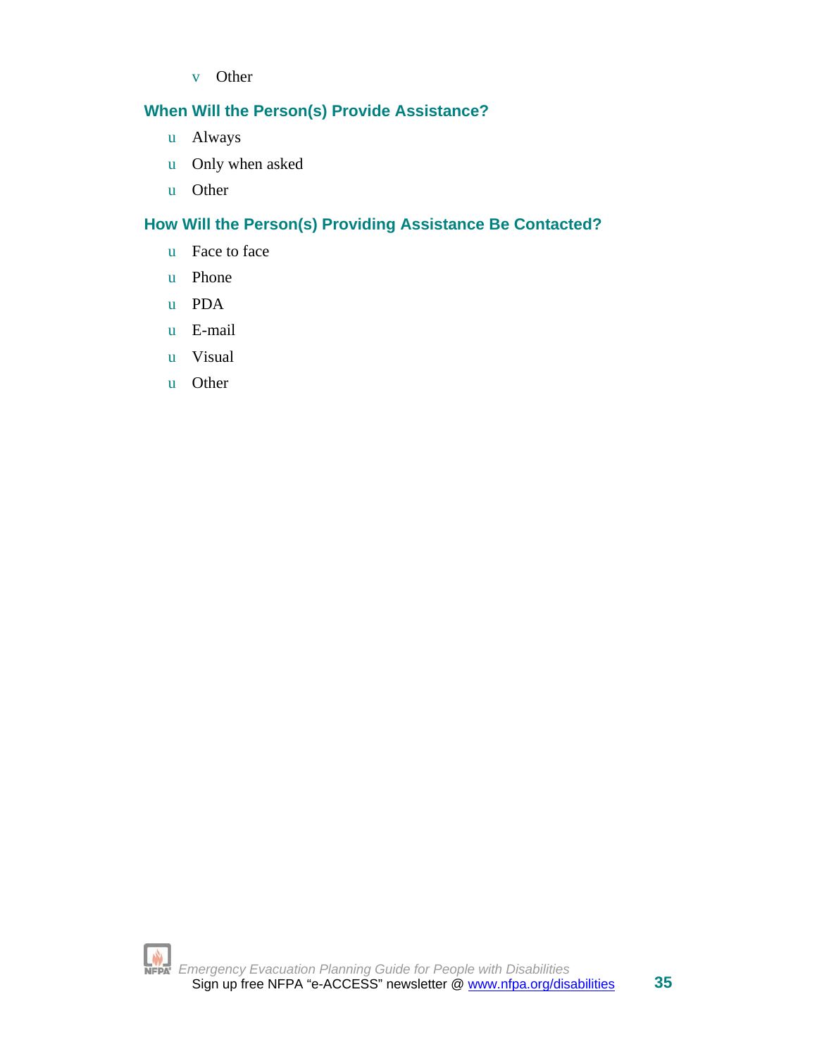- Other

## When Will the Person(s) Provide Assistance?

- Always
- Only when asked
- Other

## How Will the Person(s) Providing Assistance Be Contacted?

- Face to face
- Phone
- PDA
- E-mail
- Visual
- Other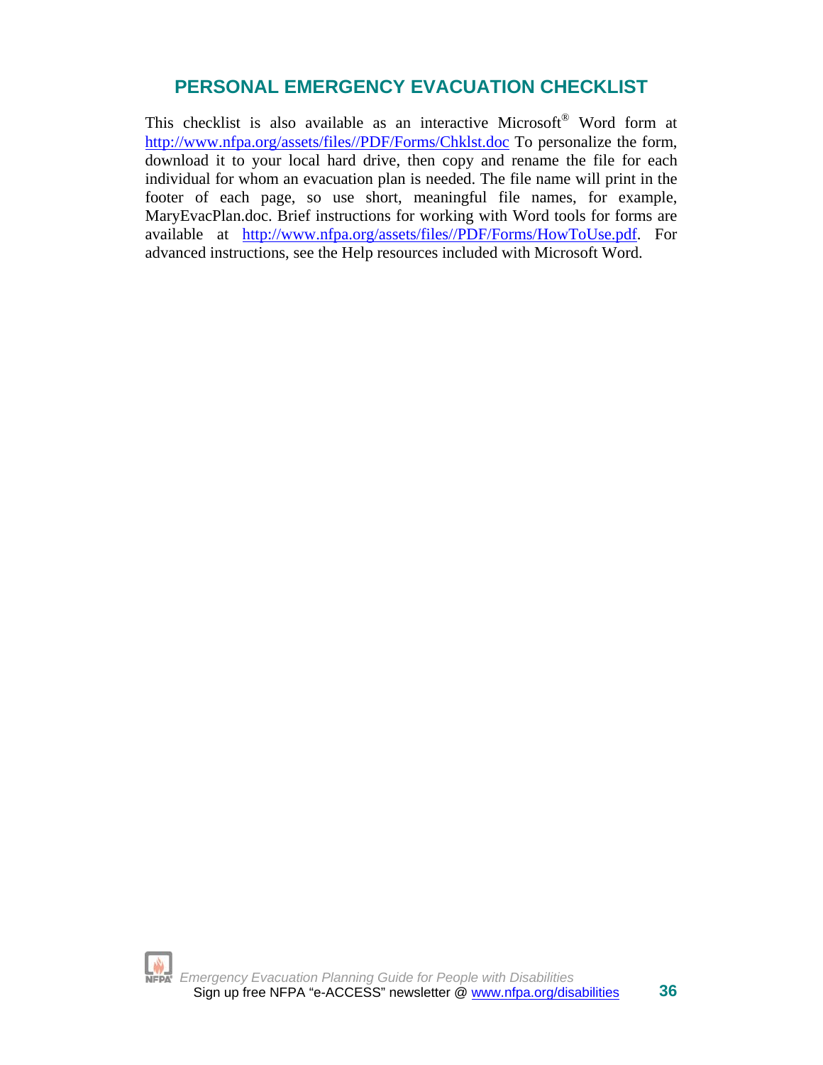## PERSONAL EMERGENCY EVACUATION CHECKLIST

This checklist is also available as an interactive Microsoft® Word form at http://www.nfpa.org/assets/files//PDF/Forms/Chklst.doc To personalize the form, download it to your local hard drive, then copy and rename the file for each individual for whom an evacuation plan is needed. The file name will print in the footer of each page, so use short, meaningful file names, for example, MaryEvacPlan.doc. Brief instructions for working with Word tools for forms are available at http://www.nfpa.org/assets/files//PDF/Forms/HowToUse.pdf. For advanced instructions, see the Help resources included with Microsoft Word.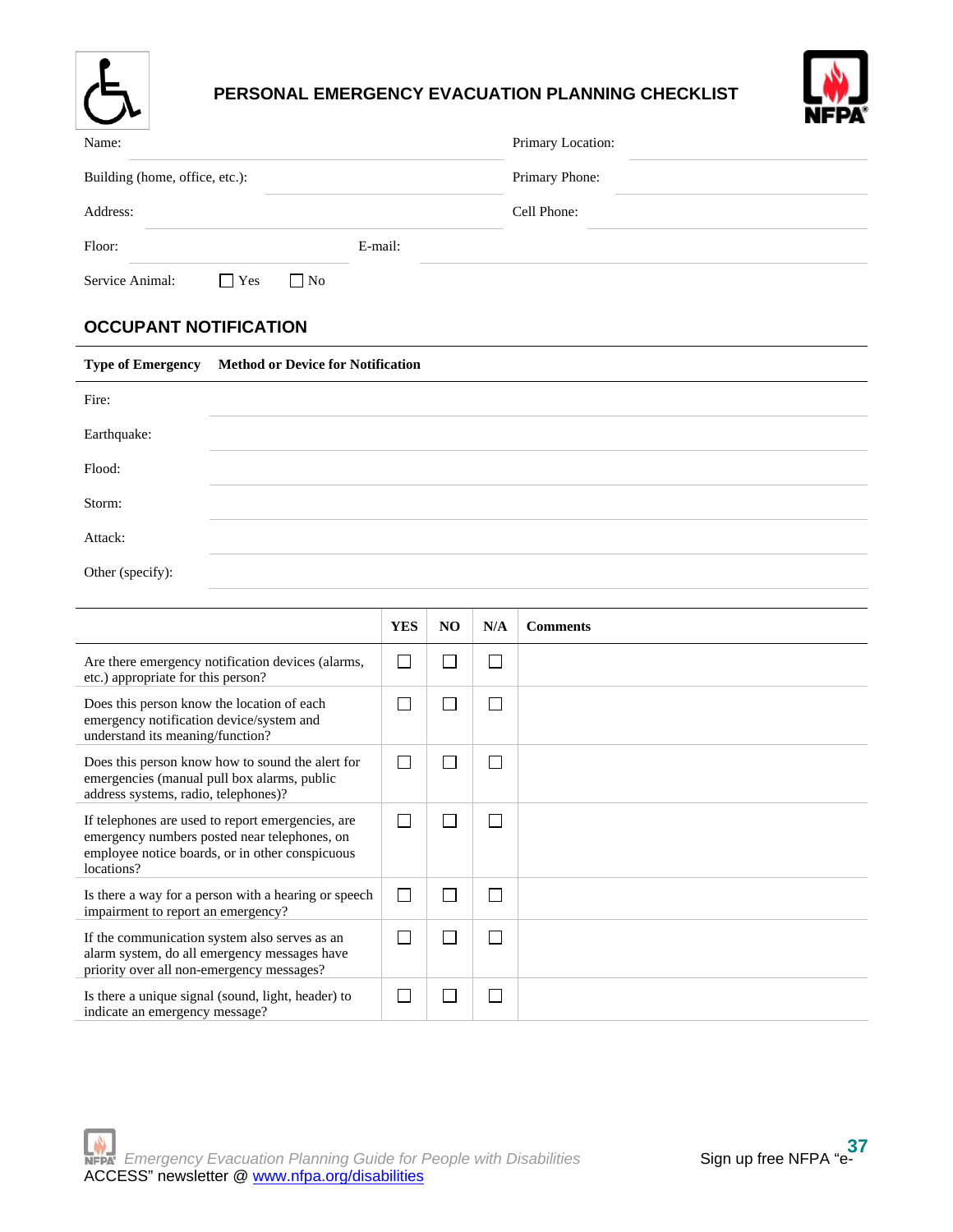# PERSONAL EMERGENCY EVACUATION PLANNING CHECKLIST

| | | | |
|---|---|---|---|
| Name: | | Primary Location: | |
| Building (home, office, etc.): | | Primary Phone: | |
| Address: | | Cell Phone: | |
| Floor: | | E-mail: | |

Service Animal: ☐ Yes ☐ No

## OCCUPANT NOTIFICATION

| Type of Emergency | Method or Device for Notification |
|---|---|
| Fire: | |
| Earthquake: | |
| Flood: | |
| Storm: | |
| Attack: | |
| Other (specify): | |

| | YES | NO | N/A | Comments |
|---|---|---|---|---|
| Are there emergency notification devices (alarms, etc.) appropriate for this person? | ☐ | ☐ | ☐ | |
| Does this person know the location of each emergency notification device/system and understand its meaning/function? | ☐ | ☐ | ☐ | |
| Does this person know how to sound the alert for emergencies (manual pull box alarms, public address systems, radio, telephones)? | ☐ | ☐ | ☐ | |
| If telephones are used to report emergencies, are emergency numbers posted near telephones, on employee notice boards, or in other conspicuous locations? | ☐ | ☐ | ☐ | |
| Is there a way for a person with a hearing or speech impairment to report an emergency? | ☐ | ☐ | ☐ | |
| If the communication system also serves as an alarm system, do all emergency messages have priority over all non-emergency messages? | ☐ | ☐ | ☐ | |
| Is there a unique signal (sound, light, header) to indicate an emergency message? | ☐ | ☐ | ☐ | |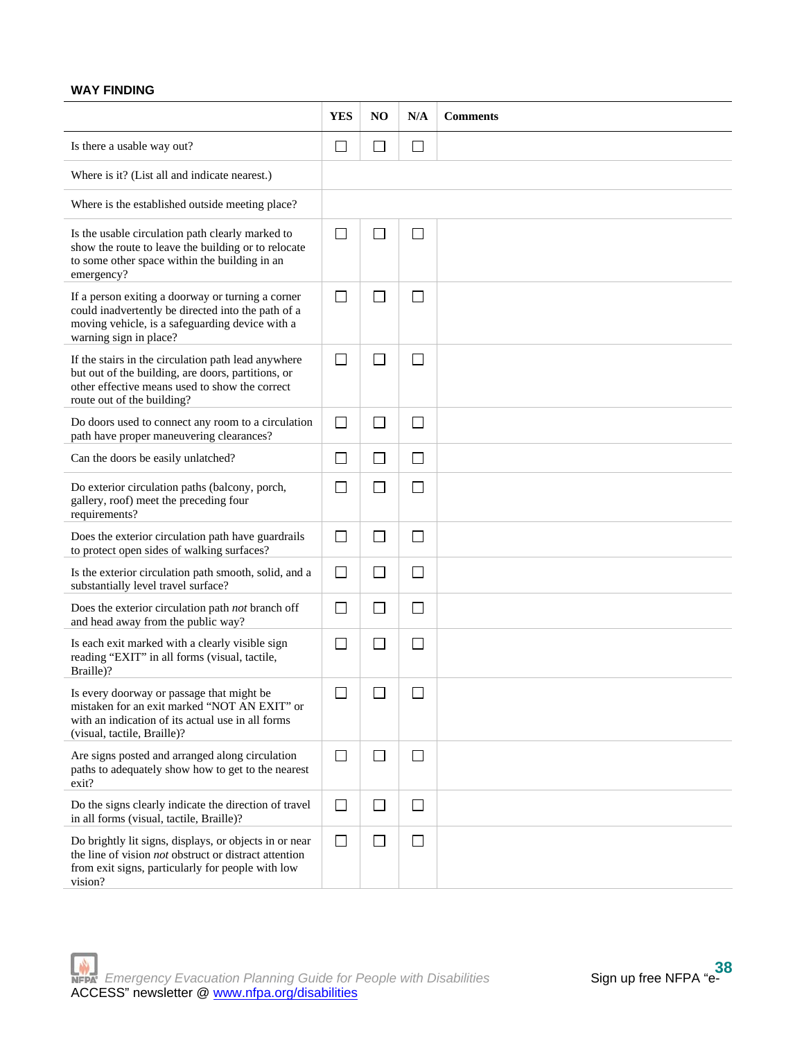**WAY FINDING**

| | YES | NO | N/A | Comments |
|---|---|---|---|---|
| Is there a usable way out? | ☐ | ☐ | ☐ | |
| Where is it? (List all and indicate nearest.) | | | | |
| Where is the established outside meeting place? | | | | |
| Is the usable circulation path clearly marked to show the route to leave the building or to relocate to some other space within the building in an emergency? | ☐ | ☐ | ☐ | |
| If a person exiting a doorway or turning a corner could inadvertently be directed into the path of a moving vehicle, is a safeguarding device with a warning sign in place? | ☐ | ☐ | ☐ | |
| If the stairs in the circulation path lead anywhere but out of the building, are doors, partitions, or other effective means used to show the correct route out of the building? | ☐ | ☐ | ☐ | |
| Do doors used to connect any room to a circulation path have proper maneuvering clearances? | ☐ | ☐ | ☐ | |
| Can the doors be easily unlatched? | ☐ | ☐ | ☐ | |
| Do exterior circulation paths (balcony, porch, gallery, roof) meet the preceding four requirements? | ☐ | ☐ | ☐ | |
| Does the exterior circulation path have guardrails to protect open sides of walking surfaces? | ☐ | ☐ | ☐ | |
| Is the exterior circulation path smooth, solid, and a substantially level travel surface? | ☐ | ☐ | ☐ | |
| Does the exterior circulation path *not* branch off and head away from the public way? | ☐ | ☐ | ☐ | |
| Is each exit marked with a clearly visible sign reading "EXIT" in all forms (visual, tactile, Braille)? | ☐ | ☐ | ☐ | |
| Is every doorway or passage that might be mistaken for an exit marked "NOT AN EXIT" or with an indication of its actual use in all forms (visual, tactile, Braille)? | ☐ | ☐ | ☐ | |
| Are signs posted and arranged along circulation paths to adequately show how to get to the nearest exit? | ☐ | ☐ | ☐ | |
| Do the signs clearly indicate the direction of travel in all forms (visual, tactile, Braille)? | ☐ | ☐ | ☐ | |
| Do brightly lit signs, displays, or objects in or near the line of vision *not* obstruct or distract attention from exit signs, particularly for people with low vision? | ☐ | ☐ | ☐ | |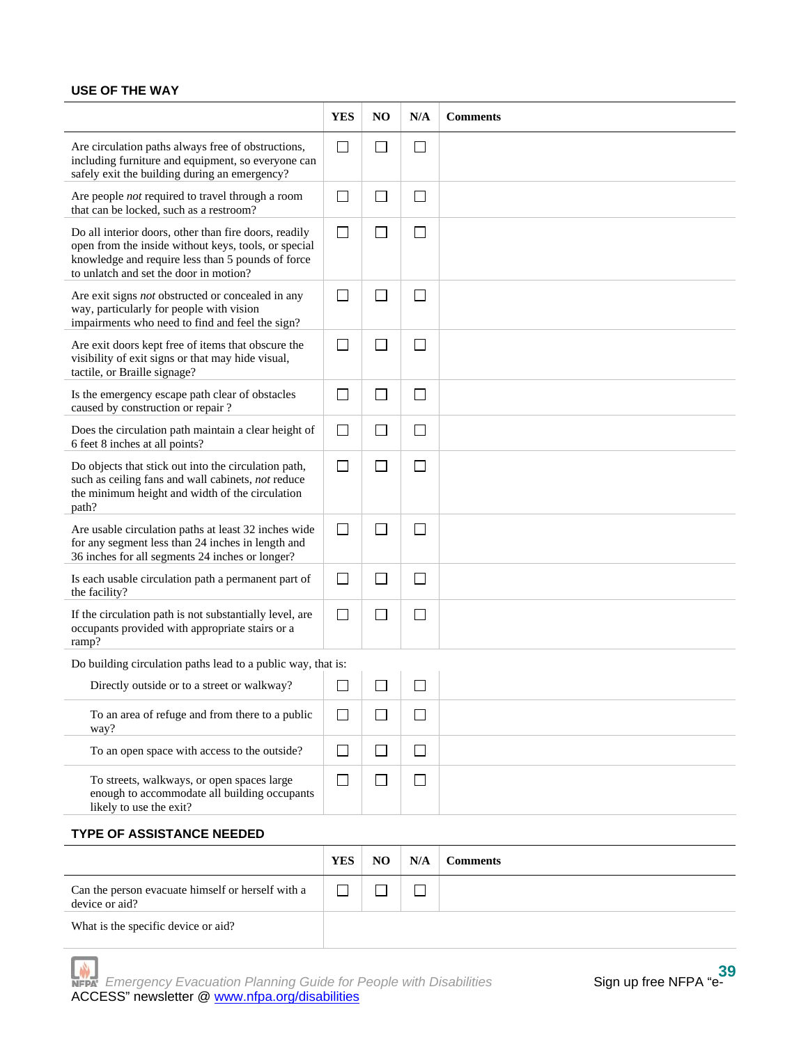## USE OF THE WAY

| | YES | NO | N/A | Comments |
|---|---|---|---|---|
| Are circulation paths always free of obstructions, including furniture and equipment, so everyone can safely exit the building during an emergency? | ☐ | ☐ | ☐ | |
| Are people *not* required to travel through a room that can be locked, such as a restroom? | ☐ | ☐ | ☐ | |
| Do all interior doors, other than fire doors, readily open from the inside without keys, tools, or special knowledge and require less than 5 pounds of force to unlatch and set the door in motion? | ☐ | ☐ | ☐ | |
| Are exit signs *not* obstructed or concealed in any way, particularly for people with vision impairments who need to find and feel the sign? | ☐ | ☐ | ☐ | |
| Are exit doors kept free of items that obscure the visibility of exit signs or that may hide visual, tactile, or Braille signage? | ☐ | ☐ | ☐ | |
| Is the emergency escape path clear of obstacles caused by construction or repair ? | ☐ | ☐ | ☐ | |
| Does the circulation path maintain a clear height of 6 feet 8 inches at all points? | ☐ | ☐ | ☐ | |
| Do objects that stick out into the circulation path, such as ceiling fans and wall cabinets, *not* reduce the minimum height and width of the circulation path? | ☐ | ☐ | ☐ | |
| Are usable circulation paths at least 32 inches wide for any segment less than 24 inches in length and 36 inches for all segments 24 inches or longer? | ☐ | ☐ | ☐ | |
| Is each usable circulation path a permanent part of the facility? | ☐ | ☐ | ☐ | |
| If the circulation path is not substantially level, are occupants provided with appropriate stairs or a ramp? | ☐ | ☐ | ☐ | |
| Do building circulation paths lead to a public way, that is: | | | | |
| Directly outside or to a street or walkway? | ☐ | ☐ | ☐ | |
| To an area of refuge and from there to a public way? | ☐ | ☐ | ☐ | |
| To an open space with access to the outside? | ☐ | ☐ | ☐ | |
| To streets, walkways, or open spaces large enough to accommodate all building occupants likely to use the exit? | ☐ | ☐ | ☐ | |

## TYPE OF ASSISTANCE NEEDED

| | YES | NO | N/A | Comments |
|---|---|---|---|---|
| Can the person evacuate himself or herself with a device or aid? | ☐ | ☐ | ☐ | |
| What is the specific device or aid? | | | | |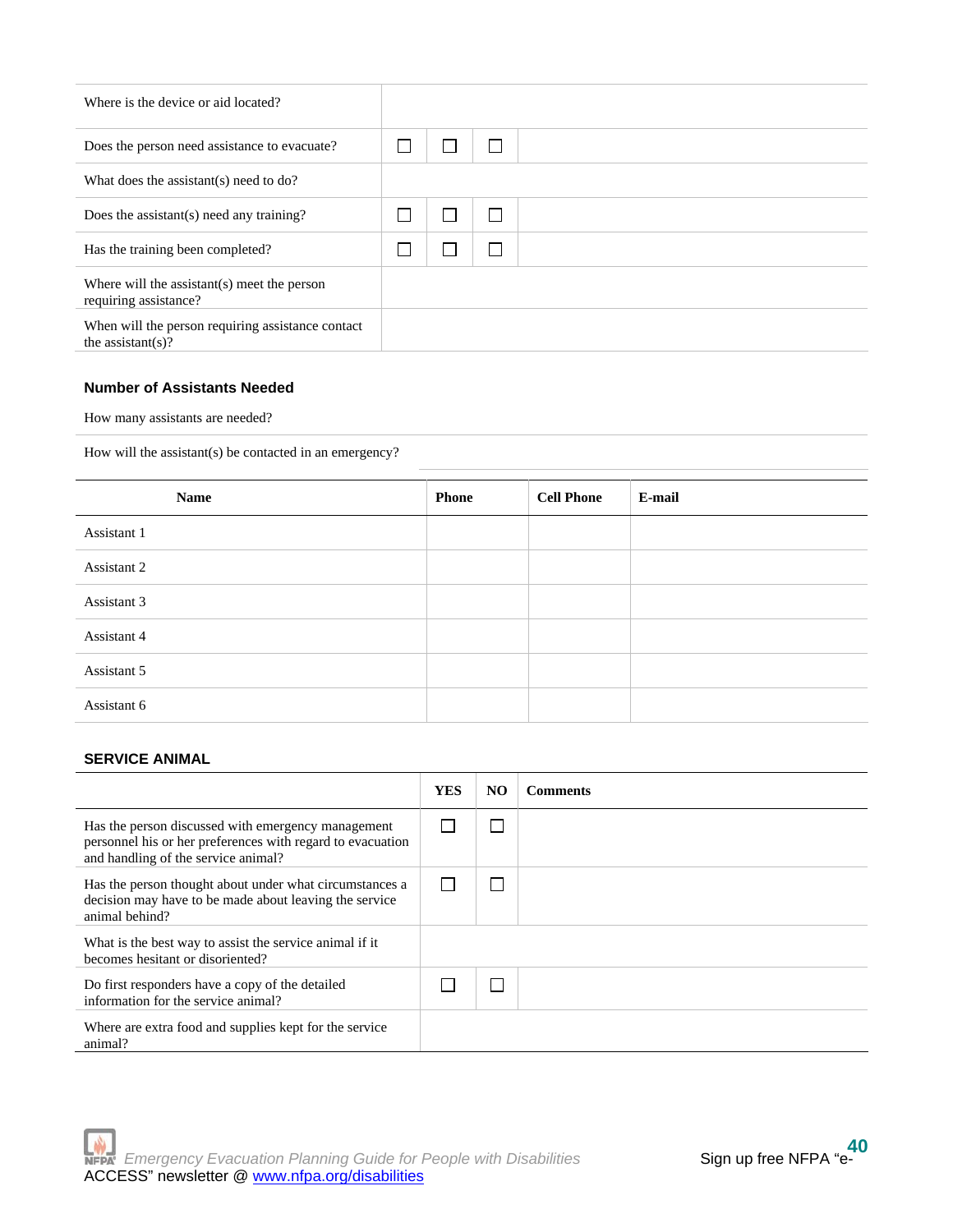| | | | | |
|---|---|---|---|---|
| Where is the device or aid located? | | | | |
| Does the person need assistance to evacuate? | ☐ | ☐ | ☐ | |
| What does the assistant(s) need to do? | | | | |
| Does the assistant(s) need any training? | ☐ | ☐ | ☐ | |
| Has the training been completed? | ☐ | ☐ | ☐ | |
| Where will the assistant(s) meet the person requiring assistance? | | | | |
| When will the person requiring assistance contact the assistant(s)? | | | | |

### Number of Assistants Needed

How many assistants are needed?

How will the assistant(s) be contacted in an emergency?

| Name | Phone | Cell Phone | E-mail |
|---|---|---|---|
| Assistant 1 | | | |
| Assistant 2 | | | |
| Assistant 3 | | | |
| Assistant 4 | | | |
| Assistant 5 | | | |
| Assistant 6 | | | |

### SERVICE ANIMAL

| | YES | NO | Comments |
|---|---|---|---|
| Has the person discussed with emergency management personnel his or her preferences with regard to evacuation and handling of the service animal? | ☐ | ☐ | |
| Has the person thought about under what circumstances a decision may have to be made about leaving the service animal behind? | ☐ | ☐ | |
| What is the best way to assist the service animal if it becomes hesitant or disoriented? | | | |
| Do first responders have a copy of the detailed information for the service animal? | ☐ | ☐ | |
| Where are extra food and supplies kept for the service animal? | | | |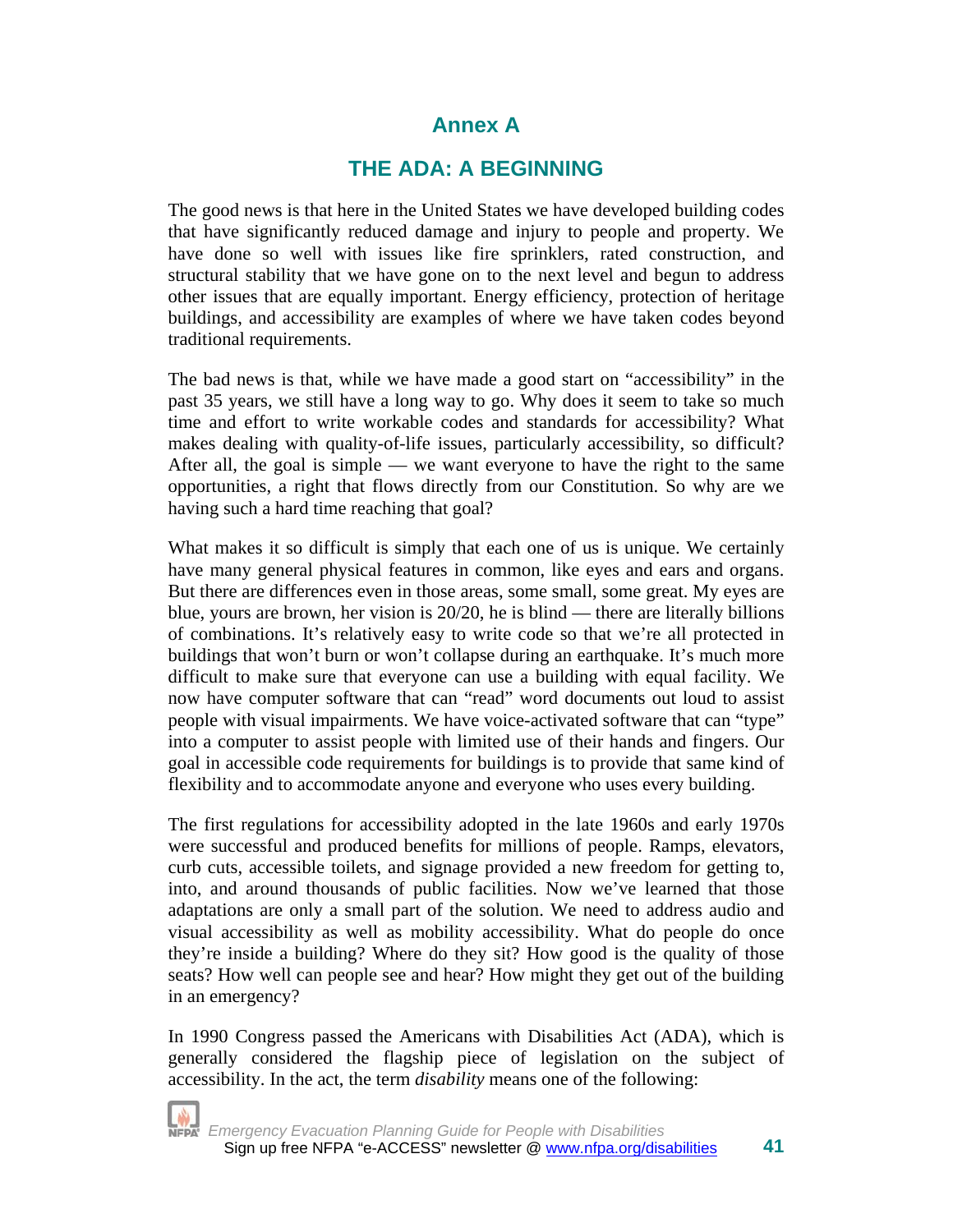# Annex A

## THE ADA: A BEGINNING

The good news is that here in the United States we have developed building codes that have significantly reduced damage and injury to people and property. We have done so well with issues like fire sprinklers, rated construction, and structural stability that we have gone on to the next level and begun to address other issues that are equally important. Energy efficiency, protection of heritage buildings, and accessibility are examples of where we have taken codes beyond traditional requirements.

The bad news is that, while we have made a good start on "accessibility" in the past 35 years, we still have a long way to go. Why does it seem to take so much time and effort to write workable codes and standards for accessibility? What makes dealing with quality-of-life issues, particularly accessibility, so difficult? After all, the goal is simple — we want everyone to have the right to the same opportunities, a right that flows directly from our Constitution. So why are we having such a hard time reaching that goal?

What makes it so difficult is simply that each one of us is unique. We certainly have many general physical features in common, like eyes and ears and organs. But there are differences even in those areas, some small, some great. My eyes are blue, yours are brown, her vision is 20/20, he is blind — there are literally billions of combinations. It's relatively easy to write code so that we're all protected in buildings that won't burn or won't collapse during an earthquake. It's much more difficult to make sure that everyone can use a building with equal facility. We now have computer software that can "read" word documents out loud to assist people with visual impairments. We have voice-activated software that can "type" into a computer to assist people with limited use of their hands and fingers. Our goal in accessible code requirements for buildings is to provide that same kind of flexibility and to accommodate anyone and everyone who uses every building.

The first regulations for accessibility adopted in the late 1960s and early 1970s were successful and produced benefits for millions of people. Ramps, elevators, curb cuts, accessible toilets, and signage provided a new freedom for getting to, into, and around thousands of public facilities. Now we've learned that those adaptations are only a small part of the solution. We need to address audio and visual accessibility as well as mobility accessibility. What do people do once they're inside a building? Where do they sit? How good is the quality of those seats? How well can people see and hear? How might they get out of the building in an emergency?

In 1990 Congress passed the Americans with Disabilities Act (ADA), which is generally considered the flagship piece of legislation on the subject of accessibility. In the act, the term *disability* means one of the following: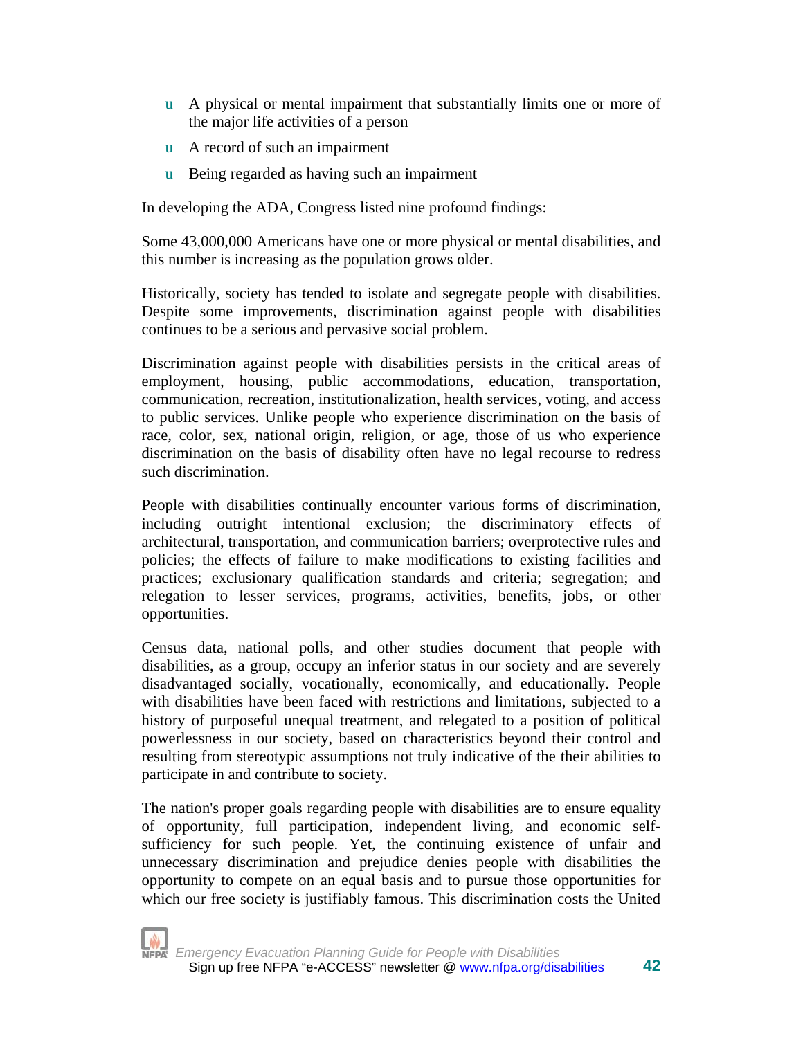- A physical or mental impairment that substantially limits one or more of the major life activities of a person
- A record of such an impairment
- Being regarded as having such an impairment

In developing the ADA, Congress listed nine profound findings:

Some 43,000,000 Americans have one or more physical or mental disabilities, and this number is increasing as the population grows older.

Historically, society has tended to isolate and segregate people with disabilities. Despite some improvements, discrimination against people with disabilities continues to be a serious and pervasive social problem.

Discrimination against people with disabilities persists in the critical areas of employment, housing, public accommodations, education, transportation, communication, recreation, institutionalization, health services, voting, and access to public services. Unlike people who experience discrimination on the basis of race, color, sex, national origin, religion, or age, those of us who experience discrimination on the basis of disability often have no legal recourse to redress such discrimination.

People with disabilities continually encounter various forms of discrimination, including outright intentional exclusion; the discriminatory effects of architectural, transportation, and communication barriers; overprotective rules and policies; the effects of failure to make modifications to existing facilities and practices; exclusionary qualification standards and criteria; segregation; and relegation to lesser services, programs, activities, benefits, jobs, or other opportunities.

Census data, national polls, and other studies document that people with disabilities, as a group, occupy an inferior status in our society and are severely disadvantaged socially, vocationally, economically, and educationally. People with disabilities have been faced with restrictions and limitations, subjected to a history of purposeful unequal treatment, and relegated to a position of political powerlessness in our society, based on characteristics beyond their control and resulting from stereotypic assumptions not truly indicative of the their abilities to participate in and contribute to society.

The nation's proper goals regarding people with disabilities are to ensure equality of opportunity, full participation, independent living, and economic self-sufficiency for such people. Yet, the continuing existence of unfair and unnecessary discrimination and prejudice denies people with disabilities the opportunity to compete on an equal basis and to pursue those opportunities for which our free society is justifiably famous. This discrimination costs the United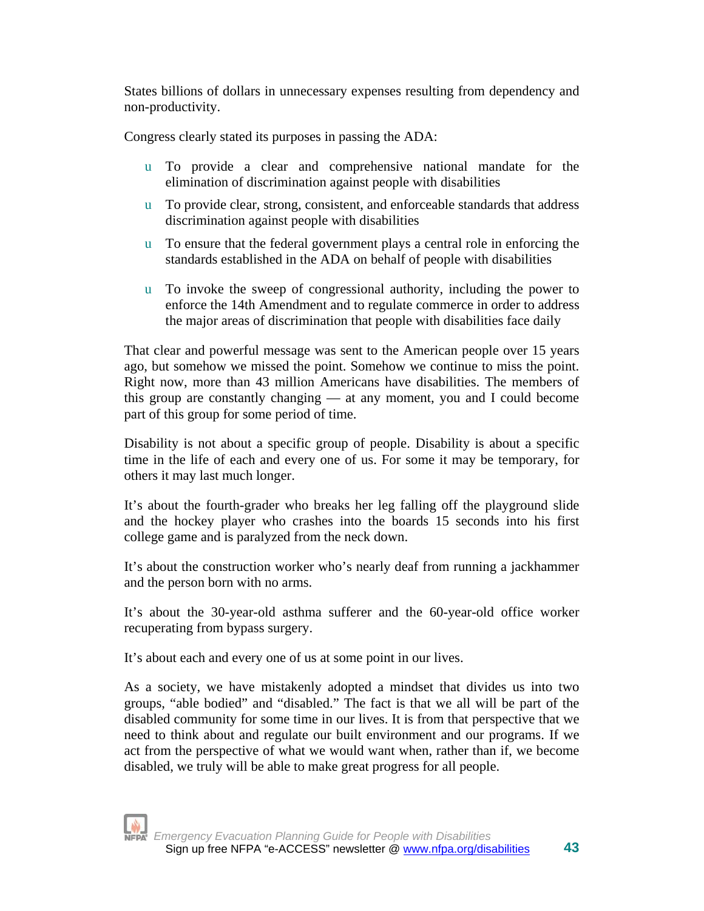States billions of dollars in unnecessary expenses resulting from dependency and non-productivity.

Congress clearly stated its purposes in passing the ADA:

- To provide a clear and comprehensive national mandate for the elimination of discrimination against people with disabilities
- To provide clear, strong, consistent, and enforceable standards that address discrimination against people with disabilities
- To ensure that the federal government plays a central role in enforcing the standards established in the ADA on behalf of people with disabilities
- To invoke the sweep of congressional authority, including the power to enforce the 14th Amendment and to regulate commerce in order to address the major areas of discrimination that people with disabilities face daily

That clear and powerful message was sent to the American people over 15 years ago, but somehow we missed the point. Somehow we continue to miss the point. Right now, more than 43 million Americans have disabilities. The members of this group are constantly changing — at any moment, you and I could become part of this group for some period of time.

Disability is not about a specific group of people. Disability is about a specific time in the life of each and every one of us. For some it may be temporary, for others it may last much longer.

It's about the fourth-grader who breaks her leg falling off the playground slide and the hockey player who crashes into the boards 15 seconds into his first college game and is paralyzed from the neck down.

It's about the construction worker who's nearly deaf from running a jackhammer and the person born with no arms.

It's about the 30-year-old asthma sufferer and the 60-year-old office worker recuperating from bypass surgery.

It's about each and every one of us at some point in our lives.

As a society, we have mistakenly adopted a mindset that divides us into two groups, "able bodied" and "disabled." The fact is that we all will be part of the disabled community for some time in our lives. It is from that perspective that we need to think about and regulate our built environment and our programs. If we act from the perspective of what we would want when, rather than if, we become disabled, we truly will be able to make great progress for all people.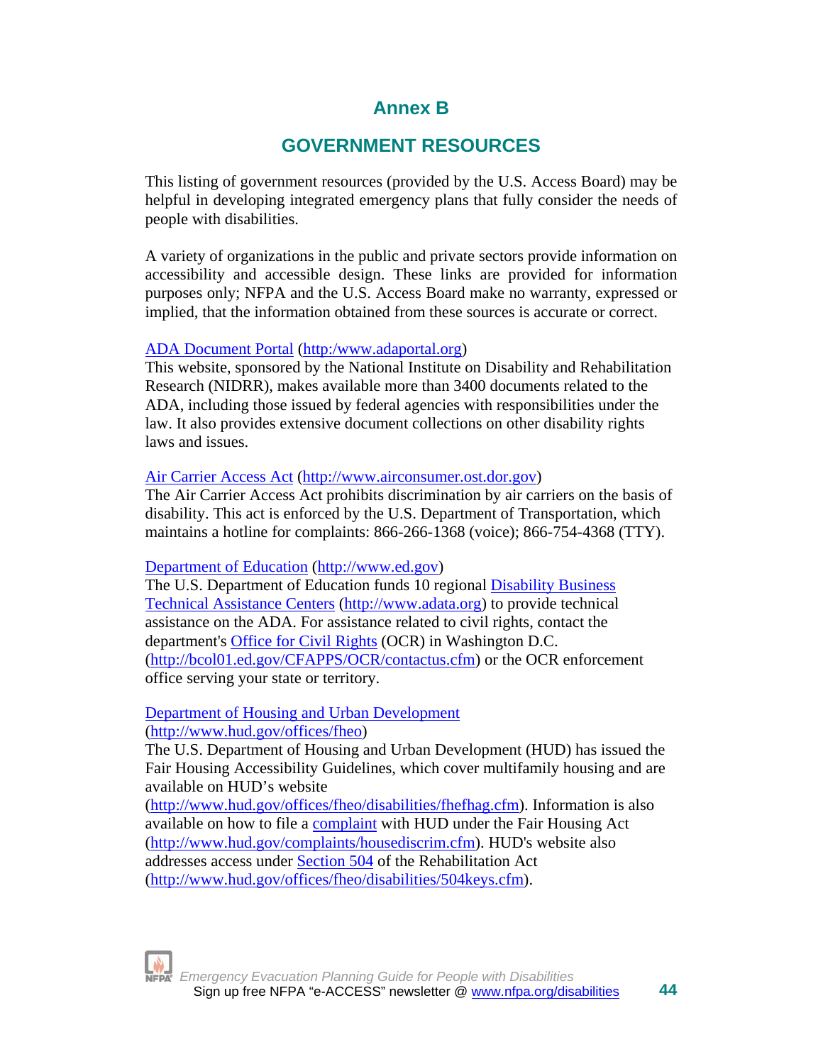# Annex B

## GOVERNMENT RESOURCES

This listing of government resources (provided by the U.S. Access Board) may be helpful in developing integrated emergency plans that fully consider the needs of people with disabilities.

A variety of organizations in the public and private sectors provide information on accessibility and accessible design. These links are provided for information purposes only; NFPA and the U.S. Access Board make no warranty, expressed or implied, that the information obtained from these sources is accurate or correct.

ADA Document Portal (http:/www.adaportal.org)
This website, sponsored by the National Institute on Disability and Rehabilitation Research (NIDRR), makes available more than 3400 documents related to the ADA, including those issued by federal agencies with responsibilities under the law. It also provides extensive document collections on other disability rights laws and issues.

Air Carrier Access Act (http://www.airconsumer.ost.dor.gov)
The Air Carrier Access Act prohibits discrimination by air carriers on the basis of disability. This act is enforced by the U.S. Department of Transportation, which maintains a hotline for complaints: 866-266-1368 (voice); 866-754-4368 (TTY).

Department of Education (http://www.ed.gov)
The U.S. Department of Education funds 10 regional Disability Business Technical Assistance Centers (http://www.adata.org) to provide technical assistance on the ADA. For assistance related to civil rights, contact the department's Office for Civil Rights (OCR) in Washington D.C. (http://bcol01.ed.gov/CFAPPS/OCR/contactus.cfm) or the OCR enforcement office serving your state or territory.

Department of Housing and Urban Development (http://www.hud.gov/offices/fheo)
The U.S. Department of Housing and Urban Development (HUD) has issued the Fair Housing Accessibility Guidelines, which cover multifamily housing and are available on HUD's website (http://www.hud.gov/offices/fheo/disabilities/fhefhag.cfm). Information is also available on how to file a complaint with HUD under the Fair Housing Act (http://www.hud.gov/complaints/housediscrim.cfm). HUD's website also addresses access under Section 504 of the Rehabilitation Act (http://www.hud.gov/offices/fheo/disabilities/504keys.cfm).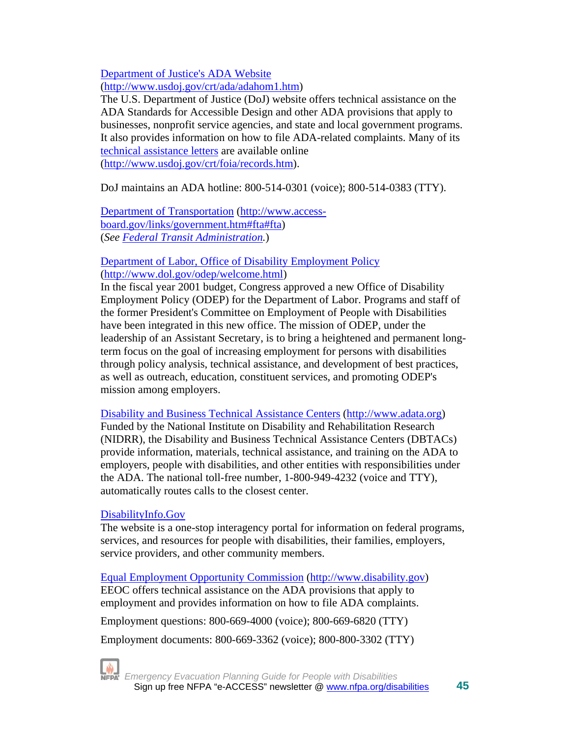[Department of Justice's ADA Website](http://www.usdoj.gov/crt/ada/adahom1.htm)
(http://www.usdoj.gov/crt/ada/adahom1.htm)
The U.S. Department of Justice (DoJ) website offers technical assistance on the ADA Standards for Accessible Design and other ADA provisions that apply to businesses, nonprofit service agencies, and state and local government programs. It also provides information on how to file ADA-related complaints. Many of its technical assistance letters are available online (http://www.usdoj.gov/crt/foia/records.htm).

DoJ maintains an ADA hotline: 800-514-0301 (voice); 800-514-0383 (TTY).

Department of Transportation (http://www.access-board.gov/links/government.htm#fta#fta)
(*See Federal Transit Administration.*)

Department of Labor, Office of Disability Employment Policy
(http://www.dol.gov/odep/welcome.html)
In the fiscal year 2001 budget, Congress approved a new Office of Disability Employment Policy (ODEP) for the Department of Labor. Programs and staff of the former President's Committee on Employment of People with Disabilities have been integrated in this new office. The mission of ODEP, under the leadership of an Assistant Secretary, is to bring a heightened and permanent long-term focus on the goal of increasing employment for persons with disabilities through policy analysis, technical assistance, and development of best practices, as well as outreach, education, constituent services, and promoting ODEP's mission among employers.

Disability and Business Technical Assistance Centers (http://www.adata.org)
Funded by the National Institute on Disability and Rehabilitation Research (NIDRR), the Disability and Business Technical Assistance Centers (DBTACs) provide information, materials, technical assistance, and training on the ADA to employers, people with disabilities, and other entities with responsibilities under the ADA. The national toll-free number, 1-800-949-4232 (voice and TTY), automatically routes calls to the closest center.

DisabilityInfo.Gov
The website is a one-stop interagency portal for information on federal programs, services, and resources for people with disabilities, their families, employers, service providers, and other community members.

Equal Employment Opportunity Commission (http://www.disability.gov)
EEOC offers technical assistance on the ADA provisions that apply to employment and provides information on how to file ADA complaints.

Employment questions: 800-669-4000 (voice); 800-669-6820 (TTY)

Employment documents: 800-669-3362 (voice); 800-800-3302 (TTY)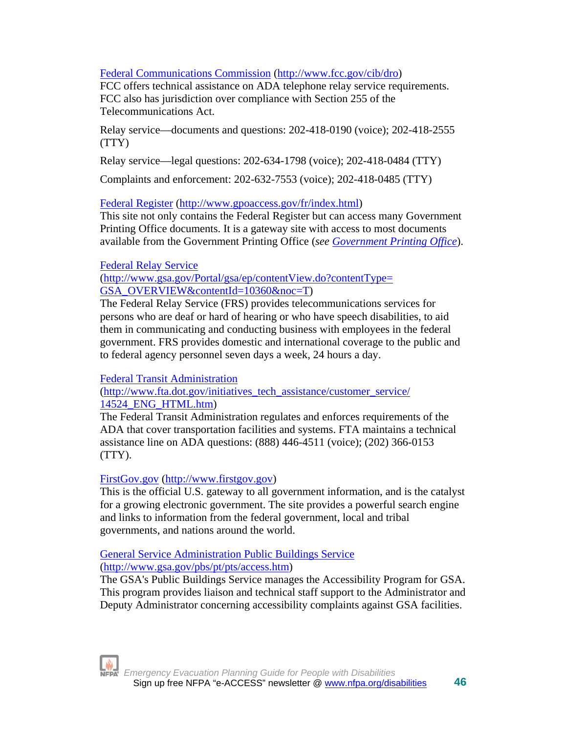[Federal Communications Commission](http://www.fcc.gov/cib/dro) (http://www.fcc.gov/cib/dro)
FCC offers technical assistance on ADA telephone relay service requirements. FCC also has jurisdiction over compliance with Section 255 of the Telecommunications Act.

Relay service—documents and questions: 202-418-0190 (voice); 202-418-2555 (TTY)

Relay service—legal questions: 202-634-1798 (voice); 202-418-0484 (TTY)

Complaints and enforcement: 202-632-7553 (voice); 202-418-0485 (TTY)

[Federal Register](http://www.gpoaccess.gov/fr/index.html) (http://www.gpoaccess.gov/fr/index.html)
This site not only contains the Federal Register but can access many Government Printing Office documents. It is a gateway site with access to most documents available from the Government Printing Office (*see* *Government Printing Office*).

[Federal Relay Service](http://www.gsa.gov/Portal/gsa/ep/contentView.do?contentType=GSA_OVERVIEW&contentId=10360&noc=T)
(http://www.gsa.gov/Portal/gsa/ep/contentView.do?contentType=GSA_OVERVIEW&contentId=10360&noc=T)
The Federal Relay Service (FRS) provides telecommunications services for persons who are deaf or hard of hearing or who have speech disabilities, to aid them in communicating and conducting business with employees in the federal government. FRS provides domestic and international coverage to the public and to federal agency personnel seven days a week, 24 hours a day.

[Federal Transit Administration](http://www.fta.dot.gov/initiatives_tech_assistance/customer_service/14524_ENG_HTML.htm)
(http://www.fta.dot.gov/initiatives_tech_assistance/customer_service/14524_ENG_HTML.htm)
The Federal Transit Administration regulates and enforces requirements of the ADA that cover transportation facilities and systems. FTA maintains a technical assistance line on ADA questions: (888) 446-4511 (voice); (202) 366-0153 (TTY).

[FirstGov.gov](http://www.firstgov.gov) (http://www.firstgov.gov)
This is the official U.S. gateway to all government information, and is the catalyst for a growing electronic government. The site provides a powerful search engine and links to information from the federal government, local and tribal governments, and nations around the world.

[General Service Administration Public Buildings Service](http://www.gsa.gov/pbs/pt/pts/access.htm)
(http://www.gsa.gov/pbs/pt/pts/access.htm)
The GSA's Public Buildings Service manages the Accessibility Program for GSA. This program provides liaison and technical staff support to the Administrator and Deputy Administrator concerning accessibility complaints against GSA facilities.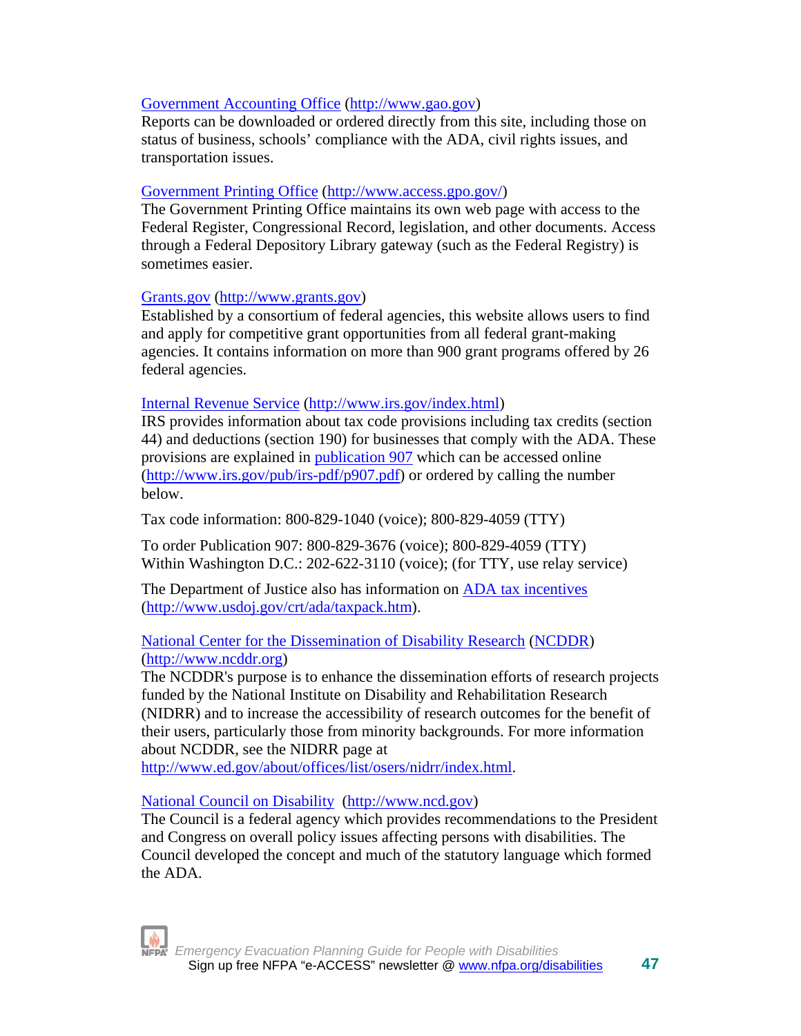[Government Accounting Office](http://www.gao.gov) (http://www.gao.gov)
Reports can be downloaded or ordered directly from this site, including those on status of business, schools' compliance with the ADA, civil rights issues, and transportation issues.

[Government Printing Office](http://www.access.gpo.gov/) (http://www.access.gpo.gov/)
The Government Printing Office maintains its own web page with access to the Federal Register, Congressional Record, legislation, and other documents. Access through a Federal Depository Library gateway (such as the Federal Registry) is sometimes easier.

[Grants.gov](http://www.grants.gov) (http://www.grants.gov)
Established by a consortium of federal agencies, this website allows users to find and apply for competitive grant opportunities from all federal grant-making agencies. It contains information on more than 900 grant programs offered by 26 federal agencies.

[Internal Revenue Service](http://www.irs.gov/index.html) (http://www.irs.gov/index.html)
IRS provides information about tax code provisions including tax credits (section 44) and deductions (section 190) for businesses that comply with the ADA. These provisions are explained in [publication 907](http://www.irs.gov/pub/irs-pdf/p907.pdf) which can be accessed online (http://www.irs.gov/pub/irs-pdf/p907.pdf) or ordered by calling the number below.

Tax code information: 800-829-1040 (voice); 800-829-4059 (TTY)

To order Publication 907: 800-829-3676 (voice); 800-829-4059 (TTY)
Within Washington D.C.: 202-622-3110 (voice); (for TTY, use relay service)

The Department of Justice also has information on [ADA tax incentives](http://www.usdoj.gov/crt/ada/taxpack.htm) (http://www.usdoj.gov/crt/ada/taxpack.htm).

[National Center for the Dissemination of Disability Research](http://www.ncddr.org) ([NCDDR](http://www.ncddr.org)) (http://www.ncddr.org)
The NCDDR's purpose is to enhance the dissemination efforts of research projects funded by the National Institute on Disability and Rehabilitation Research (NIDRR) and to increase the accessibility of research outcomes for the benefit of their users, particularly those from minority backgrounds. For more information about NCDDR, see the NIDRR page at http://www.ed.gov/about/offices/list/osers/nidrr/index.html.

[National Council on Disability](http://www.ncd.gov) (http://www.ncd.gov)
The Council is a federal agency which provides recommendations to the President and Congress on overall policy issues affecting persons with disabilities. The Council developed the concept and much of the statutory language which formed the ADA.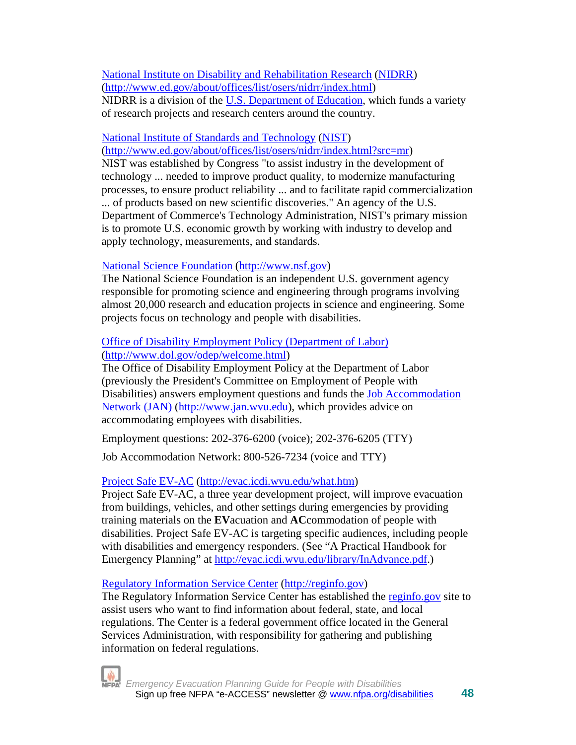[National Institute on Disability and Rehabilitation Research](http://www.ed.gov/about/offices/list/osers/nidrr/index.html) ([NIDRR](http://www.ed.gov/about/offices/list/osers/nidrr/index.html)) ([http://www.ed.gov/about/offices/list/osers/nidrr/index.html](http://www.ed.gov/about/offices/list/osers/nidrr/index.html))
NIDRR is a division of the [U.S. Department of Education](http://www.ed.gov), which funds a variety of research projects and research centers around the country.

[National Institute of Standards and Technology](http://www.nist.gov) ([NIST](http://www.nist.gov)) ([http://www.ed.gov/about/offices/list/osers/nidrr/index.html?src=mr](http://www.ed.gov/about/offices/list/osers/nidrr/index.html?src=mr))
NIST was established by Congress "to assist industry in the development of technology ... needed to improve product quality, to modernize manufacturing processes, to ensure product reliability ... and to facilitate rapid commercialization ... of products based on new scientific discoveries." An agency of the U.S. Department of Commerce's Technology Administration, NIST's primary mission is to promote U.S. economic growth by working with industry to develop and apply technology, measurements, and standards.

[National Science Foundation](http://www.nsf.gov) ([http://www.nsf.gov](http://www.nsf.gov))
The National Science Foundation is an independent U.S. government agency responsible for promoting science and engineering through programs involving almost 20,000 research and education projects in science and engineering. Some projects focus on technology and people with disabilities.

[Office of Disability Employment Policy (Department of Labor)](http://www.dol.gov/odep/welcome.html) ([http://www.dol.gov/odep/welcome.html](http://www.dol.gov/odep/welcome.html))
The Office of Disability Employment Policy at the Department of Labor (previously the President's Committee on Employment of People with Disabilities) answers employment questions and funds the [Job Accommodation Network (JAN)](http://www.jan.wvu.edu) ([http://www.jan.wvu.edu](http://www.jan.wvu.edu)), which provides advice on accommodating employees with disabilities.

Employment questions: 202-376-6200 (voice); 202-376-6205 (TTY)

Job Accommodation Network: 800-526-7234 (voice and TTY)

[Project Safe EV-AC](http://evac.icdi.wvu.edu/what.htm) ([http://evac.icdi.wvu.edu/what.htm](http://evac.icdi.wvu.edu/what.htm))
Project Safe EV-AC, a three year development project, will improve evacuation from buildings, vehicles, and other settings during emergencies by providing training materials on the **EV**acuation and **AC**commodation of people with disabilities. Project Safe EV-AC is targeting specific audiences, including people with disabilities and emergency responders. (See "A Practical Handbook for Emergency Planning" at [http://evac.icdi.wvu.edu/library/InAdvance.pdf](http://evac.icdi.wvu.edu/library/InAdvance.pdf).)

[Regulatory Information Service Center](http://reginfo.gov) ([http://reginfo.gov](http://reginfo.gov))
The Regulatory Information Service Center has established the [reginfo.gov](http://reginfo.gov) site to assist users who want to find information about federal, state, and local regulations. The Center is a federal government office located in the General Services Administration, with responsibility for gathering and publishing information on federal regulations.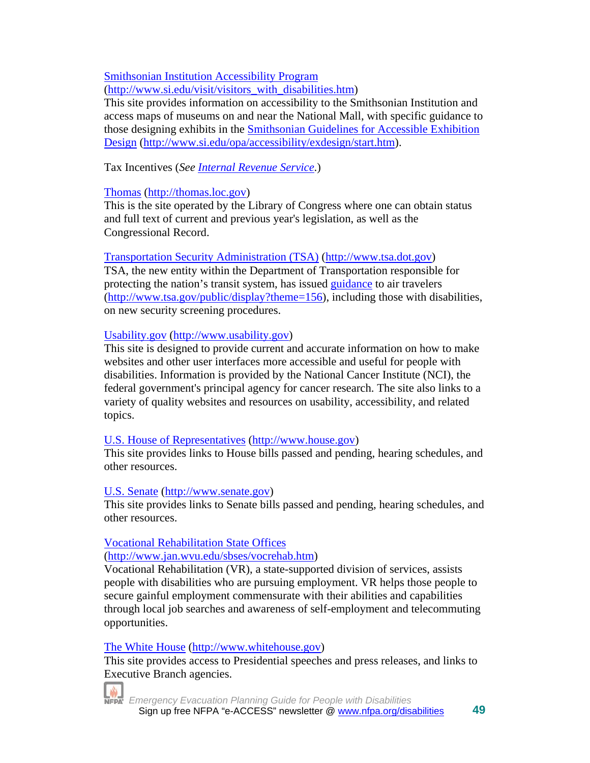[Smithsonian Institution Accessibility Program](http://www.si.edu/visit/visitors_with_disabilities.htm) (http://www.si.edu/visit/visitors_with_disabilities.htm)
This site provides information on accessibility to the Smithsonian Institution and access maps of museums on and near the National Mall, with specific guidance to those designing exhibits in the [Smithsonian Guidelines for Accessible Exhibition Design](http://www.si.edu/opa/accessibility/exdesign/start.htm) (http://www.si.edu/opa/accessibility/exdesign/start.htm).

Tax Incentives (*See Internal Revenue Service.*)

[Thomas](http://thomas.loc.gov) (http://thomas.loc.gov)
This is the site operated by the Library of Congress where one can obtain status and full text of current and previous year's legislation, as well as the Congressional Record.

[Transportation Security Administration (TSA)](http://www.tsa.dot.gov) (http://www.tsa.dot.gov)
TSA, the new entity within the Department of Transportation responsible for protecting the nation's transit system, has issued [guidance](http://www.tsa.gov/public/display?theme=156) to air travelers (http://www.tsa.gov/public/display?theme=156), including those with disabilities, on new security screening procedures.

[Usability.gov](http://www.usability.gov) (http://www.usability.gov)
This site is designed to provide current and accurate information on how to make websites and other user interfaces more accessible and useful for people with disabilities. Information is provided by the National Cancer Institute (NCI), the federal government's principal agency for cancer research. The site also links to a variety of quality websites and resources on usability, accessibility, and related topics.

[U.S. House of Representatives](http://www.house.gov) (http://www.house.gov)
This site provides links to House bills passed and pending, hearing schedules, and other resources.

[U.S. Senate](http://www.senate.gov) (http://www.senate.gov)
This site provides links to Senate bills passed and pending, hearing schedules, and other resources.

[Vocational Rehabilitation State Offices](http://www.jan.wvu.edu/sbses/vocrehab.htm) (http://www.jan.wvu.edu/sbses/vocrehab.htm)
Vocational Rehabilitation (VR), a state-supported division of services, assists people with disabilities who are pursuing employment. VR helps those people to secure gainful employment commensurate with their abilities and capabilities through local job searches and awareness of self-employment and telecommuting opportunities.

[The White House](http://www.whitehouse.gov) (http://www.whitehouse.gov)
This site provides access to Presidential speeches and press releases, and links to Executive Branch agencies.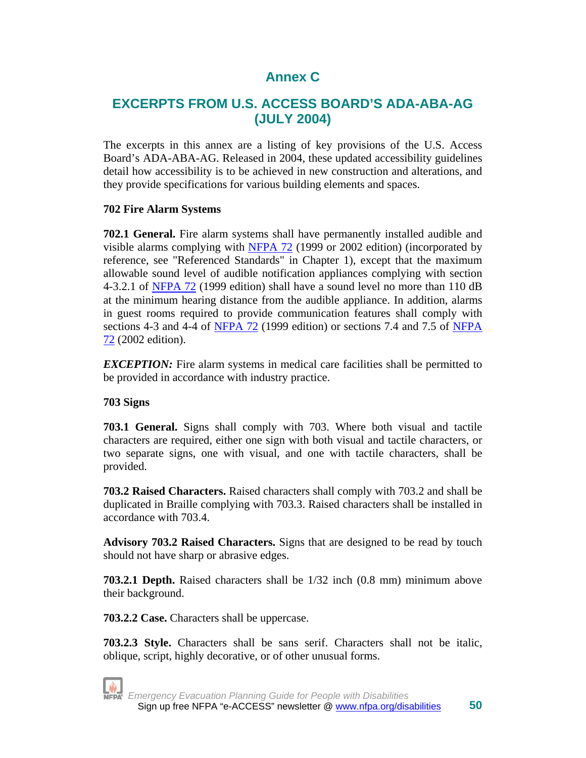# Annex C

## EXCERPTS FROM U.S. ACCESS BOARD'S ADA-ABA-AG (JULY 2004)

The excerpts in this annex are a listing of key provisions of the U.S. Access Board's ADA-ABA-AG. Released in 2004, these updated accessibility guidelines detail how accessibility is to be achieved in new construction and alterations, and they provide specifications for various building elements and spaces.

**702 Fire Alarm Systems**

**702.1 General.** Fire alarm systems shall have permanently installed audible and visible alarms complying with NFPA 72 (1999 or 2002 edition) (incorporated by reference, see "Referenced Standards" in Chapter 1), except that the maximum allowable sound level of audible notification appliances complying with section 4-3.2.1 of NFPA 72 (1999 edition) shall have a sound level no more than 110 dB at the minimum hearing distance from the audible appliance. In addition, alarms in guest rooms required to provide communication features shall comply with sections 4-3 and 4-4 of NFPA 72 (1999 edition) or sections 7.4 and 7.5 of NFPA 72 (2002 edition).

***EXCEPTION:*** Fire alarm systems in medical care facilities shall be permitted to be provided in accordance with industry practice.

**703 Signs**

**703.1 General.** Signs shall comply with 703. Where both visual and tactile characters are required, either one sign with both visual and tactile characters, or two separate signs, one with visual, and one with tactile characters, shall be provided.

**703.2 Raised Characters.** Raised characters shall comply with 703.2 and shall be duplicated in Braille complying with 703.3. Raised characters shall be installed in accordance with 703.4.

**Advisory 703.2 Raised Characters.** Signs that are designed to be read by touch should not have sharp or abrasive edges.

**703.2.1 Depth.** Raised characters shall be 1/32 inch (0.8 mm) minimum above their background.

**703.2.2 Case.** Characters shall be uppercase.

**703.2.3 Style.** Characters shall be sans serif. Characters shall not be italic, oblique, script, highly decorative, or of other unusual forms.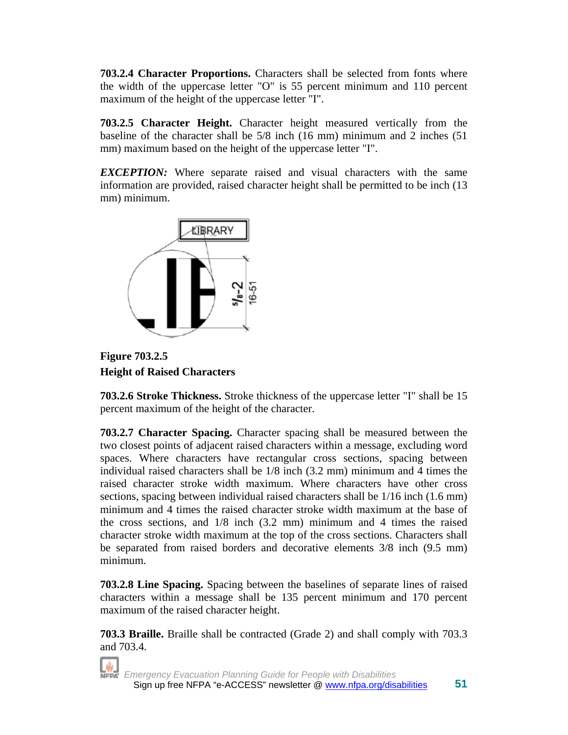**703.2.4 Character Proportions.** Characters shall be selected from fonts where the width of the uppercase letter "O" is 55 percent minimum and 110 percent maximum of the height of the uppercase letter "I".

**703.2.5 Character Height.** Character height measured vertically from the baseline of the character shall be 5/8 inch (16 mm) minimum and 2 inches (51 mm) maximum based on the height of the uppercase letter "I".

***EXCEPTION:*** Where separate raised and visual characters with the same information are provided, raised character height shall be permitted to be inch (13 mm) minimum.

**Figure 703.2.5**
**Height of Raised Characters**

**703.2.6 Stroke Thickness.** Stroke thickness of the uppercase letter "I" shall be 15 percent maximum of the height of the character.

**703.2.7 Character Spacing.** Character spacing shall be measured between the two closest points of adjacent raised characters within a message, excluding word spaces. Where characters have rectangular cross sections, spacing between individual raised characters shall be 1/8 inch (3.2 mm) minimum and 4 times the raised character stroke width maximum. Where characters have other cross sections, spacing between individual raised characters shall be 1/16 inch (1.6 mm) minimum and 4 times the raised character stroke width maximum at the base of the cross sections, and 1/8 inch (3.2 mm) minimum and 4 times the raised character stroke width maximum at the top of the cross sections. Characters shall be separated from raised borders and decorative elements 3/8 inch (9.5 mm) minimum.

**703.2.8 Line Spacing.** Spacing between the baselines of separate lines of raised characters within a message shall be 135 percent minimum and 170 percent maximum of the raised character height.

**703.3 Braille.** Braille shall be contracted (Grade 2) and shall comply with 703.3 and 703.4.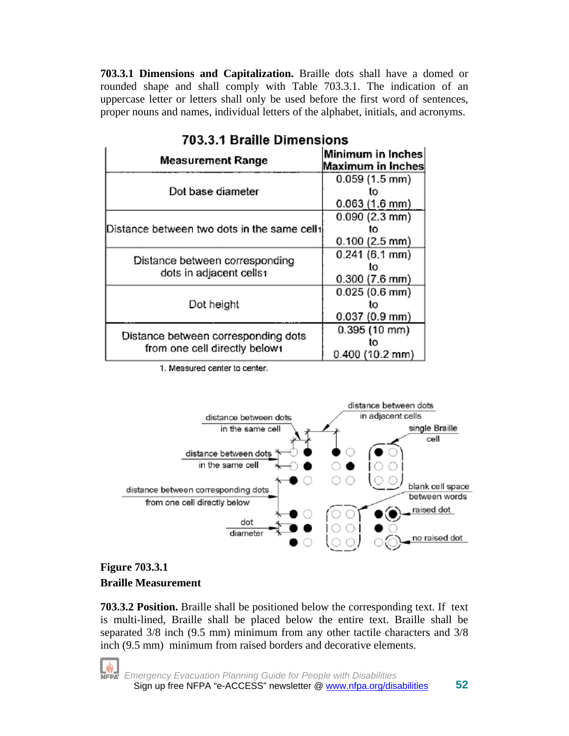**703.3.1 Dimensions and Capitalization.** Braille dots shall have a domed or rounded shape and shall comply with Table 703.3.1. The indication of an uppercase letter or letters shall only be used before the first word of sentences, proper nouns and names, individual letters of the alphabet, initials, and acronyms.

**703.3.1 Braille Dimensions**

| Measurement Range | Minimum in Inches Maximum in Inches |
|---|---|
| Dot base diameter | 0.059 (1.5 mm) to 0.063 (1.6 mm) |
| Distance between two dots in the same cell[1] | 0.090 (2.3 mm) to 0.100 (2.5 mm) |
| Distance between corresponding dots in adjacent cells[1] | 0.241 (6.1 mm) to 0.300 (7.6 mm) |
| Dot height | 0.025 (0.6 mm) to 0.037 (0.9 mm) |
| Distance between corresponding dots from one cell directly below[1] | 0.395 (10 mm) to 0.400 (10.2 mm) |

1. Measured center to center.

**Figure 703.3.1**
**Braille Measurement**

**703.3.2 Position.** Braille shall be positioned below the corresponding text. If text is multi-lined, Braille shall be placed below the entire text. Braille shall be separated 3/8 inch (9.5 mm) minimum from any other tactile characters and 3/8 inch (9.5 mm) minimum from raised borders and decorative elements.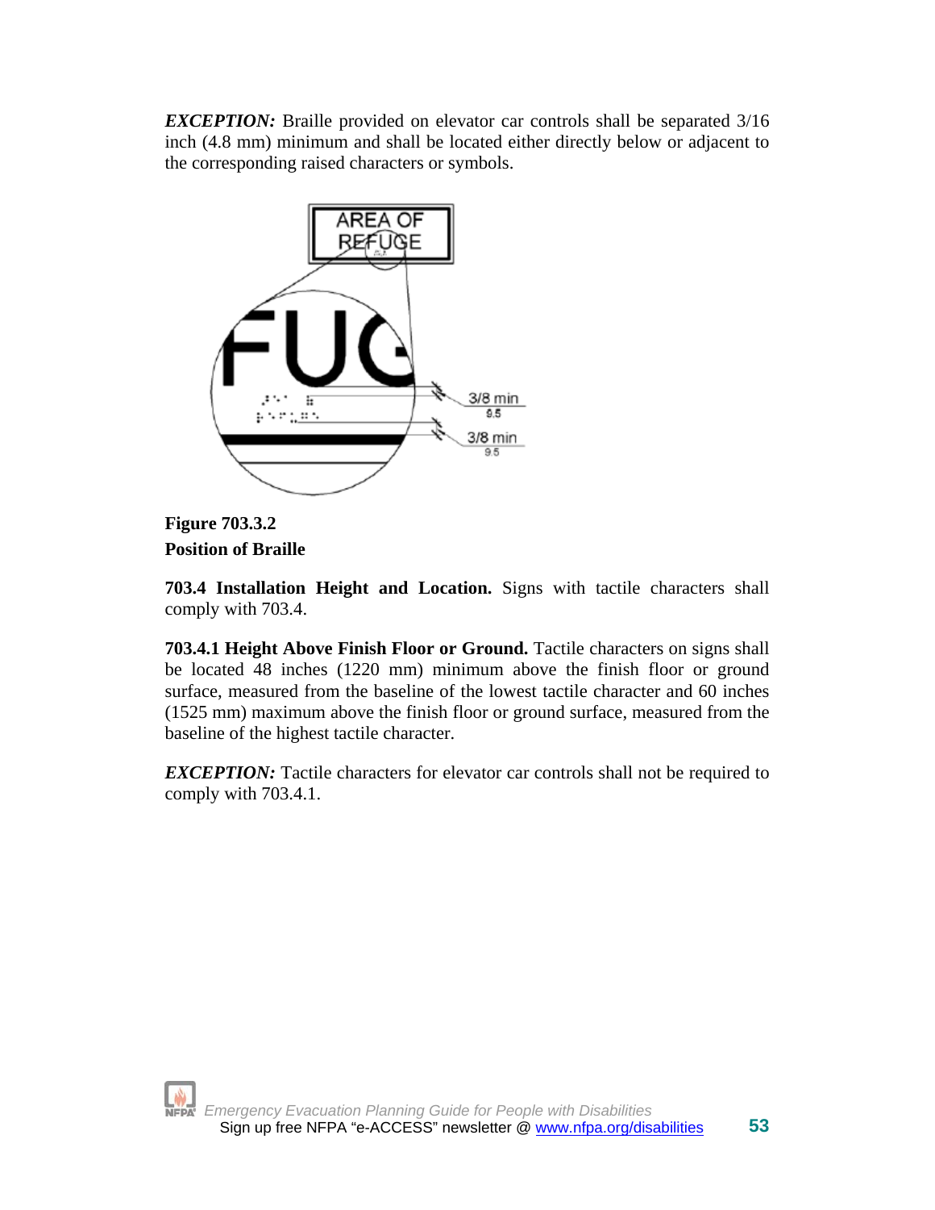***EXCEPTION:*** Braille provided on elevator car controls shall be separated 3/16 inch (4.8 mm) minimum and shall be located either directly below or adjacent to the corresponding raised characters or symbols.

**Figure 703.3.2**
**Position of Braille**

**703.4 Installation Height and Location.** Signs with tactile characters shall comply with 703.4.

**703.4.1 Height Above Finish Floor or Ground.** Tactile characters on signs shall be located 48 inches (1220 mm) minimum above the finish floor or ground surface, measured from the baseline of the lowest tactile character and 60 inches (1525 mm) maximum above the finish floor or ground surface, measured from the baseline of the highest tactile character.

***EXCEPTION:*** Tactile characters for elevator car controls shall not be required to comply with 703.4.1.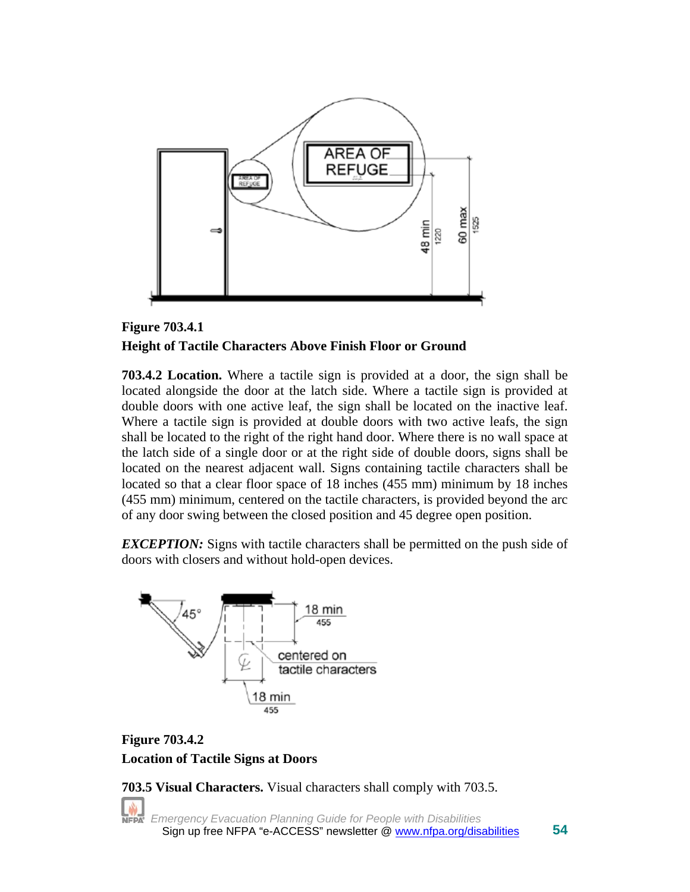**Figure 703.4.1**
**Height of Tactile Characters Above Finish Floor or Ground**

**703.4.2 Location.** Where a tactile sign is provided at a door, the sign shall be located alongside the door at the latch side. Where a tactile sign is provided at double doors with one active leaf, the sign shall be located on the inactive leaf. Where a tactile sign is provided at double doors with two active leafs, the sign shall be located to the right of the right hand door. Where there is no wall space at the latch side of a single door or at the right side of double doors, signs shall be located on the nearest adjacent wall. Signs containing tactile characters shall be located so that a clear floor space of 18 inches (455 mm) minimum by 18 inches (455 mm) minimum, centered on the tactile characters, is provided beyond the arc of any door swing between the closed position and 45 degree open position.

***EXCEPTION:*** Signs with tactile characters shall be permitted on the push side of doors with closers and without hold-open devices.

**Figure 703.4.2**
**Location of Tactile Signs at Doors**

**703.5 Visual Characters.** Visual characters shall comply with 703.5.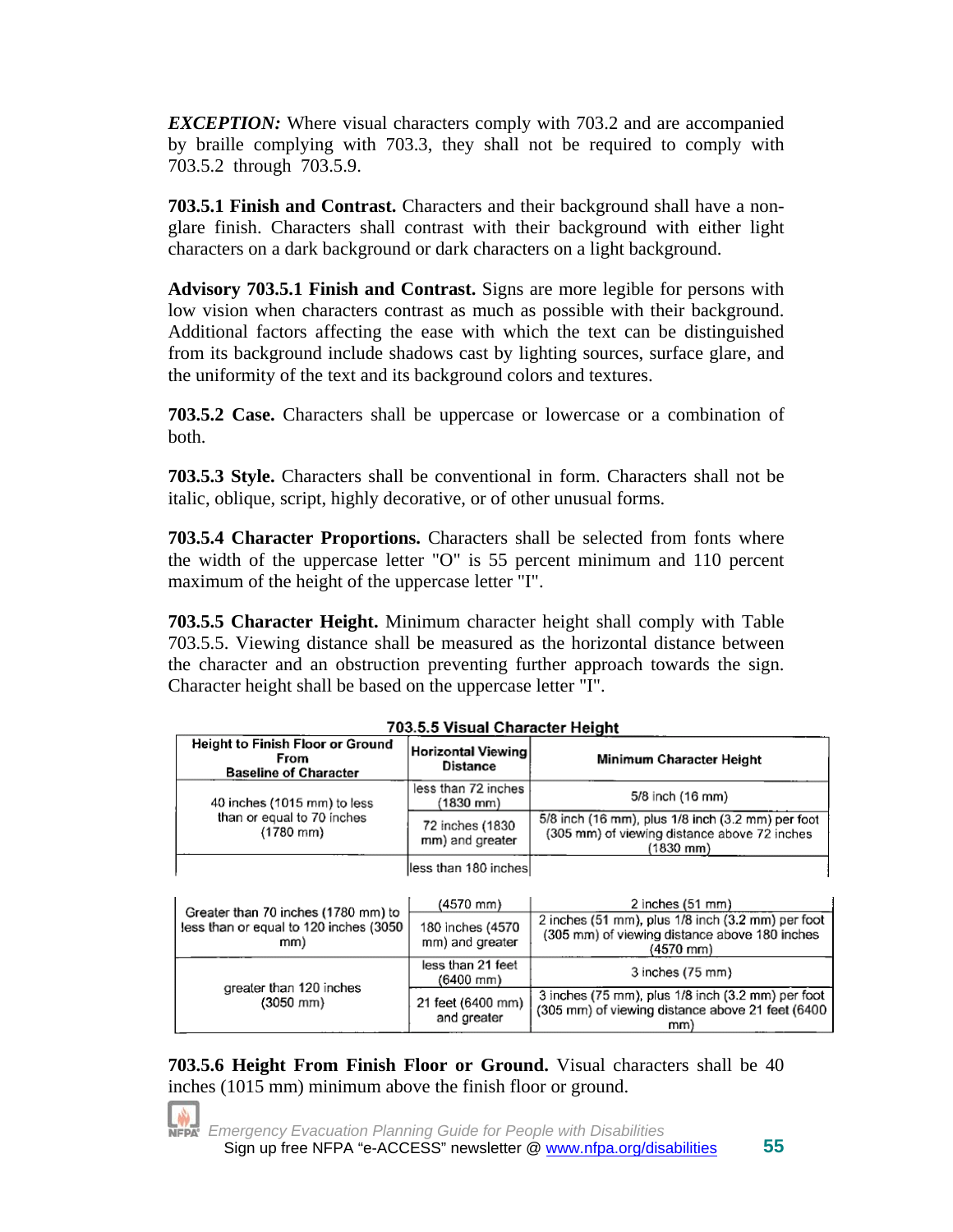***EXCEPTION:*** Where visual characters comply with 703.2 and are accompanied by braille complying with 703.3, they shall not be required to comply with 703.5.2 through 703.5.9.

**703.5.1 Finish and Contrast.** Characters and their background shall have a non-glare finish. Characters shall contrast with their background with either light characters on a dark background or dark characters on a light background.

**Advisory 703.5.1 Finish and Contrast.** Signs are more legible for persons with low vision when characters contrast as much as possible with their background. Additional factors affecting the ease with which the text can be distinguished from its background include shadows cast by lighting sources, surface glare, and the uniformity of the text and its background colors and textures.

**703.5.2 Case.** Characters shall be uppercase or lowercase or a combination of both.

**703.5.3 Style.** Characters shall be conventional in form. Characters shall not be italic, oblique, script, highly decorative, or of other unusual forms.

**703.5.4 Character Proportions.** Characters shall be selected from fonts where the width of the uppercase letter "O" is 55 percent minimum and 110 percent maximum of the height of the uppercase letter "I".

**703.5.5 Character Height.** Minimum character height shall comply with Table 703.5.5. Viewing distance shall be measured as the horizontal distance between the character and an obstruction preventing further approach towards the sign. Character height shall be based on the uppercase letter "I".

**703.5.5 Visual Character Height**

| Height to Finish Floor or Ground From Baseline of Character | Horizontal Viewing Distance | Minimum Character Height |
|---|---|---|
| 40 inches (1015 mm) to less than or equal to 70 inches (1780 mm) | less than 72 inches (1830 mm) | 5/8 inch (16 mm) |
| | 72 inches (1830 mm) and greater | 5/8 inch (16 mm), plus 1/8 inch (3.2 mm) per foot (305 mm) of viewing distance above 72 inches (1830 mm) |
| Greater than 70 inches (1780 mm) to less than or equal to 120 inches (3050 mm) | less than 180 inches (4570 mm) | 2 inches (51 mm) |
| | 180 inches (4570 mm) and greater | 2 inches (51 mm), plus 1/8 inch (3.2 mm) per foot (305 mm) of viewing distance above 180 inches (4570 mm) |
| greater than 120 inches (3050 mm) | less than 21 feet (6400 mm) | 3 inches (75 mm) |
| | 21 feet (6400 mm) and greater | 3 inches (75 mm), plus 1/8 inch (3.2 mm) per foot (305 mm) of viewing distance above 21 feet (6400 mm) |

**703.5.6 Height From Finish Floor or Ground.** Visual characters shall be 40 inches (1015 mm) minimum above the finish floor or ground.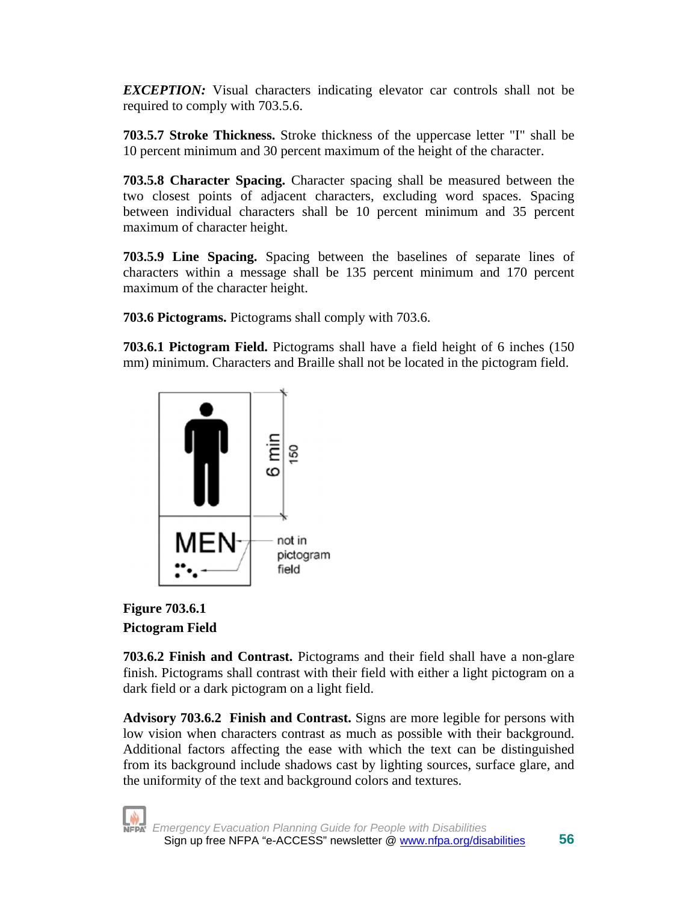***EXCEPTION:*** Visual characters indicating elevator car controls shall not be required to comply with 703.5.6.

**703.5.7 Stroke Thickness.** Stroke thickness of the uppercase letter "I" shall be 10 percent minimum and 30 percent maximum of the height of the character.

**703.5.8 Character Spacing.** Character spacing shall be measured between the two closest points of adjacent characters, excluding word spaces. Spacing between individual characters shall be 10 percent minimum and 35 percent maximum of character height.

**703.5.9 Line Spacing.** Spacing between the baselines of separate lines of characters within a message shall be 135 percent minimum and 170 percent maximum of the character height.

**703.6 Pictograms.** Pictograms shall comply with 703.6.

**703.6.1 Pictogram Field.** Pictograms shall have a field height of 6 inches (150 mm) minimum. Characters and Braille shall not be located in the pictogram field.

**Figure 703.6.1**
**Pictogram Field**

**703.6.2 Finish and Contrast.** Pictograms and their field shall have a non-glare finish. Pictograms shall contrast with their field with either a light pictogram on a dark field or a dark pictogram on a light field.

**Advisory 703.6.2 Finish and Contrast.** Signs are more legible for persons with low vision when characters contrast as much as possible with their background. Additional factors affecting the ease with which the text can be distinguished from its background include shadows cast by lighting sources, surface glare, and the uniformity of the text and background colors and textures.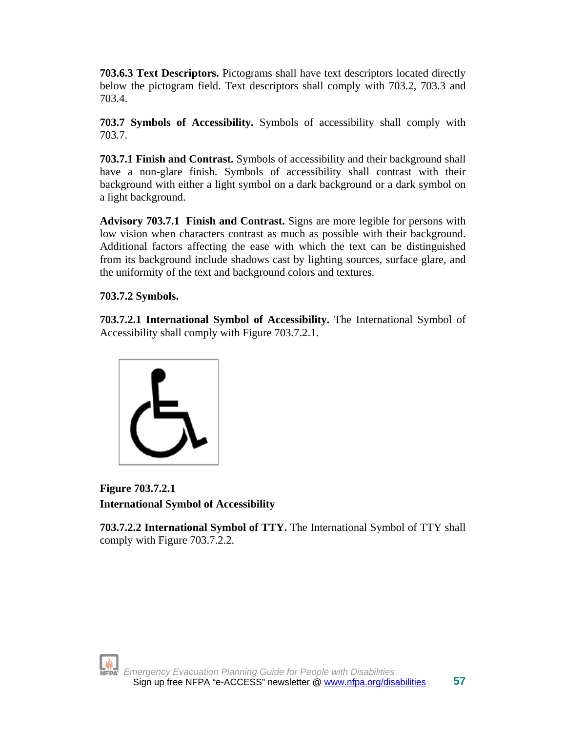**703.6.3 Text Descriptors.** Pictograms shall have text descriptors located directly below the pictogram field. Text descriptors shall comply with 703.2, 703.3 and 703.4.

**703.7 Symbols of Accessibility.** Symbols of accessibility shall comply with 703.7.

**703.7.1 Finish and Contrast.** Symbols of accessibility and their background shall have a non-glare finish. Symbols of accessibility shall contrast with their background with either a light symbol on a dark background or a dark symbol on a light background.

**Advisory 703.7.1 Finish and Contrast.** Signs are more legible for persons with low vision when characters contrast as much as possible with their background. Additional factors affecting the ease with which the text can be distinguished from its background include shadows cast by lighting sources, surface glare, and the uniformity of the text and background colors and textures.

**703.7.2 Symbols.**

**703.7.2.1 International Symbol of Accessibility.** The International Symbol of Accessibility shall comply with Figure 703.7.2.1.

**Figure 703.7.2.1**
**International Symbol of Accessibility**

**703.7.2.2 International Symbol of TTY.** The International Symbol of TTY shall comply with Figure 703.7.2.2.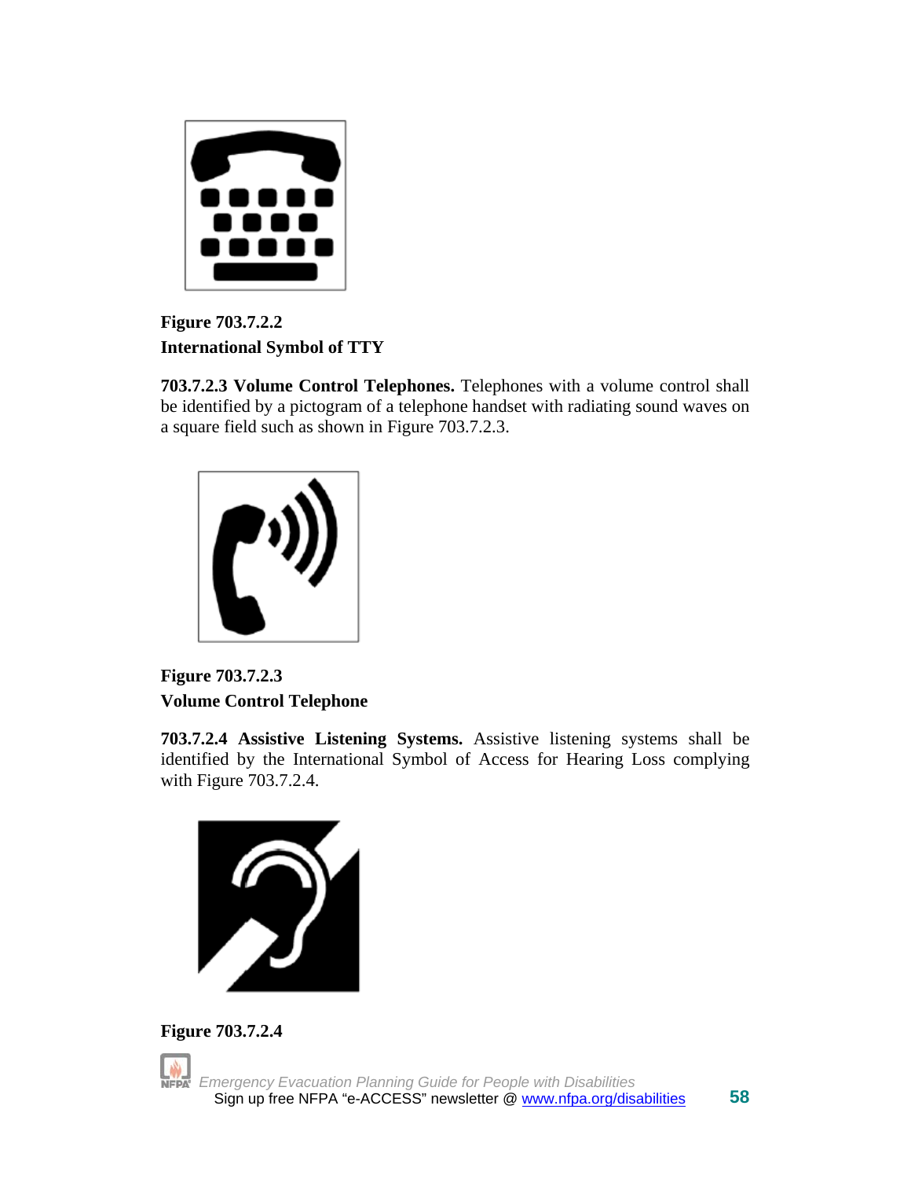**Figure 703.7.2.2**
**International Symbol of TTY**

**703.7.2.3 Volume Control Telephones.** Telephones with a volume control shall be identified by a pictogram of a telephone handset with radiating sound waves on a square field such as shown in Figure 703.7.2.3.

**Figure 703.7.2.3**
**Volume Control Telephone**

**703.7.2.4 Assistive Listening Systems.** Assistive listening systems shall be identified by the International Symbol of Access for Hearing Loss complying with Figure 703.7.2.4.

**Figure 703.7.2.4**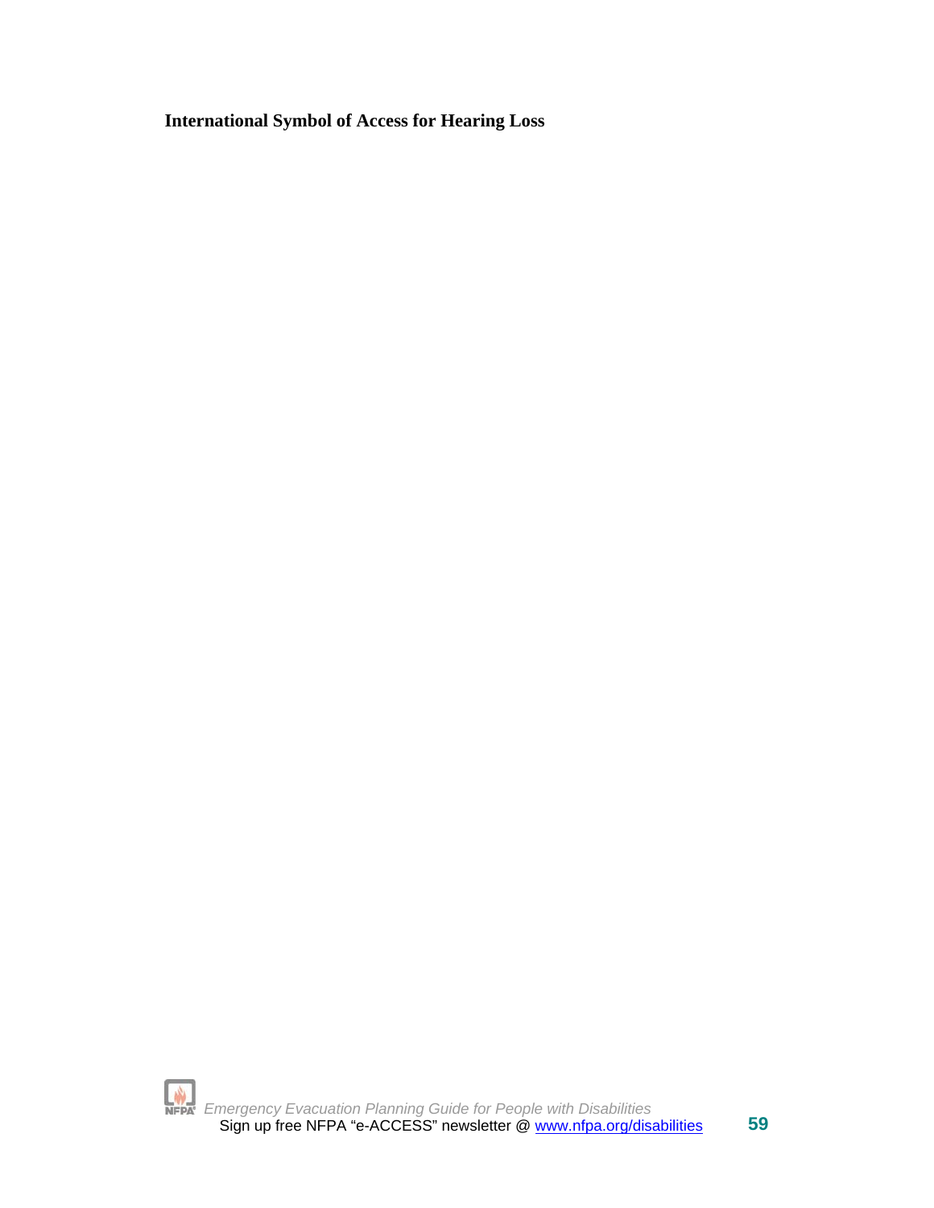**International Symbol of Access for Hearing Loss**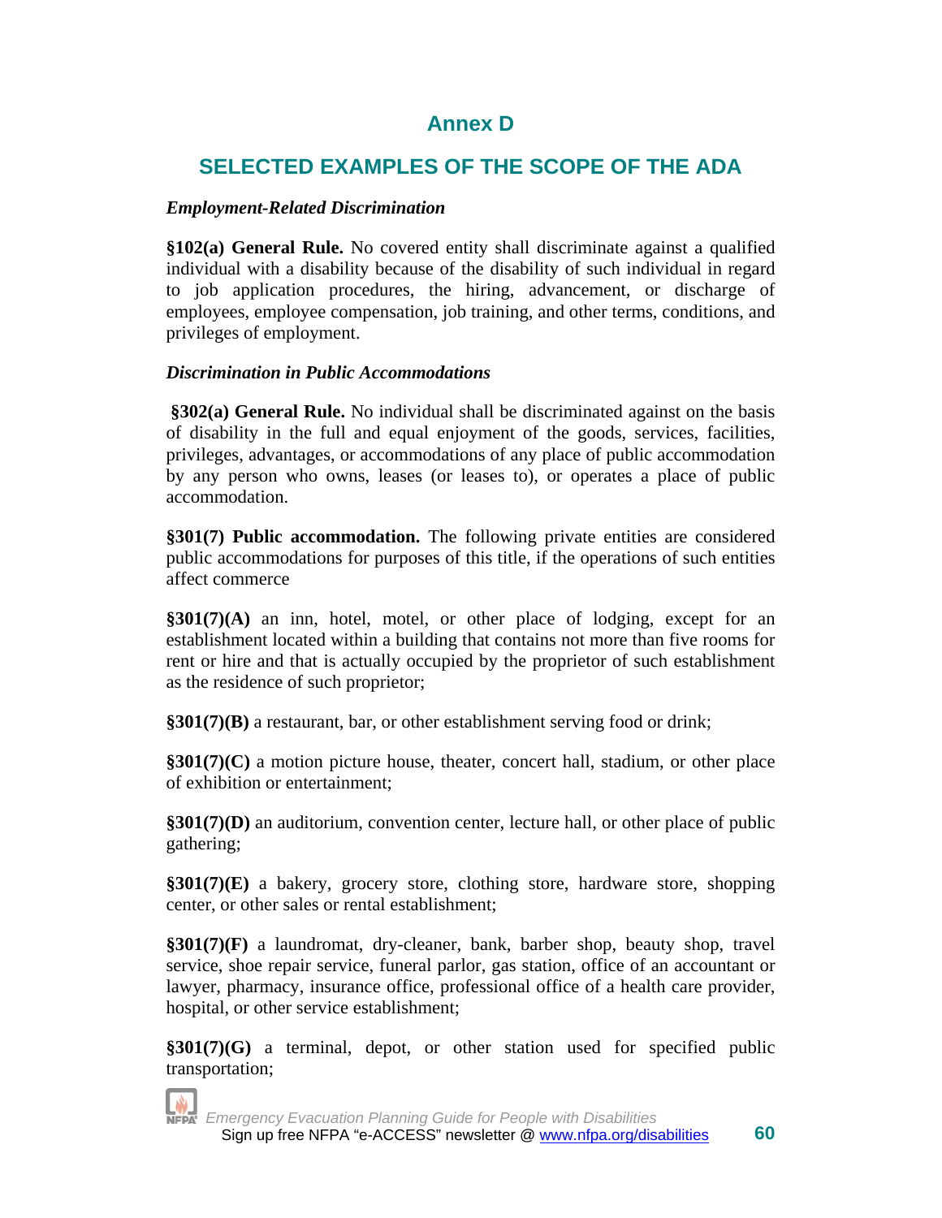# Annex D

## SELECTED EXAMPLES OF THE SCOPE OF THE ADA

***Employment-Related Discrimination***

**§102(a) General Rule.** No covered entity shall discriminate against a qualified individual with a disability because of the disability of such individual in regard to job application procedures, the hiring, advancement, or discharge of employees, employee compensation, job training, and other terms, conditions, and privileges of employment.

***Discrimination in Public Accommodations***

**§302(a) General Rule.** No individual shall be discriminated against on the basis of disability in the full and equal enjoyment of the goods, services, facilities, privileges, advantages, or accommodations of any place of public accommodation by any person who owns, leases (or leases to), or operates a place of public accommodation.

**§301(7) Public accommodation.** The following private entities are considered public accommodations for purposes of this title, if the operations of such entities affect commerce

**§301(7)(A)** an inn, hotel, motel, or other place of lodging, except for an establishment located within a building that contains not more than five rooms for rent or hire and that is actually occupied by the proprietor of such establishment as the residence of such proprietor;

**§301(7)(B)** a restaurant, bar, or other establishment serving food or drink;

**§301(7)(C)** a motion picture house, theater, concert hall, stadium, or other place of exhibition or entertainment;

**§301(7)(D)** an auditorium, convention center, lecture hall, or other place of public gathering;

**§301(7)(E)** a bakery, grocery store, clothing store, hardware store, shopping center, or other sales or rental establishment;

**§301(7)(F)** a laundromat, dry-cleaner, bank, barber shop, beauty shop, travel service, shoe repair service, funeral parlor, gas station, office of an accountant or lawyer, pharmacy, insurance office, professional office of a health care provider, hospital, or other service establishment;

**§301(7)(G)** a terminal, depot, or other station used for specified public transportation;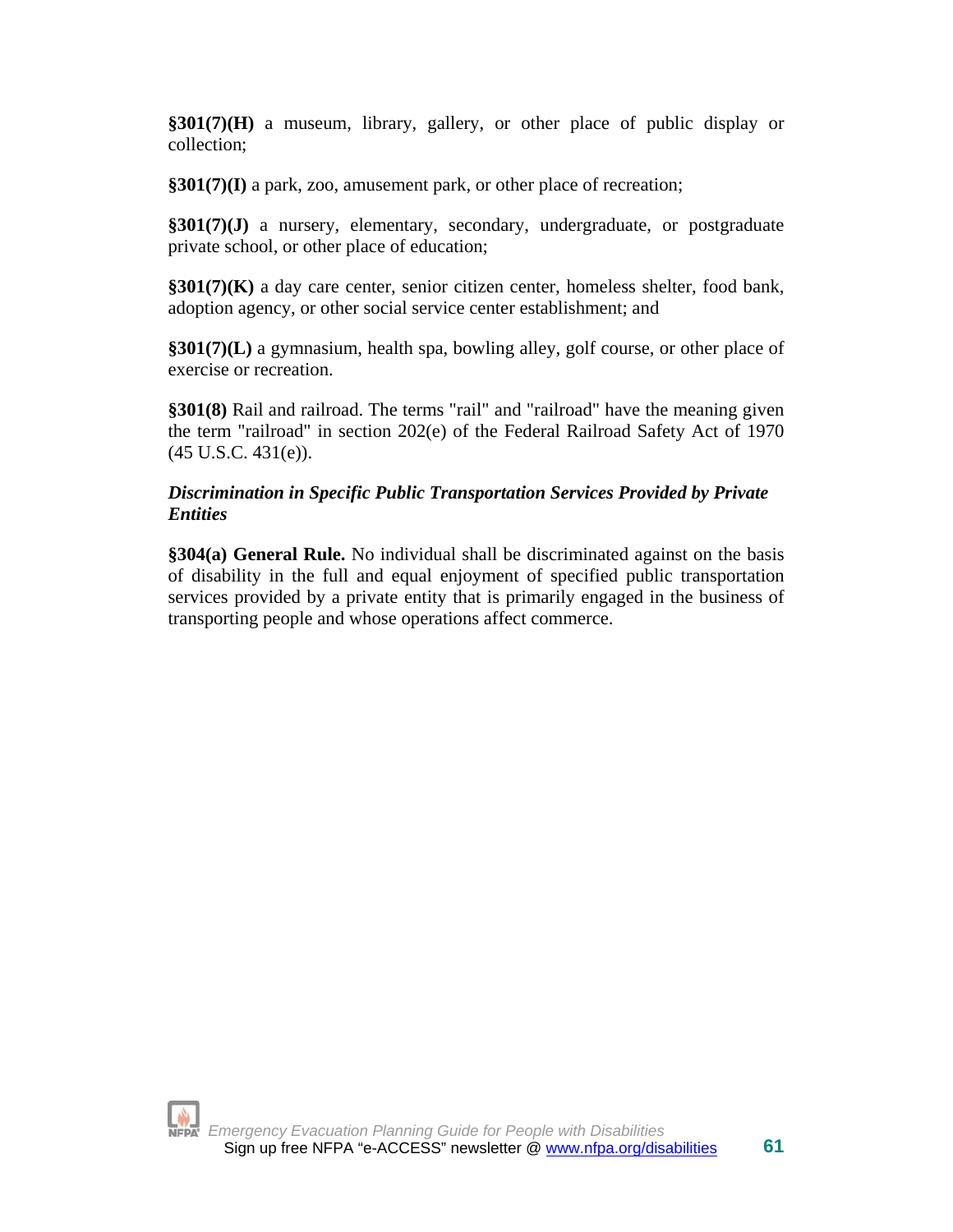**§301(7)(H)** a museum, library, gallery, or other place of public display or collection;

**§301(7)(I)** a park, zoo, amusement park, or other place of recreation;

**§301(7)(J)** a nursery, elementary, secondary, undergraduate, or postgraduate private school, or other place of education;

**§301(7)(K)** a day care center, senior citizen center, homeless shelter, food bank, adoption agency, or other social service center establishment; and

**§301(7)(L)** a gymnasium, health spa, bowling alley, golf course, or other place of exercise or recreation.

**§301(8)** Rail and railroad. The terms "rail" and "railroad" have the meaning given the term "railroad" in section 202(e) of the Federal Railroad Safety Act of 1970 (45 U.S.C. 431(e)).

***Discrimination in Specific Public Transportation Services Provided by Private Entities***

**§304(a) General Rule.** No individual shall be discriminated against on the basis of disability in the full and equal enjoyment of specified public transportation services provided by a private entity that is primarily engaged in the business of transporting people and whose operations affect commerce.